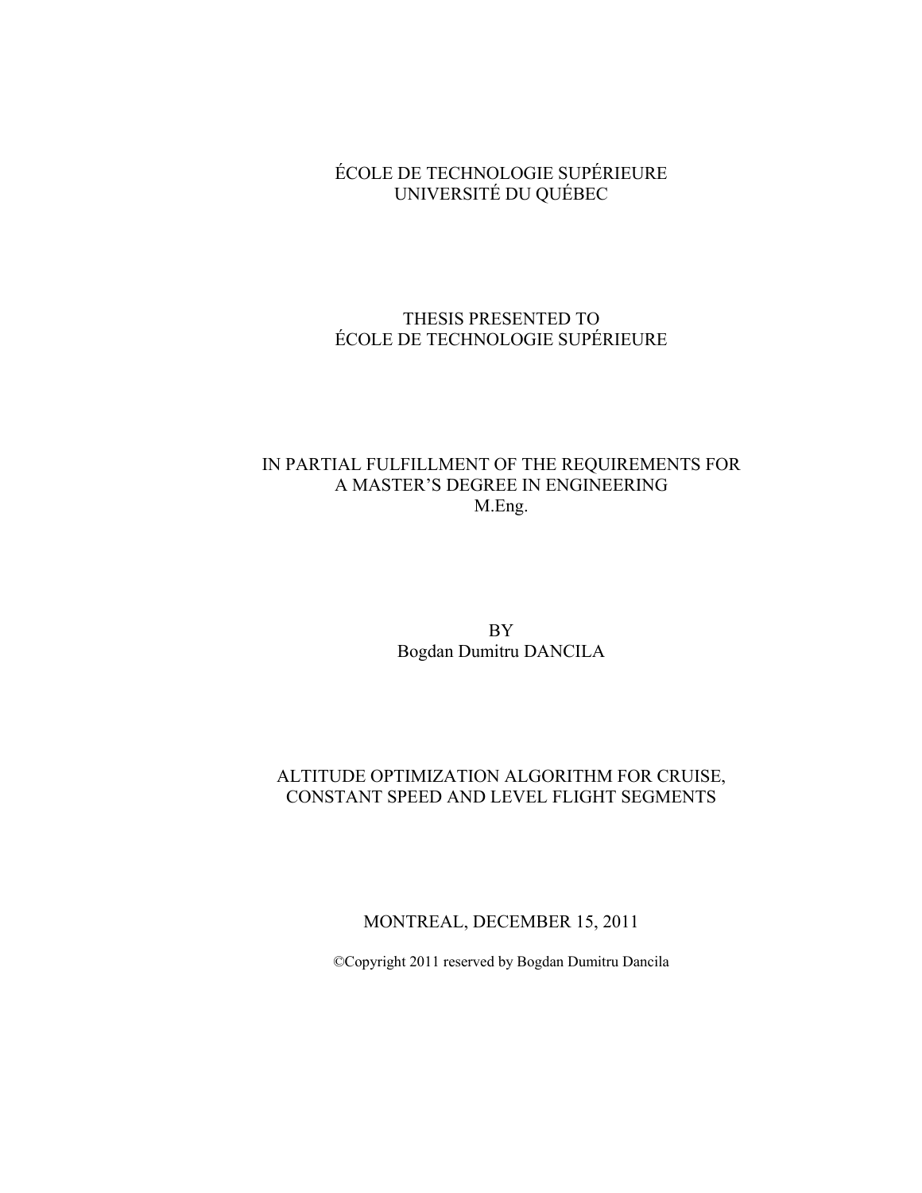ÉCOLE DE TECHNOLOGIE SUPÉRIEURE
UNIVERSITÉ DU QUÉBEC

THESIS PRESENTED TO
ÉCOLE DE TECHNOLOGIE SUPÉRIEURE

IN PARTIAL FULFILLMENT OF THE REQUIREMENTS FOR
A MASTER'S DEGREE IN ENGINEERING
M.Eng.

BY
Bogdan Dumitru DANCILA

# ALTITUDE OPTIMIZATION ALGORITHM FOR CRUISE, CONSTANT SPEED AND LEVEL FLIGHT SEGMENTS

MONTREAL, DECEMBER 15, 2011

©Copyright 2011 reserved by Bogdan Dumitru Dancila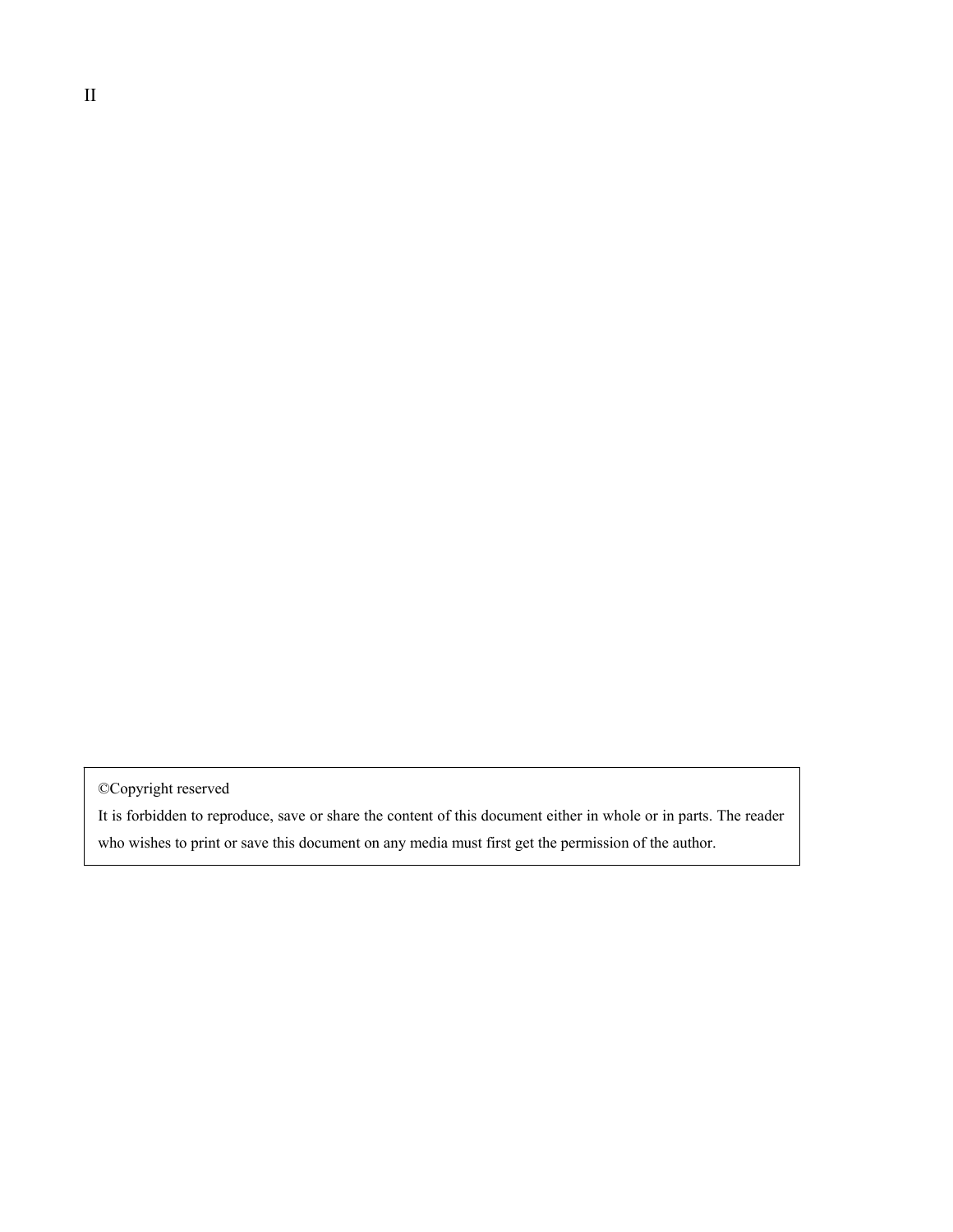©Copyright reserved

It is forbidden to reproduce, save or share the content of this document either in whole or in parts. The reader who wishes to print or save this document on any media must first get the permission of the author.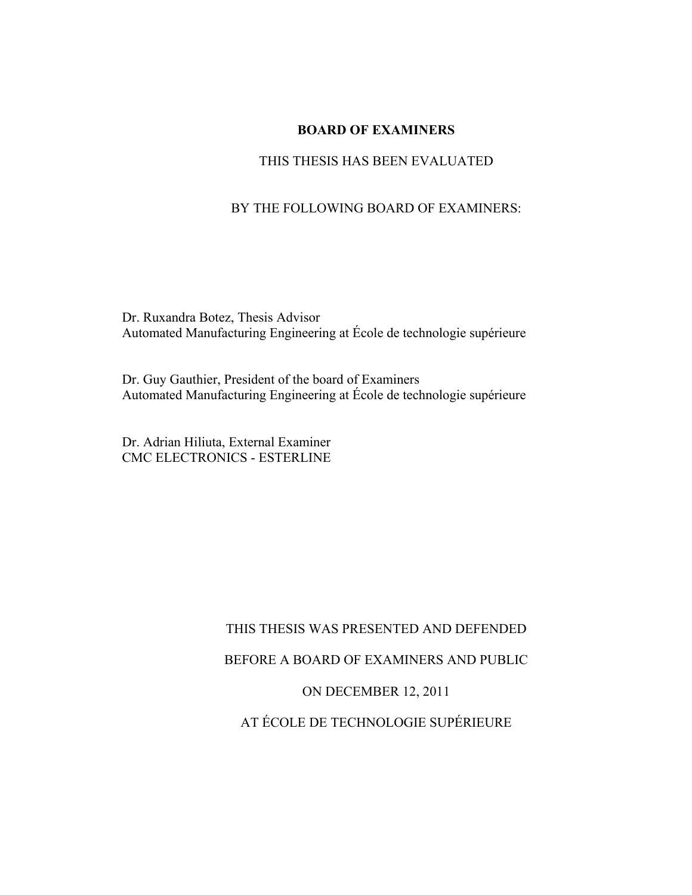**BOARD OF EXAMINERS**

THIS THESIS HAS BEEN EVALUATED

BY THE FOLLOWING BOARD OF EXAMINERS:

Dr. Ruxandra Botez, Thesis Advisor
Automated Manufacturing Engineering at École de technologie supérieure

Dr. Guy Gauthier, President of the board of Examiners
Automated Manufacturing Engineering at École de technologie supérieure

Dr. Adrian Hiliuta, External Examiner
CMC ELECTRONICS - ESTERLINE

THIS THESIS WAS PRESENTED AND DEFENDED

BEFORE A BOARD OF EXAMINERS AND PUBLIC

ON DECEMBER 12, 2011

AT ÉCOLE DE TECHNOLOGIE SUPÉRIEURE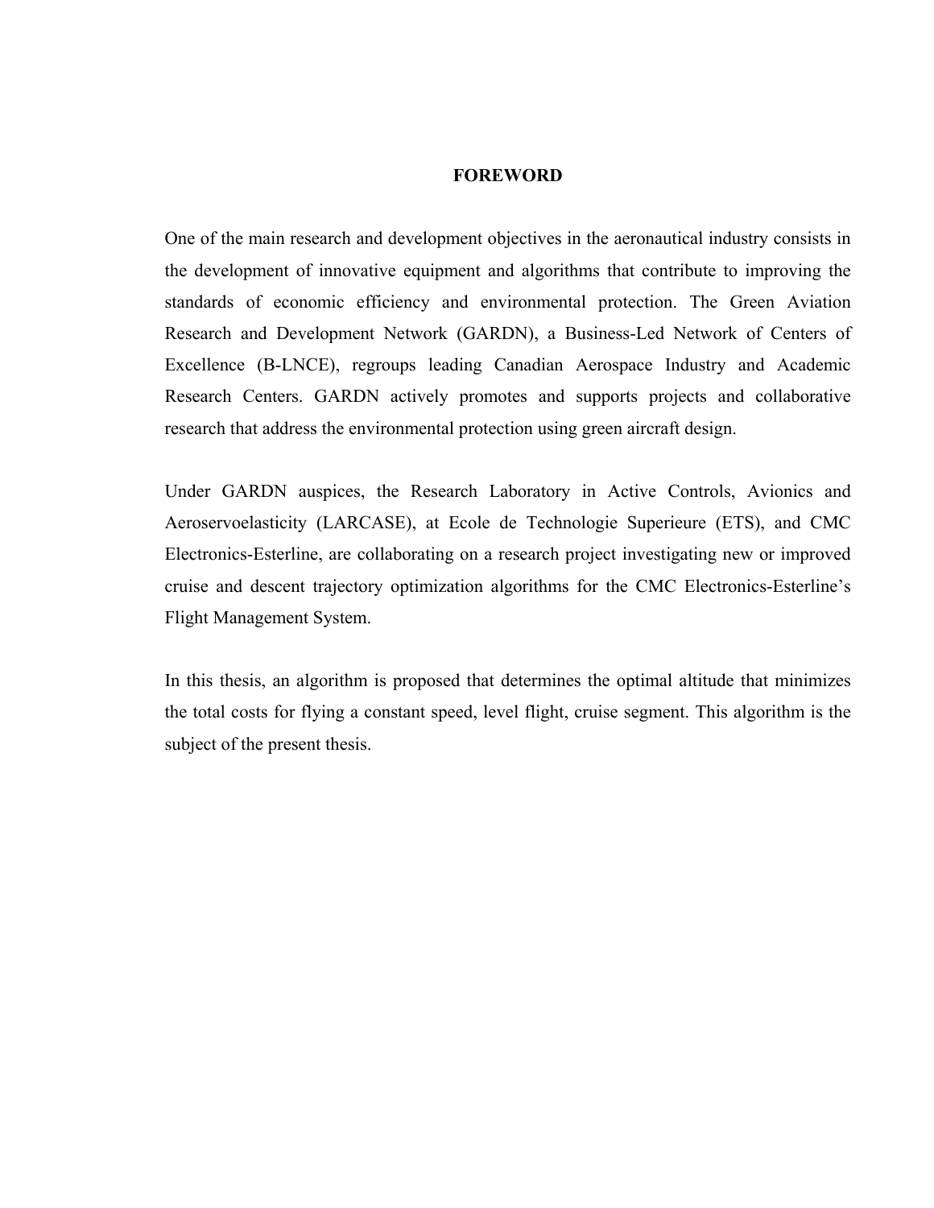# FOREWORD

One of the main research and development objectives in the aeronautical industry consists in the development of innovative equipment and algorithms that contribute to improving the standards of economic efficiency and environmental protection. The Green Aviation Research and Development Network (GARDN), a Business-Led Network of Centers of Excellence (B-LNCE), regroups leading Canadian Aerospace Industry and Academic Research Centers. GARDN actively promotes and supports projects and collaborative research that address the environmental protection using green aircraft design.

Under GARDN auspices, the Research Laboratory in Active Controls, Avionics and Aeroservoelasticity (LARCASE), at Ecole de Technologie Superieure (ETS), and CMC Electronics-Esterline, are collaborating on a research project investigating new or improved cruise and descent trajectory optimization algorithms for the CMC Electronics-Esterline's Flight Management System.

In this thesis, an algorithm is proposed that determines the optimal altitude that minimizes the total costs for flying a constant speed, level flight, cruise segment. This algorithm is the subject of the present thesis.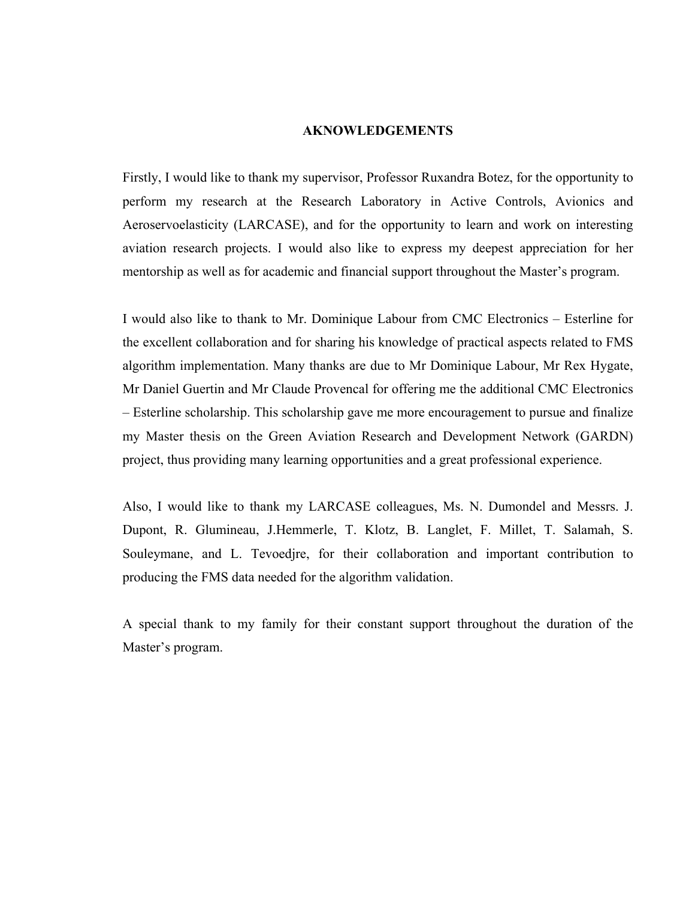# AKNOWLEDGEMENTS

Firstly, I would like to thank my supervisor, Professor Ruxandra Botez, for the opportunity to perform my research at the Research Laboratory in Active Controls, Avionics and Aeroservoelasticity (LARCASE), and for the opportunity to learn and work on interesting aviation research projects. I would also like to express my deepest appreciation for her mentorship as well as for academic and financial support throughout the Master's program.

I would also like to thank to Mr. Dominique Labour from CMC Electronics – Esterline for the excellent collaboration and for sharing his knowledge of practical aspects related to FMS algorithm implementation. Many thanks are due to Mr Dominique Labour, Mr Rex Hygate, Mr Daniel Guertin and Mr Claude Provencal for offering me the additional CMC Electronics – Esterline scholarship. This scholarship gave me more encouragement to pursue and finalize my Master thesis on the Green Aviation Research and Development Network (GARDN) project, thus providing many learning opportunities and a great professional experience.

Also, I would like to thank my LARCASE colleagues, Ms. N. Dumondel and Messrs. J. Dupont, R. Glumineau, J.Hemmerle, T. Klotz, B. Langlet, F. Millet, T. Salamah, S. Souleymane, and L. Tevoedjre, for their collaboration and important contribution to producing the FMS data needed for the algorithm validation.

A special thank to my family for their constant support throughout the duration of the Master's program.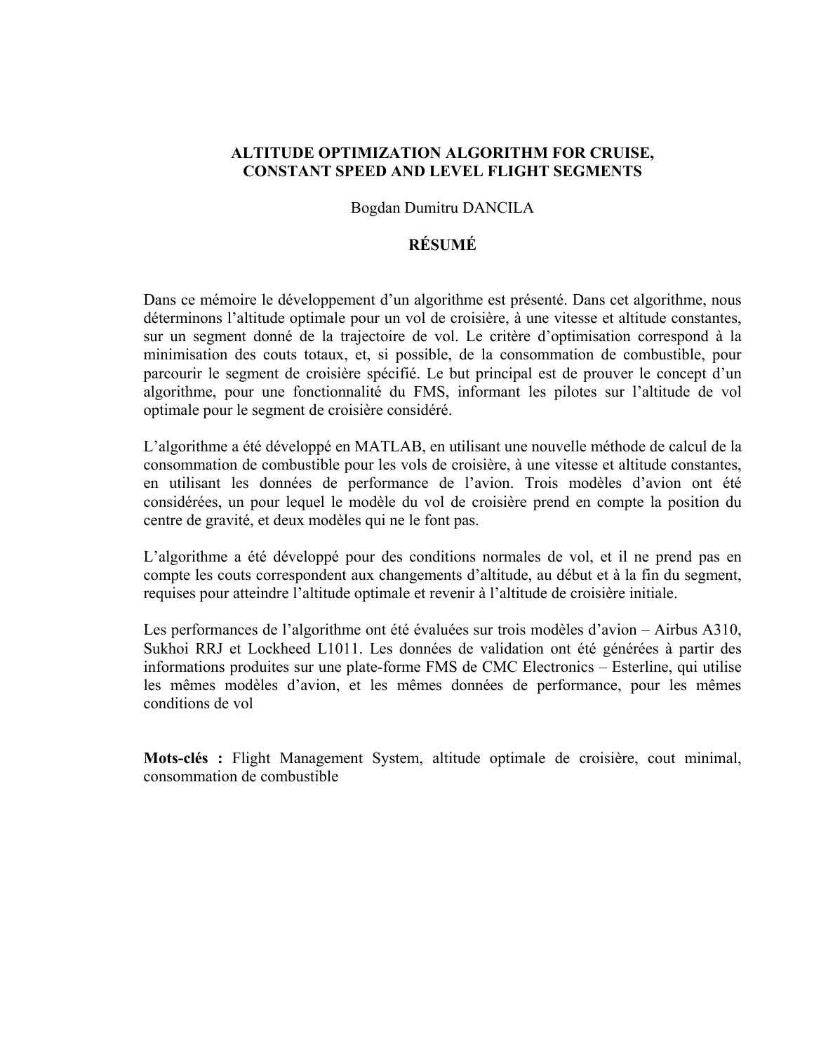**ALTITUDE OPTIMIZATION ALGORITHM FOR CRUISE, CONSTANT SPEED AND LEVEL FLIGHT SEGMENTS**

Bogdan Dumitru DANCILA

## RÉSUMÉ

Dans ce mémoire le développement d'un algorithme est présenté. Dans cet algorithme, nous déterminons l'altitude optimale pour un vol de croisière, à une vitesse et altitude constantes, sur un segment donné de la trajectoire de vol. Le critère d'optimisation correspond à la minimisation des couts totaux, et, si possible, de la consommation de combustible, pour parcourir le segment de croisière spécifié. Le but principal est de prouver le concept d'un algorithme, pour une fonctionnalité du FMS, informant les pilotes sur l'altitude de vol optimale pour le segment de croisière considéré.

L'algorithme a été développé en MATLAB, en utilisant une nouvelle méthode de calcul de la consommation de combustible pour les vols de croisière, à une vitesse et altitude constantes, en utilisant les données de performance de l'avion. Trois modèles d'avion ont été considérées, un pour lequel le modèle du vol de croisière prend en compte la position du centre de gravité, et deux modèles qui ne le font pas.

L'algorithme a été développé pour des conditions normales de vol, et il ne prend pas en compte les couts correspondent aux changements d'altitude, au début et à la fin du segment, requises pour atteindre l'altitude optimale et revenir à l'altitude de croisière initiale.

Les performances de l'algorithme ont été évaluées sur trois modèles d'avion – Airbus A310, Sukhoi RRJ et Lockheed L1011. Les données de validation ont été générées à partir des informations produites sur une plate-forme FMS de CMC Electronics – Esterline, qui utilise les mêmes modèles d'avion, et les mêmes données de performance, pour les mêmes conditions de vol

**Mots-clés :** Flight Management System, altitude optimale de croisière, cout minimal, consommation de combustible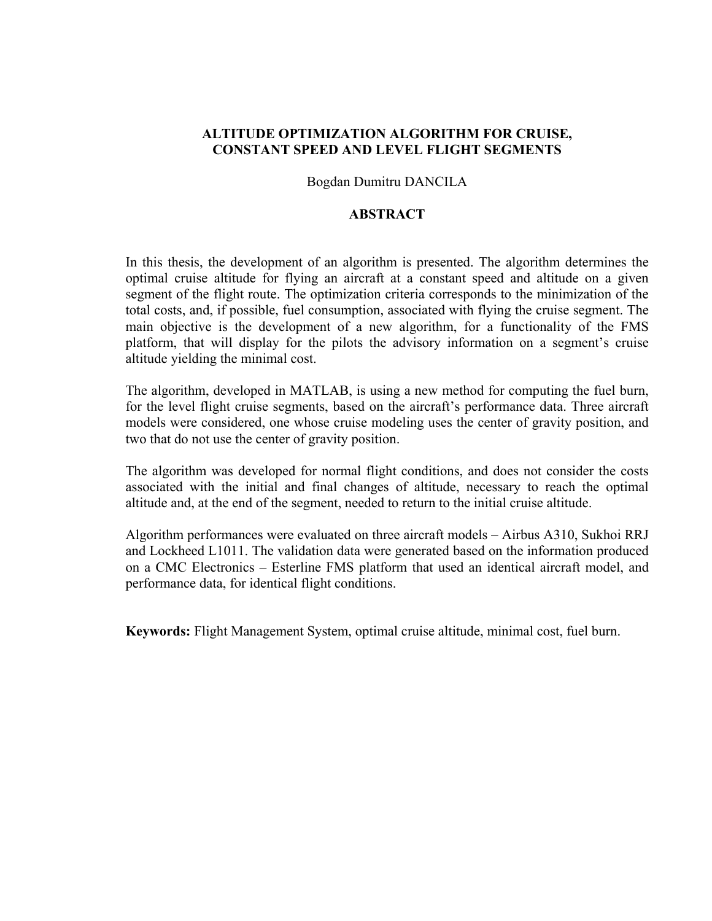# ALTITUDE OPTIMIZATION ALGORITHM FOR CRUISE, CONSTANT SPEED AND LEVEL FLIGHT SEGMENTS

Bogdan Dumitru DANCILA

## ABSTRACT

In this thesis, the development of an algorithm is presented. The algorithm determines the optimal cruise altitude for flying an aircraft at a constant speed and altitude on a given segment of the flight route. The optimization criteria corresponds to the minimization of the total costs, and, if possible, fuel consumption, associated with flying the cruise segment. The main objective is the development of a new algorithm, for a functionality of the FMS platform, that will display for the pilots the advisory information on a segment's cruise altitude yielding the minimal cost.

The algorithm, developed in MATLAB, is using a new method for computing the fuel burn, for the level flight cruise segments, based on the aircraft's performance data. Three aircraft models were considered, one whose cruise modeling uses the center of gravity position, and two that do not use the center of gravity position.

The algorithm was developed for normal flight conditions, and does not consider the costs associated with the initial and final changes of altitude, necessary to reach the optimal altitude and, at the end of the segment, needed to return to the initial cruise altitude.

Algorithm performances were evaluated on three aircraft models – Airbus A310, Sukhoi RRJ and Lockheed L1011. The validation data were generated based on the information produced on a CMC Electronics – Esterline FMS platform that used an identical aircraft model, and performance data, for identical flight conditions.

**Keywords:** Flight Management System, optimal cruise altitude, minimal cost, fuel burn.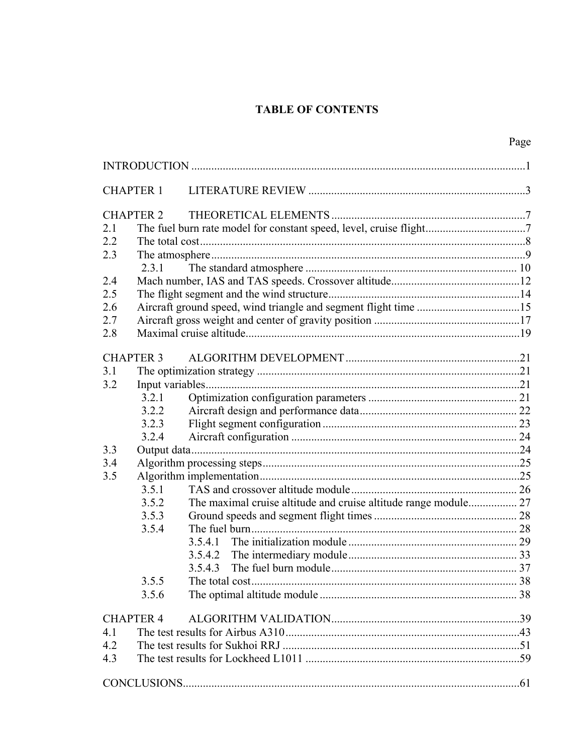# TABLE OF CONTENTS

| | | Page |
|---|---|---|
| INTRODUCTION | | 1 |
| CHAPTER 1 | LITERATURE REVIEW | 3 |
| CHAPTER 2 | THEORETICAL ELEMENTS | 7 |
| 2.1 | The fuel burn rate model for constant speed, level, cruise flight | 7 |
| 2.2 | The total cost | 8 |
| 2.3 | The atmosphere | 9 |
| 2.3.1 | The standard atmosphere | 10 |
| 2.4 | Mach number, IAS and TAS speeds. Crossover altitude | 12 |
| 2.5 | The flight segment and the wind structure | 14 |
| 2.6 | Aircraft ground speed, wind triangle and segment flight time | 15 |
| 2.7 | Aircraft gross weight and center of gravity position | 17 |
| 2.8 | Maximal cruise altitude | 19 |
| CHAPTER 3 | ALGORITHM DEVELOPMENT | 21 |
| 3.1 | The optimization strategy | 21 |
| 3.2 | Input variables | 21 |
| 3.2.1 | Optimization configuration parameters | 21 |
| 3.2.2 | Aircraft design and performance data | 22 |
| 3.2.3 | Flight segment configuration | 23 |
| 3.2.4 | Aircraft configuration | 24 |
| 3.3 | Output data | 24 |
| 3.4 | Algorithm processing steps | 25 |
| 3.5 | Algorithm implementation | 25 |
| 3.5.1 | TAS and crossover altitude module | 26 |
| 3.5.2 | The maximal cruise altitude and cruise altitude range module | 27 |
| 3.5.3 | Ground speeds and segment flight times | 28 |
| 3.5.4 | The fuel burn | 28 |
| 3.5.4.1 | The initialization module | 29 |
| 3.5.4.2 | The intermediary module | 33 |
| 3.5.4.3 | The fuel burn module | 37 |
| 3.5.5 | The total cost | 38 |
| 3.5.6 | The optimal altitude module | 38 |
| CHAPTER 4 | ALGORITHM VALIDATION | 39 |
| 4.1 | The test results for Airbus A310 | 43 |
| 4.2 | The test results for Sukhoi RRJ | 51 |
| 4.3 | The test results for Lockheed L1011 | 59 |
| CONCLUSIONS | | 61 |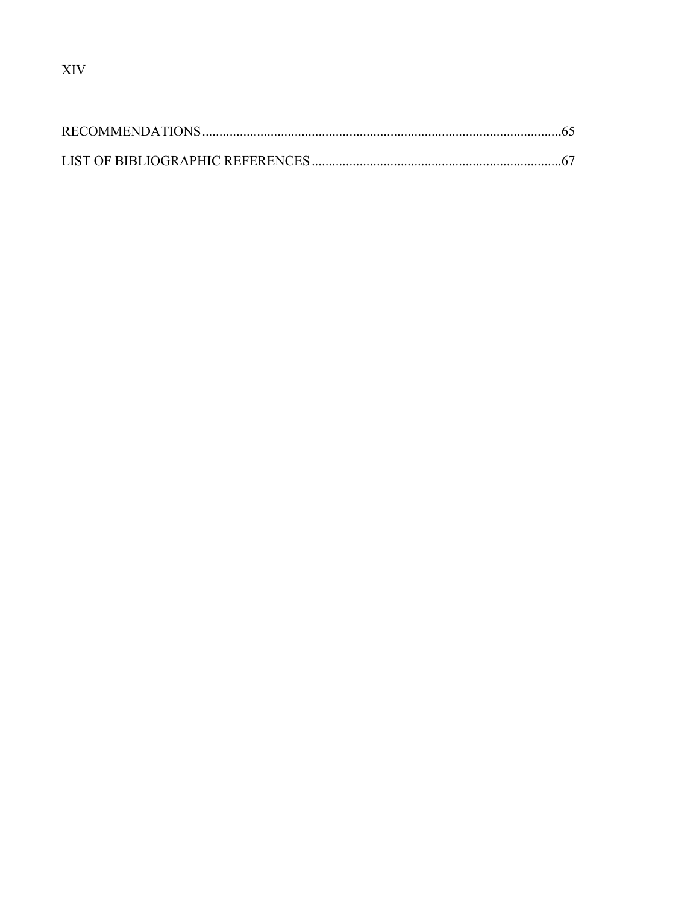RECOMMENDATIONS.........................................................................................................65

LIST OF BIBLIOGRAPHIC REFERENCES.........................................................................67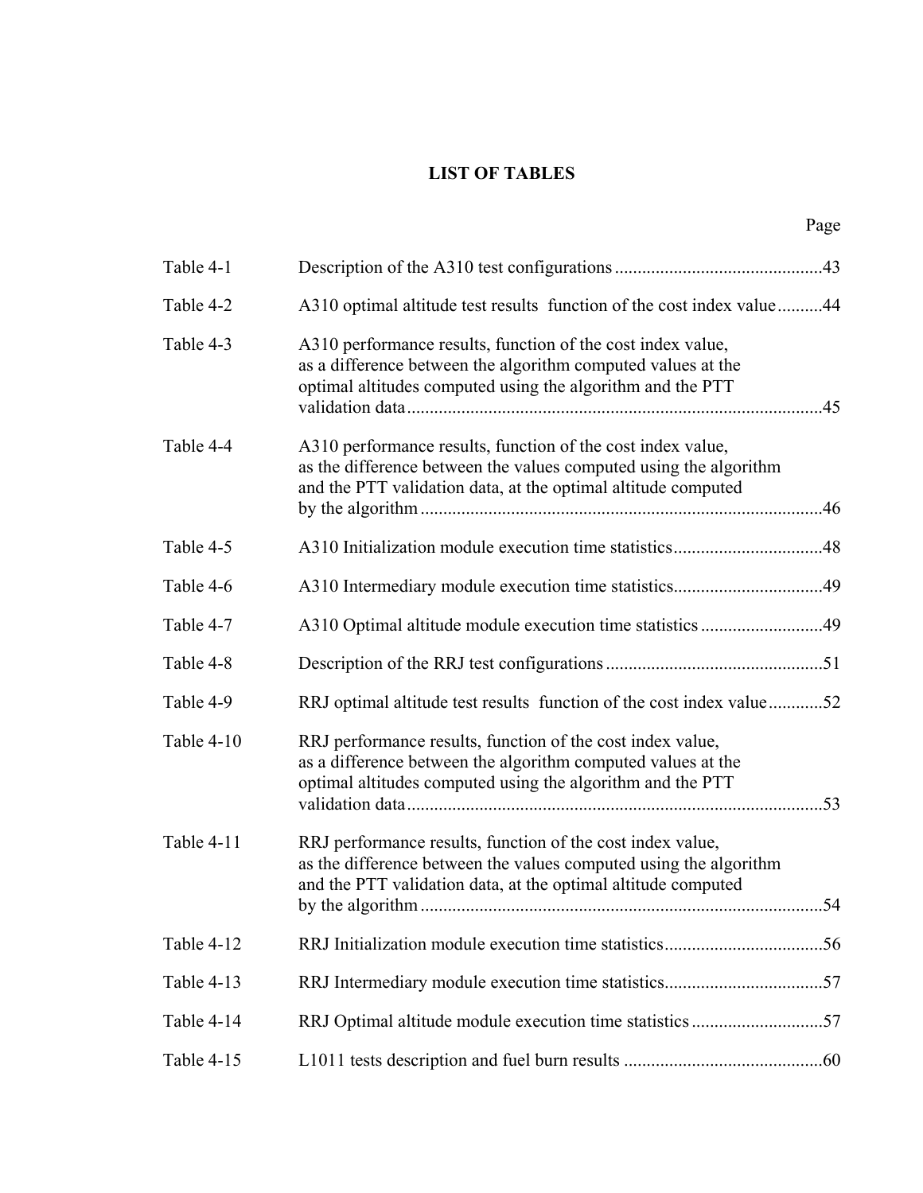# LIST OF TABLES

| | | Page |
|---|---|---|
| Table 4-1 | Description of the A310 test configurations | 43 |
| Table 4-2 | A310 optimal altitude test results function of the cost index value | 44 |
| Table 4-3 | A310 performance results, function of the cost index value, as a difference between the algorithm computed values at the optimal altitudes computed using the algorithm and the PTT validation data | 45 |
| Table 4-4 | A310 performance results, function of the cost index value, as the difference between the values computed using the algorithm and the PTT validation data, at the optimal altitude computed by the algorithm | 46 |
| Table 4-5 | A310 Initialization module execution time statistics | 48 |
| Table 4-6 | A310 Intermediary module execution time statistics | 49 |
| Table 4-7 | A310 Optimal altitude module execution time statistics | 49 |
| Table 4-8 | Description of the RRJ test configurations | 51 |
| Table 4-9 | RRJ optimal altitude test results function of the cost index value | 52 |
| Table 4-10 | RRJ performance results, function of the cost index value, as a difference between the algorithm computed values at the optimal altitudes computed using the algorithm and the PTT validation data | 53 |
| Table 4-11 | RRJ performance results, function of the cost index value, as the difference between the values computed using the algorithm and the PTT validation data, at the optimal altitude computed by the algorithm | 54 |
| Table 4-12 | RRJ Initialization module execution time statistics | 56 |
| Table 4-13 | RRJ Intermediary module execution time statistics | 57 |
| Table 4-14 | RRJ Optimal altitude module execution time statistics | 57 |
| Table 4-15 | L1011 tests description and fuel burn results | 60 |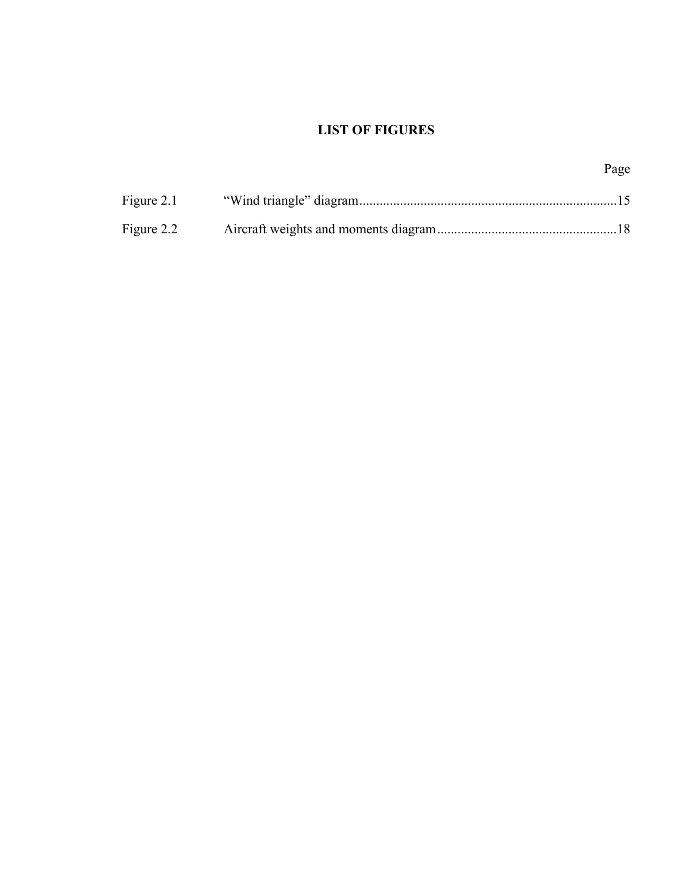# LIST OF FIGURES

| | | Page |
|---|---|---|
| Figure 2.1 | "Wind triangle" diagram | 15 |
| Figure 2.2 | Aircraft weights and moments diagram | 18 |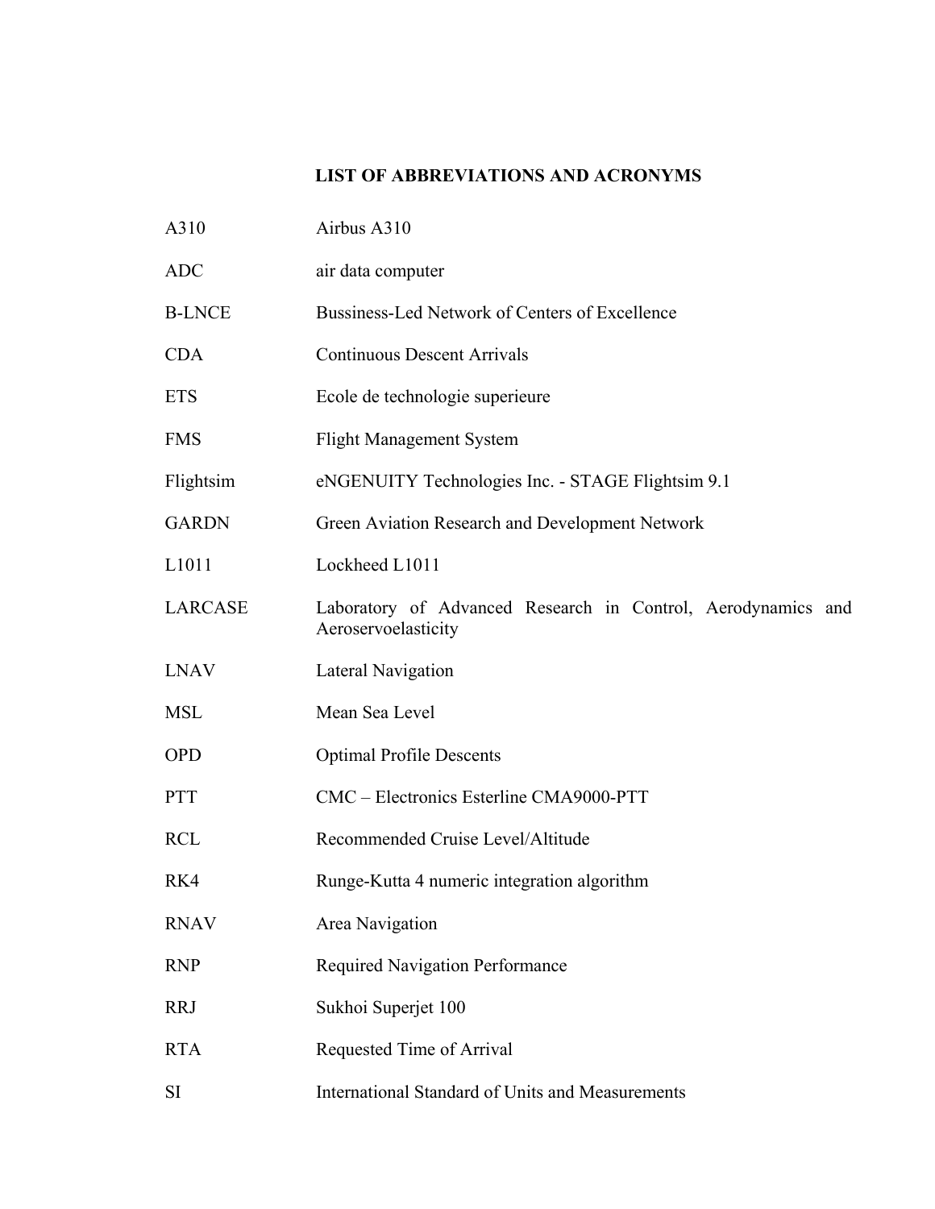# LIST OF ABBREVIATIONS AND ACRONYMS

| | |
|---|---|
| A310 | Airbus A310 |
| ADC | air data computer |
| B-LNCE | Bussiness-Led Network of Centers of Excellence |
| CDA | Continuous Descent Arrivals |
| ETS | Ecole de technologie superieure |
| FMS | Flight Management System |
| Flightsim | eNGENUITY Technologies Inc. - STAGE Flightsim 9.1 |
| GARDN | Green Aviation Research and Development Network |
| L1011 | Lockheed L1011 |
| LARCASE | Laboratory of Advanced Research in Control, Aerodynamics and Aeroservoelasticity |
| LNAV | Lateral Navigation |
| MSL | Mean Sea Level |
| OPD | Optimal Profile Descents |
| PTT | CMC – Electronics Esterline CMA9000-PTT |
| RCL | Recommended Cruise Level/Altitude |
| RK4 | Runge-Kutta 4 numeric integration algorithm |
| RNAV | Area Navigation |
| RNP | Required Navigation Performance |
| RRJ | Sukhoi Superjet 100 |
| RTA | Requested Time of Arrival |
| SI | International Standard of Units and Measurements |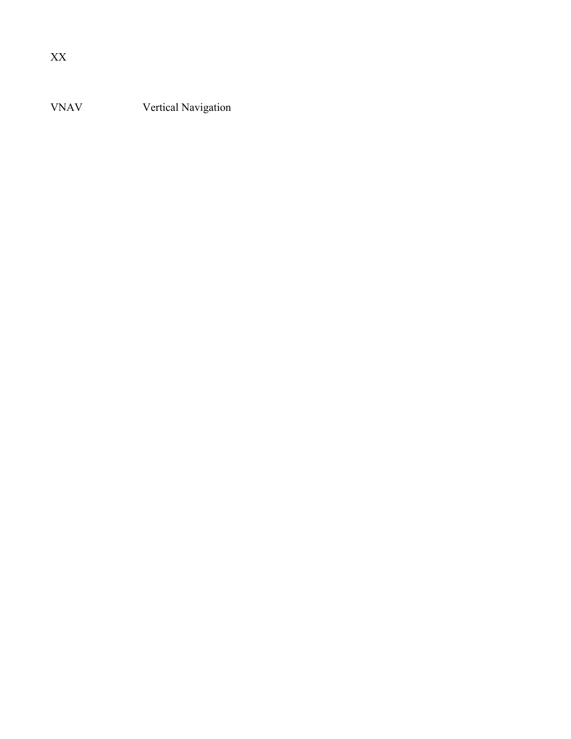| | |
|---|---|
| VNAV | Vertical Navigation |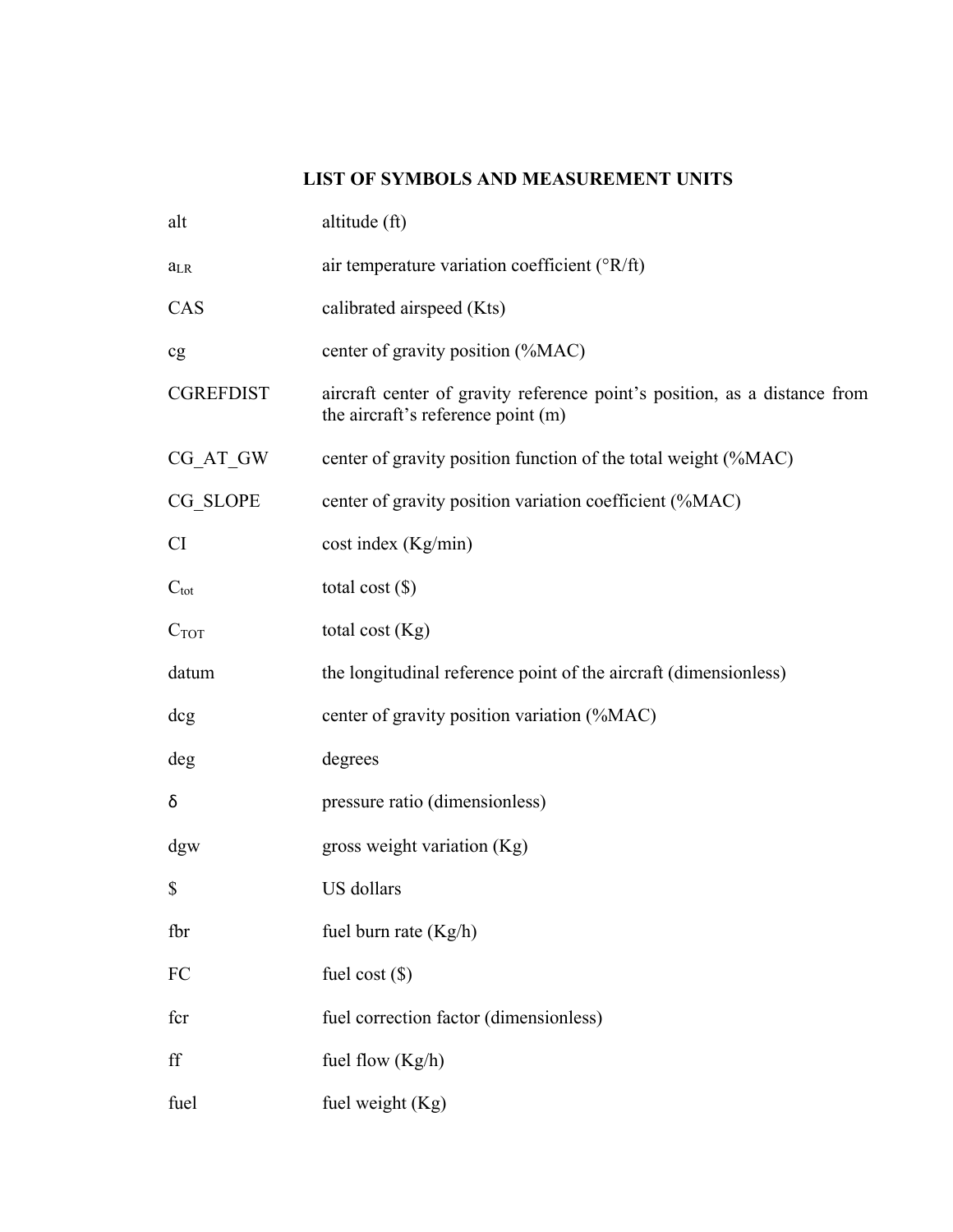## LIST OF SYMBOLS AND MEASUREMENT UNITS

| | |
|---|---|
| alt | altitude (ft) |
| $a_{LR}$ | air temperature variation coefficient (°R/ft) |
| CAS | calibrated airspeed (Kts) |
| cg | center of gravity position (%MAC) |
| CGREFDIST | aircraft center of gravity reference point's position, as a distance from the aircraft's reference point (m) |
| CG_AT_GW | center of gravity position function of the total weight (%MAC) |
| CG_SLOPE | center of gravity position variation coefficient (%MAC) |
| CI | cost index (Kg/min) |
| $C_{tot}$ | total cost ($) |
| $C_{TOT}$ | total cost (Kg) |
| datum | the longitudinal reference point of the aircraft (dimensionless) |
| dcg | center of gravity position variation (%MAC) |
| deg | degrees |
| $\delta$ | pressure ratio (dimensionless) |
| dgw | gross weight variation (Kg) |
| $ | US dollars |
| fbr | fuel burn rate (Kg/h) |
| FC | fuel cost ($) |
| fcr | fuel correction factor (dimensionless) |
| ff | fuel flow (Kg/h) |
| fuel | fuel weight (Kg) |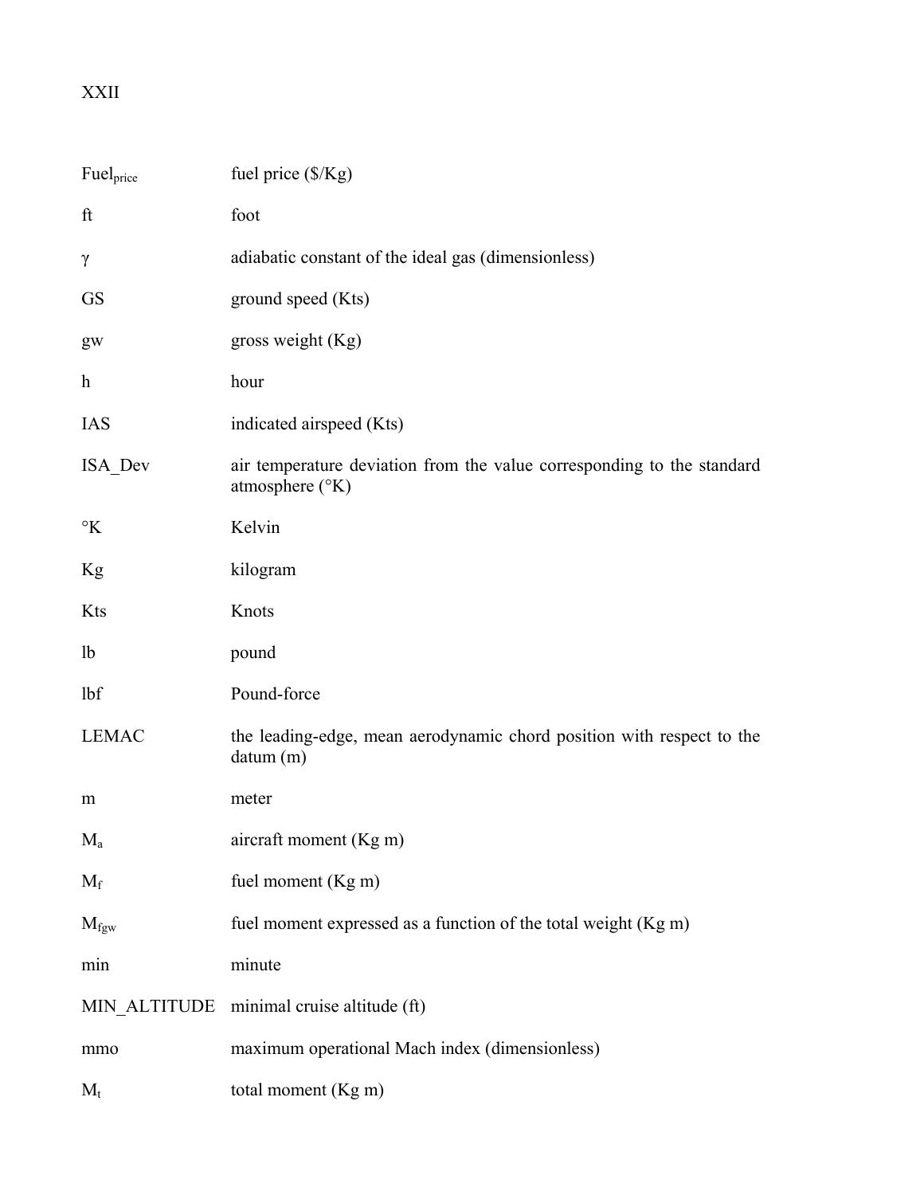| | |
|---|---|
| $Fuel_{price}$ | fuel price ($/Kg) |
| ft | foot |
| $\gamma$ | adiabatic constant of the ideal gas (dimensionless) |
| GS | ground speed (Kts) |
| gw | gross weight (Kg) |
| h | hour |
| IAS | indicated airspeed (Kts) |
| ISA_Dev | air temperature deviation from the value corresponding to the standard atmosphere (°K) |
| °K | Kelvin |
| Kg | kilogram |
| Kts | Knots |
| lb | pound |
| lbf | Pound-force |
| LEMAC | the leading-edge, mean aerodynamic chord position with respect to the datum (m) |
| m | meter |
| $M_a$ | aircraft moment (Kg m) |
| $M_f$ | fuel moment (Kg m) |
| $M_{fgw}$ | fuel moment expressed as a function of the total weight (Kg m) |
| min | minute |
| MIN_ALTITUDE | minimal cruise altitude (ft) |
| mmo | maximum operational Mach index (dimensionless) |
| $M_t$ | total moment (Kg m) |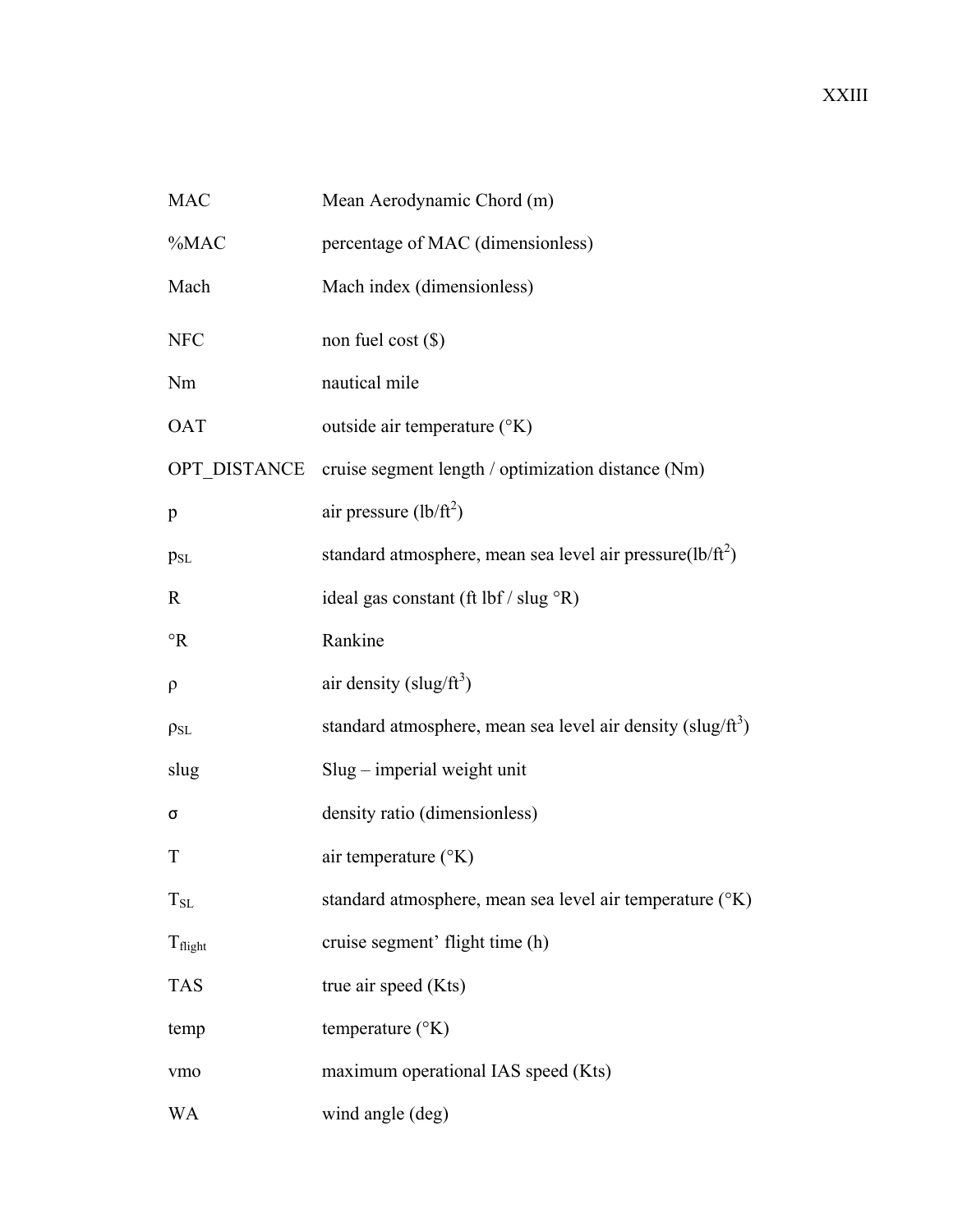| | |
|---|---|
| MAC | Mean Aerodynamic Chord (m) |
| %MAC | percentage of MAC (dimensionless) |
| Mach | Mach index (dimensionless) |
| NFC | non fuel cost ($) |
| Nm | nautical mile |
| OAT | outside air temperature (°K) |
| OPT_DISTANCE | cruise segment length / optimization distance (Nm) |
| p | air pressure ($lb/ft^2$) |
| $p_{SL}$ | standard atmosphere, mean sea level air pressure($lb/ft^2$) |
| R | ideal gas constant (ft lbf / slug °R) |
| °R | Rankine |
| $\rho$ | air density ($slug/ft^3$) |
| $\rho_{SL}$ | standard atmosphere, mean sea level air density ($slug/ft^3$) |
| slug | Slug – imperial weight unit |
| $\sigma$ | density ratio (dimensionless) |
| T | air temperature (°K) |
| $T_{SL}$ | standard atmosphere, mean sea level air temperature (°K) |
| $T_{flight}$ | cruise segment' flight time (h) |
| TAS | true air speed (Kts) |
| temp | temperature (°K) |
| vmo | maximum operational IAS speed (Kts) |
| WA | wind angle (deg) |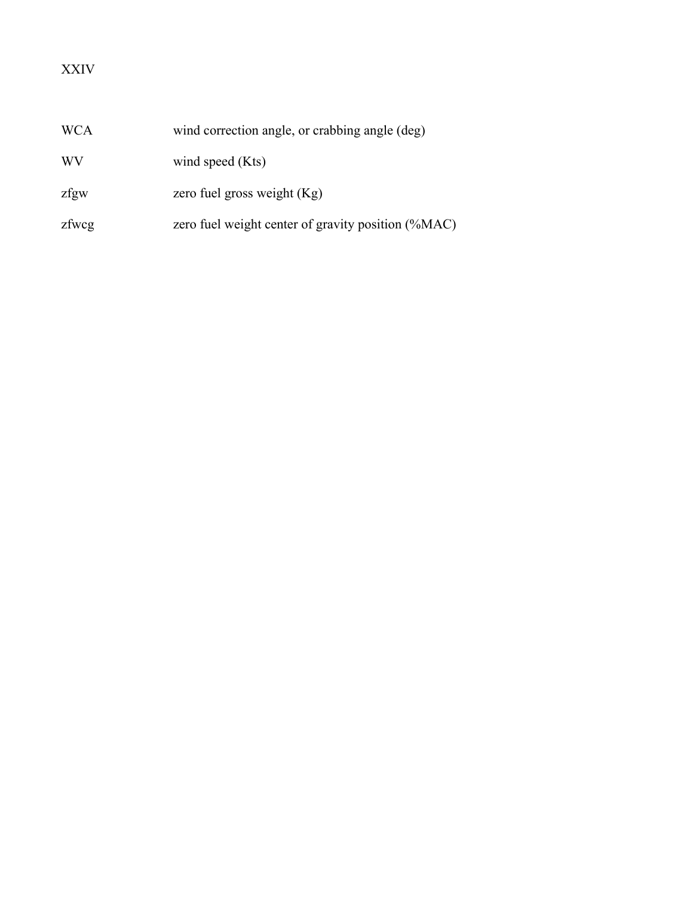| | |
|---|---|
| WCA | wind correction angle, or crabbing angle (deg) |
| WV | wind speed (Kts) |
| zfgw | zero fuel gross weight (Kg) |
| zfwcg | zero fuel weight center of gravity position (%MAC) |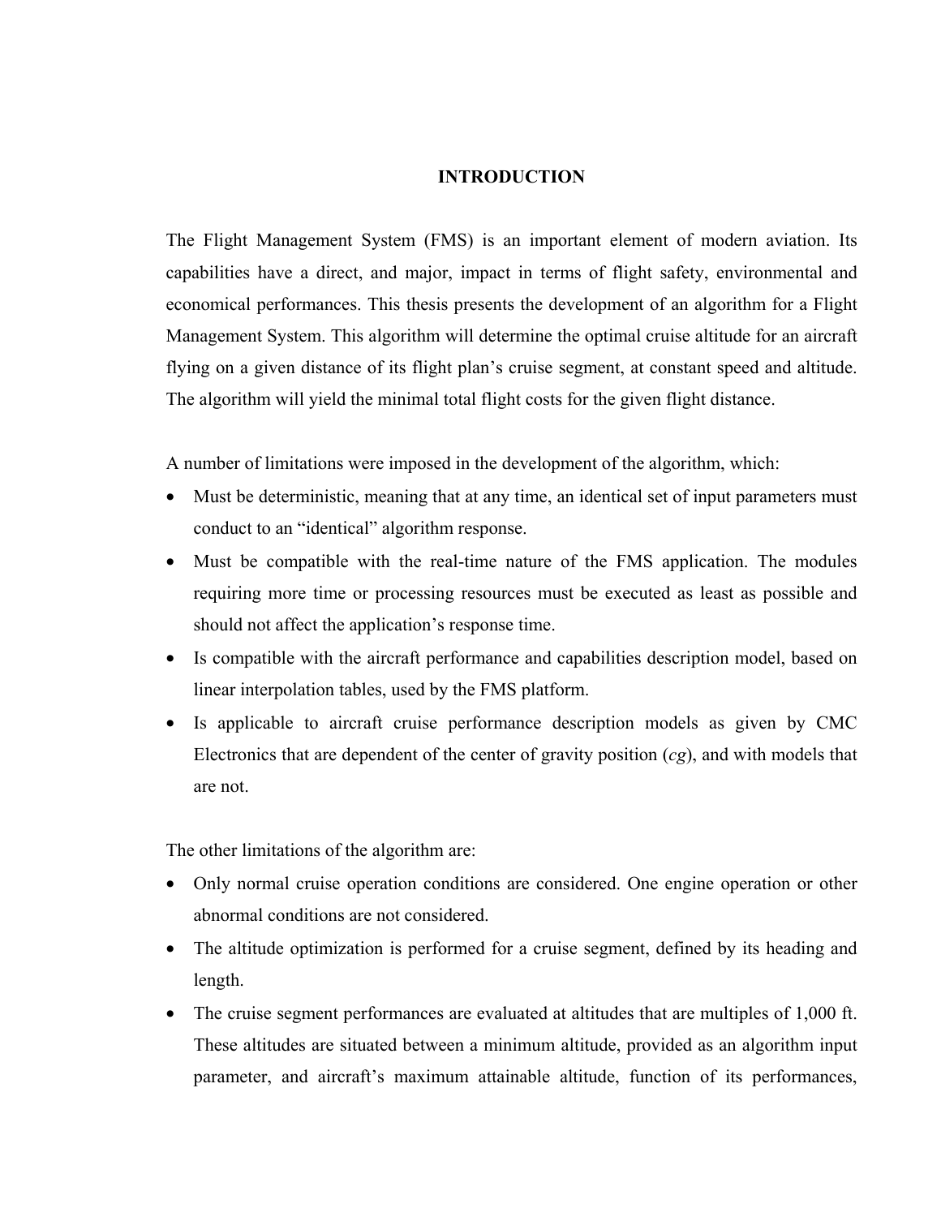# INTRODUCTION

The Flight Management System (FMS) is an important element of modern aviation. Its capabilities have a direct, and major, impact in terms of flight safety, environmental and economical performances. This thesis presents the development of an algorithm for a Flight Management System. This algorithm will determine the optimal cruise altitude for an aircraft flying on a given distance of its flight plan's cruise segment, at constant speed and altitude. The algorithm will yield the minimal total flight costs for the given flight distance.

A number of limitations were imposed in the development of the algorithm, which:

- Must be deterministic, meaning that at any time, an identical set of input parameters must conduct to an "identical" algorithm response.
- Must be compatible with the real-time nature of the FMS application. The modules requiring more time or processing resources must be executed as least as possible and should not affect the application's response time.
- Is compatible with the aircraft performance and capabilities description model, based on linear interpolation tables, used by the FMS platform.
- Is applicable to aircraft cruise performance description models as given by CMC Electronics that are dependent of the center of gravity position (*cg*), and with models that are not.

The other limitations of the algorithm are:

- Only normal cruise operation conditions are considered. One engine operation or other abnormal conditions are not considered.
- The altitude optimization is performed for a cruise segment, defined by its heading and length.
- The cruise segment performances are evaluated at altitudes that are multiples of 1,000 ft. These altitudes are situated between a minimum altitude, provided as an algorithm input parameter, and aircraft's maximum attainable altitude, function of its performances,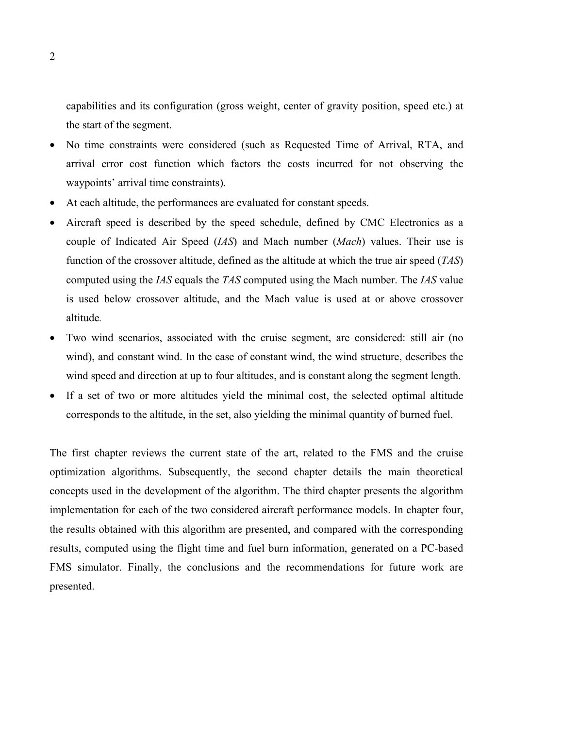capabilities and its configuration (gross weight, center of gravity position, speed etc.) at the start of the segment.

- No time constraints were considered (such as Requested Time of Arrival, RTA, and arrival error cost function which factors the costs incurred for not observing the waypoints' arrival time constraints).
- At each altitude, the performances are evaluated for constant speeds.
- Aircraft speed is described by the speed schedule, defined by CMC Electronics as a couple of Indicated Air Speed (*IAS*) and Mach number (*Mach*) values. Their use is function of the crossover altitude, defined as the altitude at which the true air speed (*TAS*) computed using the *IAS* equals the *TAS* computed using the Mach number. The *IAS* value is used below crossover altitude, and the Mach value is used at or above crossover altitude.
- Two wind scenarios, associated with the cruise segment, are considered: still air (no wind), and constant wind. In the case of constant wind, the wind structure, describes the wind speed and direction at up to four altitudes, and is constant along the segment length.
- If a set of two or more altitudes yield the minimal cost, the selected optimal altitude corresponds to the altitude, in the set, also yielding the minimal quantity of burned fuel.

The first chapter reviews the current state of the art, related to the FMS and the cruise optimization algorithms. Subsequently, the second chapter details the main theoretical concepts used in the development of the algorithm. The third chapter presents the algorithm implementation for each of the two considered aircraft performance models. In chapter four, the results obtained with this algorithm are presented, and compared with the corresponding results, computed using the flight time and fuel burn information, generated on a PC-based FMS simulator. Finally, the conclusions and the recommendations for future work are presented.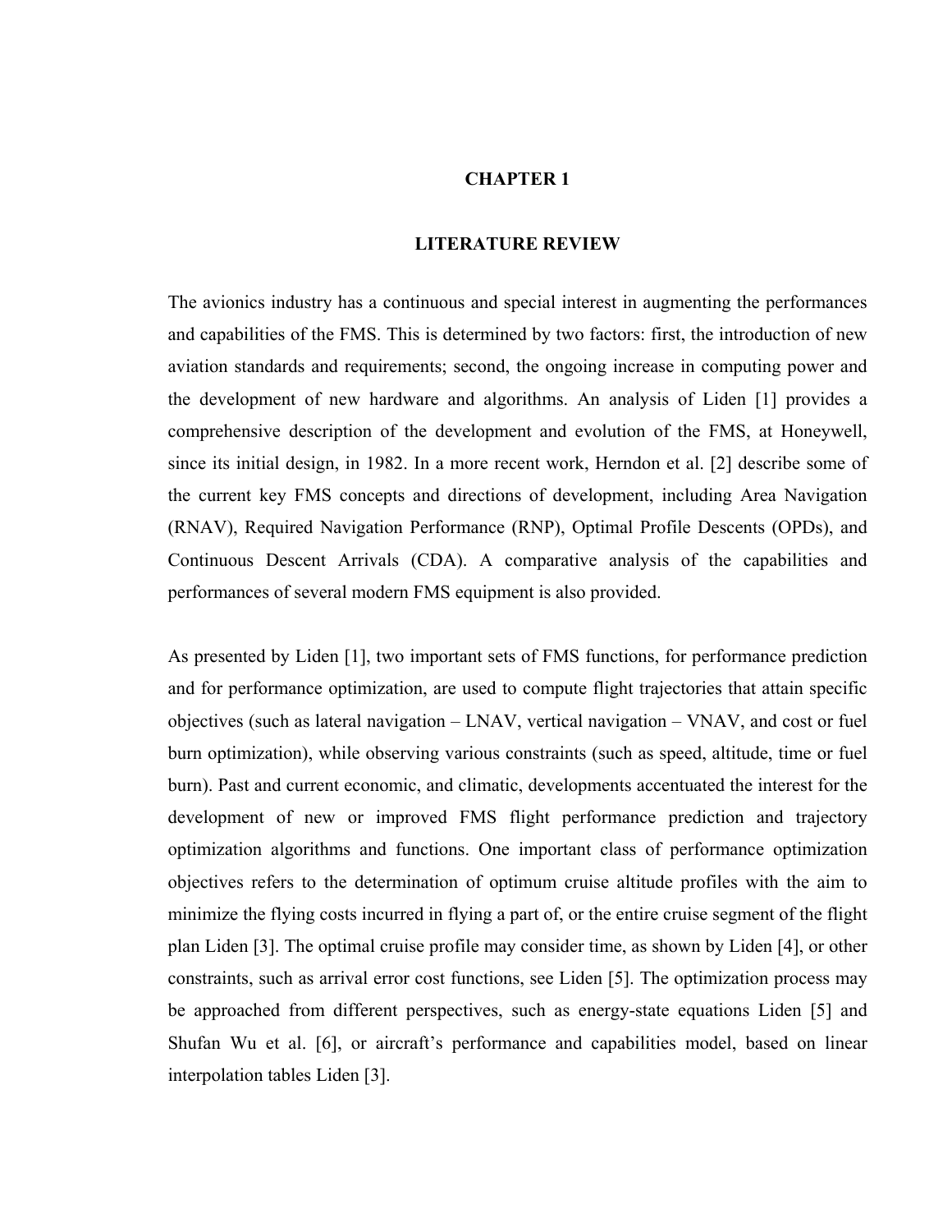# CHAPTER 1

## LITERATURE REVIEW

The avionics industry has a continuous and special interest in augmenting the performances and capabilities of the FMS. This is determined by two factors: first, the introduction of new aviation standards and requirements; second, the ongoing increase in computing power and the development of new hardware and algorithms. An analysis of Liden [1] provides a comprehensive description of the development and evolution of the FMS, at Honeywell, since its initial design, in 1982. In a more recent work, Herndon et al. [2] describe some of the current key FMS concepts and directions of development, including Area Navigation (RNAV), Required Navigation Performance (RNP), Optimal Profile Descents (OPDs), and Continuous Descent Arrivals (CDA). A comparative analysis of the capabilities and performances of several modern FMS equipment is also provided.

As presented by Liden [1], two important sets of FMS functions, for performance prediction and for performance optimization, are used to compute flight trajectories that attain specific objectives (such as lateral navigation – LNAV, vertical navigation – VNAV, and cost or fuel burn optimization), while observing various constraints (such as speed, altitude, time or fuel burn). Past and current economic, and climatic, developments accentuated the interest for the development of new or improved FMS flight performance prediction and trajectory optimization algorithms and functions. One important class of performance optimization objectives refers to the determination of optimum cruise altitude profiles with the aim to minimize the flying costs incurred in flying a part of, or the entire cruise segment of the flight plan Liden [3]. The optimal cruise profile may consider time, as shown by Liden [4], or other constraints, such as arrival error cost functions, see Liden [5]. The optimization process may be approached from different perspectives, such as energy-state equations Liden [5] and Shufan Wu et al. [6], or aircraft's performance and capabilities model, based on linear interpolation tables Liden [3].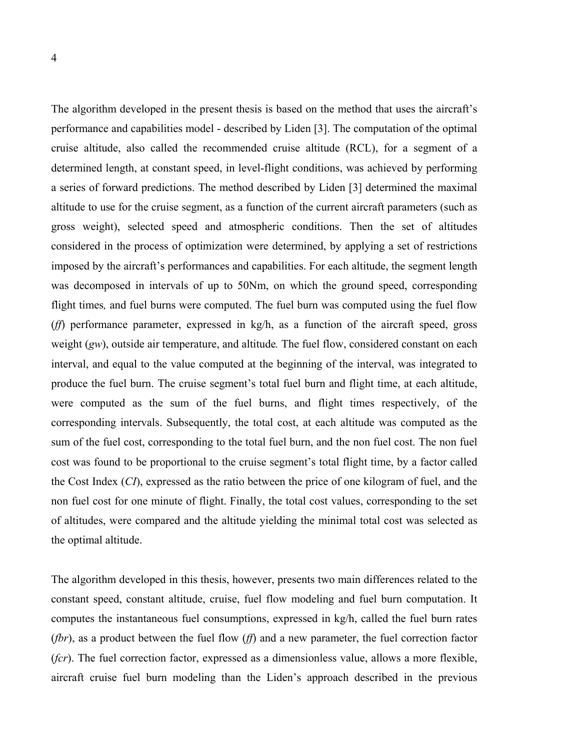The algorithm developed in the present thesis is based on the method that uses the aircraft's performance and capabilities model - described by Liden [3]. The computation of the optimal cruise altitude, also called the recommended cruise altitude (RCL), for a segment of a determined length, at constant speed, in level-flight conditions, was achieved by performing a series of forward predictions. The method described by Liden [3] determined the maximal altitude to use for the cruise segment, as a function of the current aircraft parameters (such as gross weight), selected speed and atmospheric conditions. Then the set of altitudes considered in the process of optimization were determined, by applying a set of restrictions imposed by the aircraft's performances and capabilities. For each altitude, the segment length was decomposed in intervals of up to 50Nm, on which the ground speed, corresponding flight times, and fuel burns were computed. The fuel burn was computed using the fuel flow (*ff*) performance parameter, expressed in kg/h, as a function of the aircraft speed, gross weight (*gw*), outside air temperature, and altitude. The fuel flow, considered constant on each interval, and equal to the value computed at the beginning of the interval, was integrated to produce the fuel burn. The cruise segment's total fuel burn and flight time, at each altitude, were computed as the sum of the fuel burns, and flight times respectively, of the corresponding intervals. Subsequently, the total cost, at each altitude was computed as the sum of the fuel cost, corresponding to the total fuel burn, and the non fuel cost. The non fuel cost was found to be proportional to the cruise segment's total flight time, by a factor called the Cost Index (*CI*), expressed as the ratio between the price of one kilogram of fuel, and the non fuel cost for one minute of flight. Finally, the total cost values, corresponding to the set of altitudes, were compared and the altitude yielding the minimal total cost was selected as the optimal altitude.

The algorithm developed in this thesis, however, presents two main differences related to the constant speed, constant altitude, cruise, fuel flow modeling and fuel burn computation. It computes the instantaneous fuel consumptions, expressed in kg/h, called the fuel burn rates (*fbr*), as a product between the fuel flow (*ff*) and a new parameter, the fuel correction factor (*fcr*). The fuel correction factor, expressed as a dimensionless value, allows a more flexible, aircraft cruise fuel burn modeling than the Liden's approach described in the previous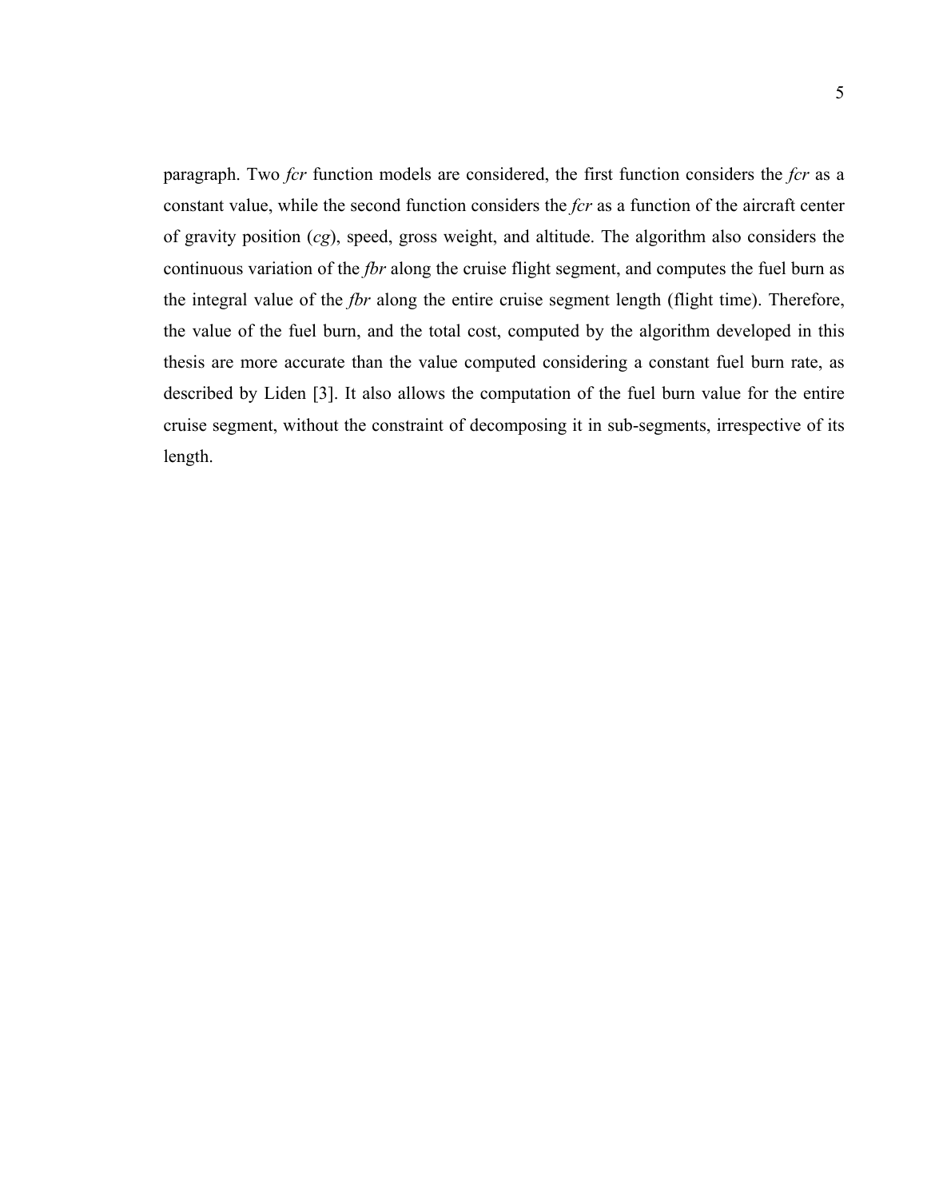paragraph. Two *fcr* function models are considered, the first function considers the *fcr* as a constant value, while the second function considers the *fcr* as a function of the aircraft center of gravity position (*cg*), speed, gross weight, and altitude. The algorithm also considers the continuous variation of the *fbr* along the cruise flight segment, and computes the fuel burn as the integral value of the *fbr* along the entire cruise segment length (flight time). Therefore, the value of the fuel burn, and the total cost, computed by the algorithm developed in this thesis are more accurate than the value computed considering a constant fuel burn rate, as described by Liden [3]. It also allows the computation of the fuel burn value for the entire cruise segment, without the constraint of decomposing it in sub-segments, irrespective of its length.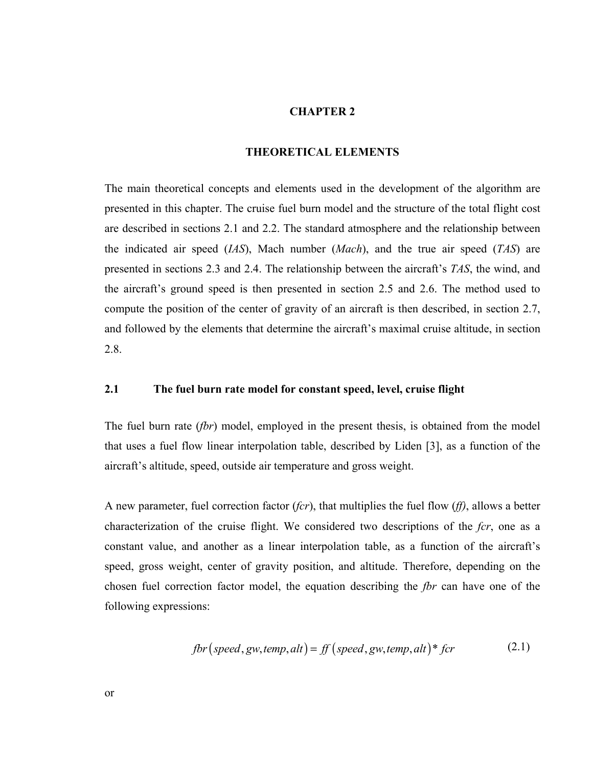# CHAPTER 2

# THEORETICAL ELEMENTS

The main theoretical concepts and elements used in the development of the algorithm are presented in this chapter. The cruise fuel burn model and the structure of the total flight cost are described in sections 2.1 and 2.2. The standard atmosphere and the relationship between the indicated air speed (*IAS*), Mach number (*Mach*), and the true air speed (*TAS*) are presented in sections 2.3 and 2.4. The relationship between the aircraft's *TAS*, the wind, and the aircraft's ground speed is then presented in section 2.5 and 2.6. The method used to compute the position of the center of gravity of an aircraft is then described, in section 2.7, and followed by the elements that determine the aircraft's maximal cruise altitude, in section 2.8.

## 2.1 The fuel burn rate model for constant speed, level, cruise flight

The fuel burn rate (*fbr*) model, employed in the present thesis, is obtained from the model that uses a fuel flow linear interpolation table, described by Liden [3], as a function of the aircraft's altitude, speed, outside air temperature and gross weight.

A new parameter, fuel correction factor (*fcr*), that multiplies the fuel flow (*ff*), allows a better characterization of the cruise flight. We considered two descriptions of the *fcr*, one as a constant value, and another as a linear interpolation table, as a function of the aircraft's speed, gross weight, center of gravity position, and altitude. Therefore, depending on the chosen fuel correction factor model, the equation describing the *fbr* can have one of the following expressions:

$$fbr\left(speed, gw, temp, alt\right) = ff\left(speed, gw, temp, alt\right) * fcr \tag{2.1}$$

or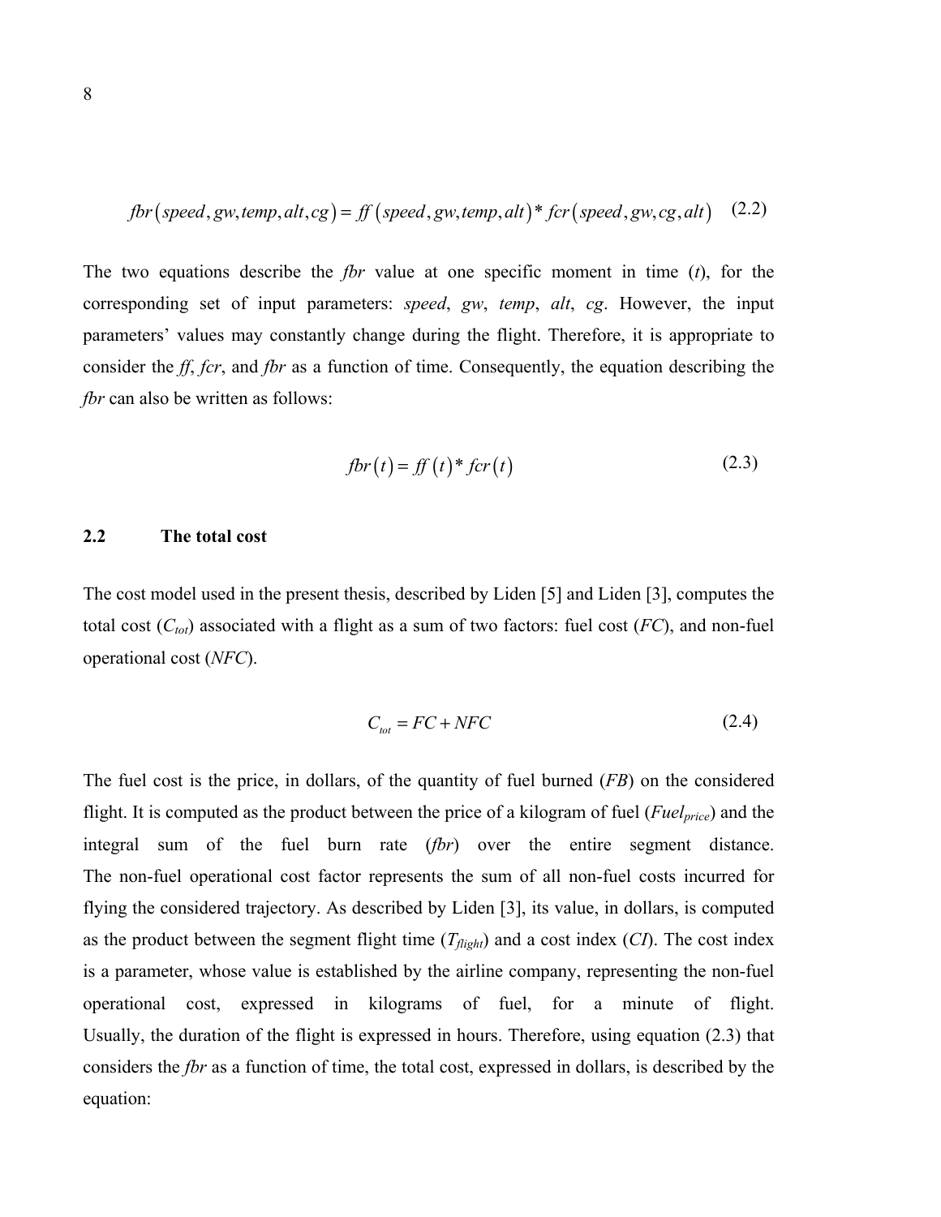$$fbr(speed, gw, temp, alt, cg) = ff(speed, gw, temp, alt) * fcr(speed, gw, cg, alt) \quad (2.2)$$

The two equations describe the *fbr* value at one specific moment in time ($t$), for the corresponding set of input parameters: *speed*, *gw*, *temp*, *alt*, *cg*. However, the input parameters' values may constantly change during the flight. Therefore, it is appropriate to consider the *ff*, *fcr*, and *fbr* as a function of time. Consequently, the equation describing the *fbr* can also be written as follows:

$$fbr(t) = ff(t) * fcr(t) \quad (2.3)$$

## 2.2 The total cost

The cost model used in the present thesis, described by Liden [5] and Liden [3], computes the total cost ($C_{tot}$) associated with a flight as a sum of two factors: fuel cost (*FC*), and non-fuel operational cost (*NFC*).

$$C_{tot} = FC + NFC \quad (2.4)$$

The fuel cost is the price, in dollars, of the quantity of fuel burned (*FB*) on the considered flight. It is computed as the product between the price of a kilogram of fuel ($Fuel_{price}$) and the integral sum of the fuel burn rate (*fbr*) over the entire segment distance. The non-fuel operational cost factor represents the sum of all non-fuel costs incurred for flying the considered trajectory. As described by Liden [3], its value, in dollars, is computed as the product between the segment flight time ($T_{flight}$) and a cost index (*CI*). The cost index is a parameter, whose value is established by the airline company, representing the non-fuel operational cost, expressed in kilograms of fuel, for a minute of flight. Usually, the duration of the flight is expressed in hours. Therefore, using equation (2.3) that considers the *fbr* as a function of time, the total cost, expressed in dollars, is described by the equation: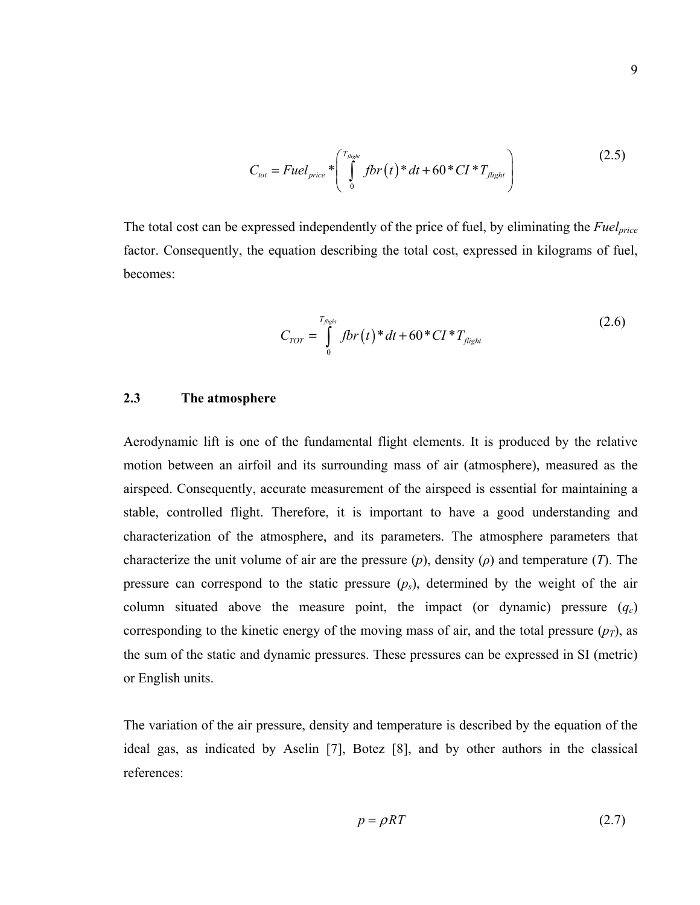$$C_{tot} = Fuel_{price} * \left( \int_{0}^{T_{flight}} fbr(t) * dt + 60 * CI * T_{flight} \right) \tag{2.5}$$

The total cost can be expressed independently of the price of fuel, by eliminating the $Fuel_{price}$ factor. Consequently, the equation describing the total cost, expressed in kilograms of fuel, becomes:

$$C_{TOT} = \int_{0}^{T_{flight}} fbr(t) * dt + 60 * CI * T_{flight} \tag{2.6}$$

## 2.3 The atmosphere

Aerodynamic lift is one of the fundamental flight elements. It is produced by the relative motion between an airfoil and its surrounding mass of air (atmosphere), measured as the airspeed. Consequently, accurate measurement of the airspeed is essential for maintaining a stable, controlled flight. Therefore, it is important to have a good understanding and characterization of the atmosphere, and its parameters. The atmosphere parameters that characterize the unit volume of air are the pressure ($p$), density ($\rho$) and temperature ($T$). The pressure can correspond to the static pressure ($p_s$), determined by the weight of the air column situated above the measure point, the impact (or dynamic) pressure ($q_c$) corresponding to the kinetic energy of the moving mass of air, and the total pressure ($p_T$), as the sum of the static and dynamic pressures. These pressures can be expressed in SI (metric) or English units.

The variation of the air pressure, density and temperature is described by the equation of the ideal gas, as indicated by Aselin [7], Botez [8], and by other authors in the classical references:

$$p = \rho R T \tag{2.7}$$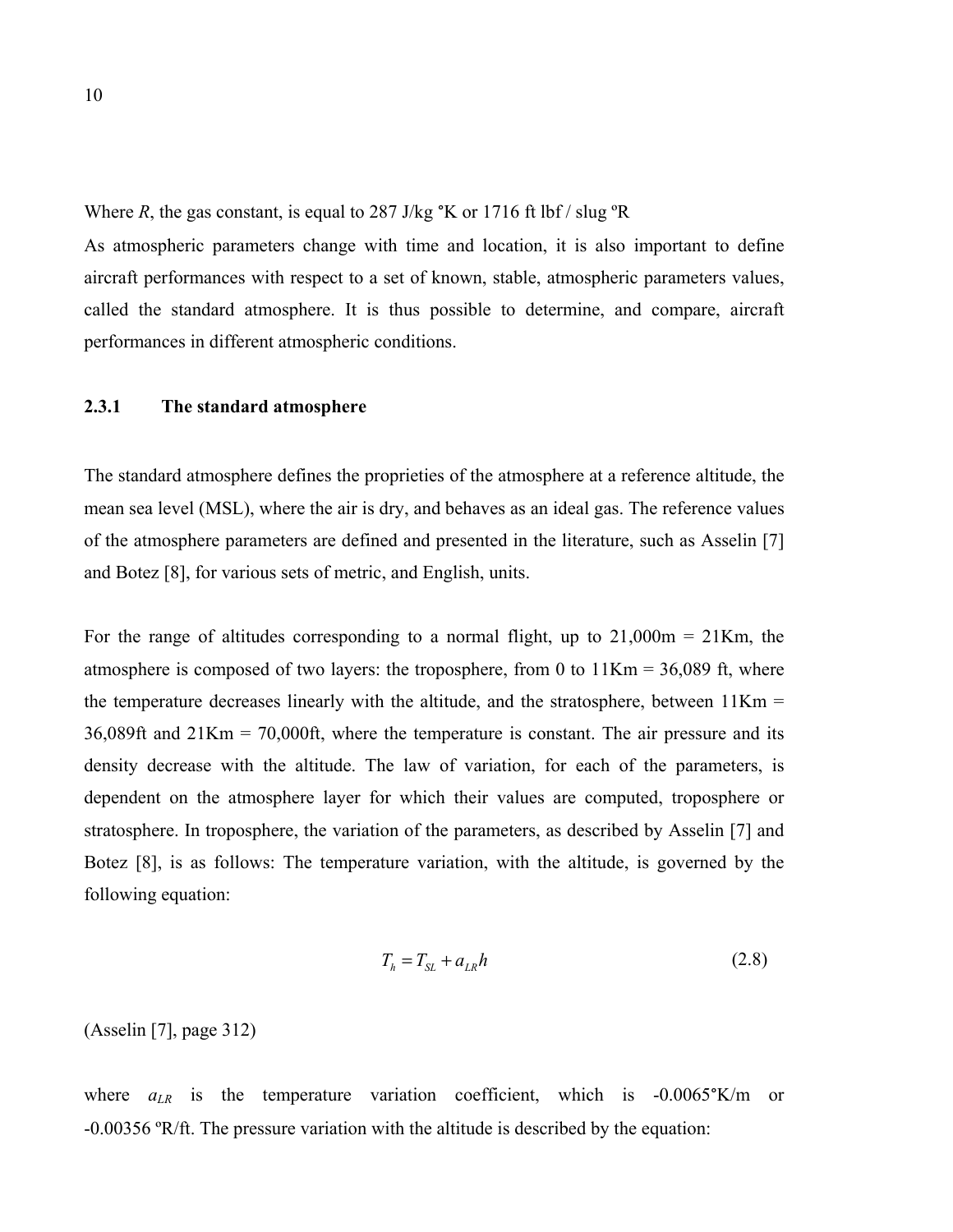Where $R$, the gas constant, is equal to 287 J/kg °K or 1716 ft lbf / slug ºR

As atmospheric parameters change with time and location, it is also important to define aircraft performances with respect to a set of known, stable, atmospheric parameters values, called the standard atmosphere. It is thus possible to determine, and compare, aircraft performances in different atmospheric conditions.

### 2.3.1 The standard atmosphere

The standard atmosphere defines the proprieties of the atmosphere at a reference altitude, the mean sea level (MSL), where the air is dry, and behaves as an ideal gas. The reference values of the atmosphere parameters are defined and presented in the literature, such as Asselin [7] and Botez [8], for various sets of metric, and English, units.

For the range of altitudes corresponding to a normal flight, up to 21,000m = 21Km, the atmosphere is composed of two layers: the troposphere, from 0 to 11Km = 36,089 ft, where the temperature decreases linearly with the altitude, and the stratosphere, between 11Km = 36,089ft and 21Km = 70,000ft, where the temperature is constant. The air pressure and its density decrease with the altitude. The law of variation, for each of the parameters, is dependent on the atmosphere layer for which their values are computed, troposphere or stratosphere. In troposphere, the variation of the parameters, as described by Asselin [7] and Botez [8], is as follows: The temperature variation, with the altitude, is governed by the following equation:

$$T_h = T_{SL} + a_{LR} h \tag{2.8}$$

(Asselin [7], page 312)

where $a_{LR}$ is the temperature variation coefficient, which is -0.0065°K/m or -0.00356 ºR/ft. The pressure variation with the altitude is described by the equation: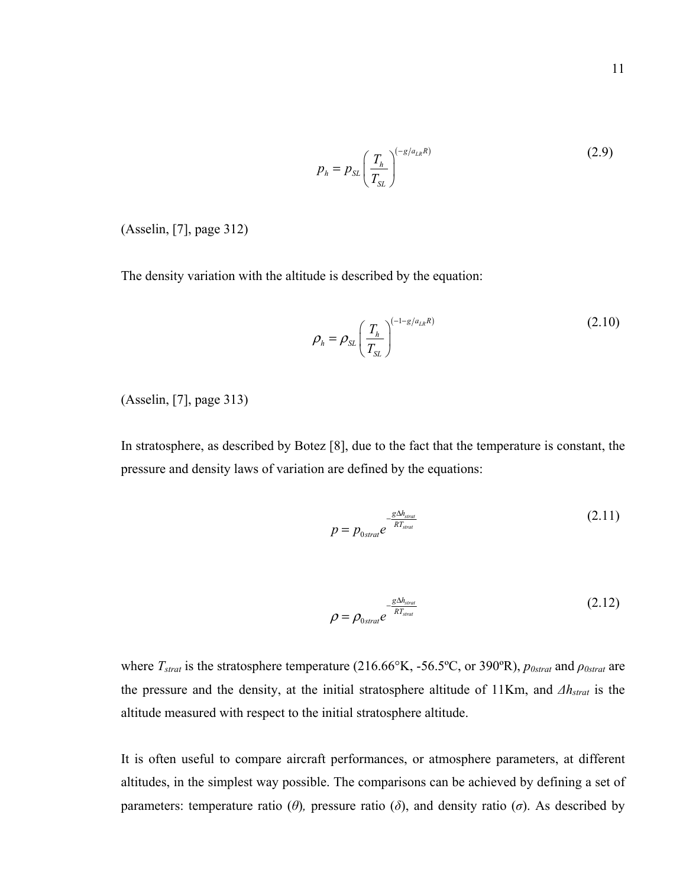$$p_h = p_{SL}\left(\frac{T_h}{T_{SL}}\right)^{(-g/a_{LR}R)} \tag{2.9}$$

(Asselin, [7], page 312)

The density variation with the altitude is described by the equation:

$$\rho_h = \rho_{SL}\left(\frac{T_h}{T_{SL}}\right)^{(-1-g/a_{LR}R)} \tag{2.10}$$

(Asselin, [7], page 313)

In stratosphere, as described by Botez [8], due to the fact that the temperature is constant, the pressure and density laws of variation are defined by the equations:

$$p = p_{0strat}e^{-\frac{g\Delta h_{strat}}{RT_{strat}}} \tag{2.11}$$

$$\rho = \rho_{0strat}e^{-\frac{g\Delta h_{strat}}{RT_{strat}}} \tag{2.12}$$

where $T_{strat}$ is the stratosphere temperature (216.66°K, -56.5ºC, or 390ºR), $p_{0strat}$ and $\rho_{0strat}$ are the pressure and the density, at the initial stratosphere altitude of 11Km, and $\Delta h_{strat}$ is the altitude measured with respect to the initial stratosphere altitude.

It is often useful to compare aircraft performances, or atmosphere parameters, at different altitudes, in the simplest way possible. The comparisons can be achieved by defining a set of parameters: temperature ratio ($\theta$), pressure ratio ($\delta$), and density ratio ($\sigma$). As described by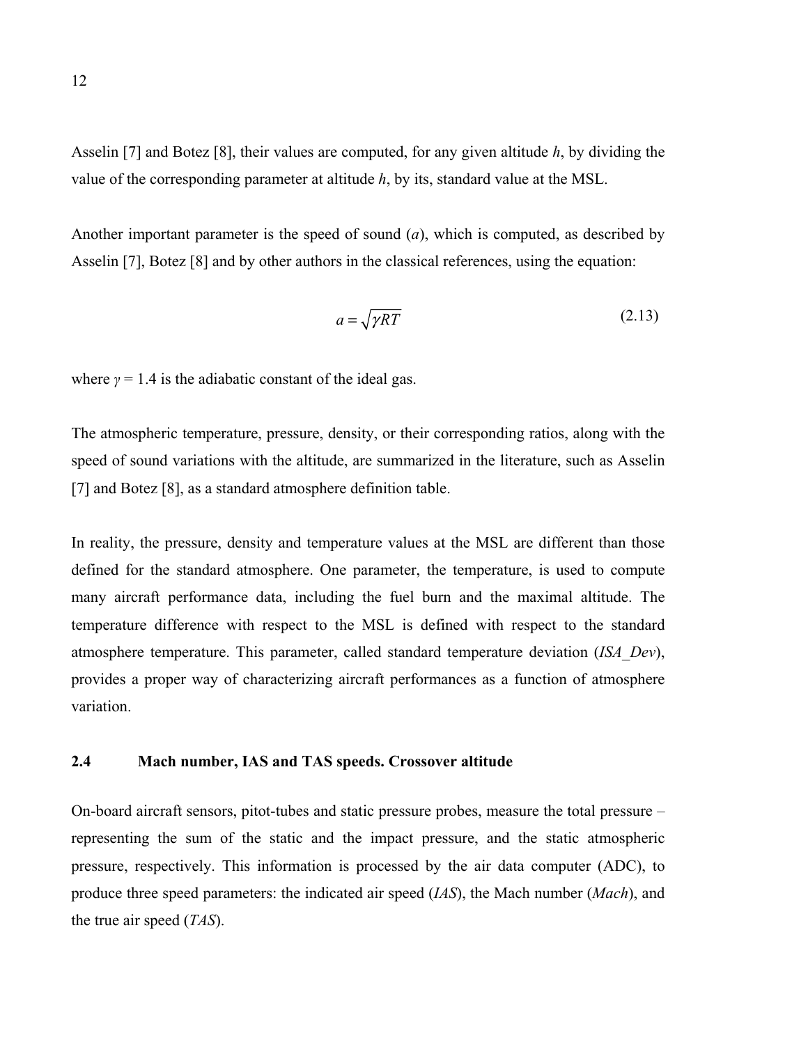Asselin [7] and Botez [8], their values are computed, for any given altitude *h*, by dividing the value of the corresponding parameter at altitude *h*, by its, standard value at the MSL.

Another important parameter is the speed of sound (*a*), which is computed, as described by Asselin [7], Botez [8] and by other authors in the classical references, using the equation:

$$a = \sqrt{\gamma R T} \tag{2.13}$$

where $\gamma = 1.4$ is the adiabatic constant of the ideal gas.

The atmospheric temperature, pressure, density, or their corresponding ratios, along with the speed of sound variations with the altitude, are summarized in the literature, such as Asselin [7] and Botez [8], as a standard atmosphere definition table.

In reality, the pressure, density and temperature values at the MSL are different than those defined for the standard atmosphere. One parameter, the temperature, is used to compute many aircraft performance data, including the fuel burn and the maximal altitude. The temperature difference with respect to the MSL is defined with respect to the standard atmosphere temperature. This parameter, called standard temperature deviation (*ISA_Dev*), provides a proper way of characterizing aircraft performances as a function of atmosphere variation.

## 2.4 Mach number, IAS and TAS speeds. Crossover altitude

On-board aircraft sensors, pitot-tubes and static pressure probes, measure the total pressure – representing the sum of the static and the impact pressure, and the static atmospheric pressure, respectively. This information is processed by the air data computer (ADC), to produce three speed parameters: the indicated air speed (*IAS*), the Mach number (*Mach*), and the true air speed (*TAS*).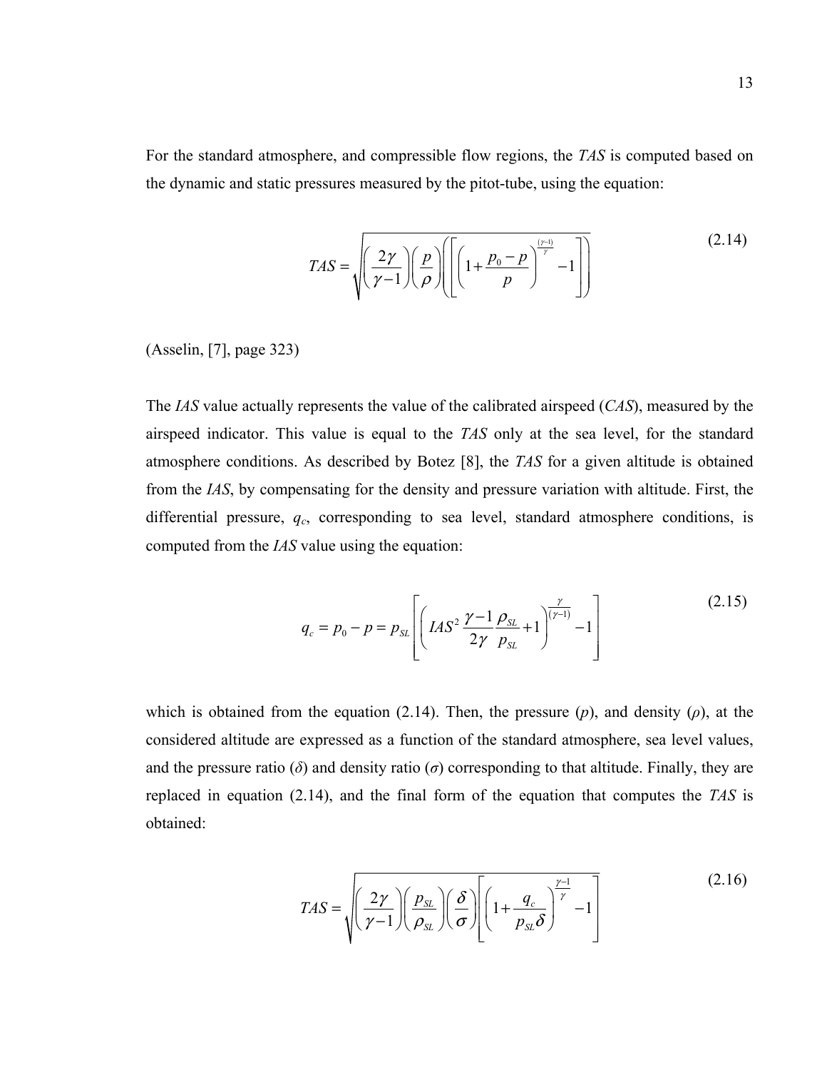For the standard atmosphere, and compressible flow regions, the *TAS* is computed based on the dynamic and static pressures measured by the pitot-tube, using the equation:

$$TAS = \sqrt{\left(\frac{2\gamma}{\gamma-1}\right)\left(\frac{p}{\rho}\right)\left(\left[\left(1+\frac{p_0-p}{p}\right)^{\frac{(\gamma-1)}{\gamma}}-1\right]\right)} \tag{2.14}$$

(Asselin, [7], page 323)

The *IAS* value actually represents the value of the calibrated airspeed (*CAS*), measured by the airspeed indicator. This value is equal to the *TAS* only at the sea level, for the standard atmosphere conditions. As described by Botez [8], the *TAS* for a given altitude is obtained from the *IAS*, by compensating for the density and pressure variation with altitude. First, the differential pressure, $q_c$, corresponding to sea level, standard atmosphere conditions, is computed from the *IAS* value using the equation:

$$q_c = p_0 - p = p_{SL}\left[\left(IAS^2\frac{\gamma-1}{2\gamma}\frac{\rho_{SL}}{p_{SL}}+1\right)^{\frac{\gamma}{(\gamma-1)}}-1\right] \tag{2.15}$$

which is obtained from the equation (2.14). Then, the pressure ($p$), and density ($\rho$), at the considered altitude are expressed as a function of the standard atmosphere, sea level values, and the pressure ratio ($\delta$) and density ratio ($\sigma$) corresponding to that altitude. Finally, they are replaced in equation (2.14), and the final form of the equation that computes the *TAS* is obtained:

$$TAS = \sqrt{\left(\frac{2\gamma}{\gamma-1}\right)\left(\frac{p_{SL}}{\rho_{SL}}\right)\left(\frac{\delta}{\sigma}\right)\left[\left(1+\frac{q_c}{p_{SL}\delta}\right)^{\frac{\gamma-1}{\gamma}}-1\right]} \tag{2.16}$$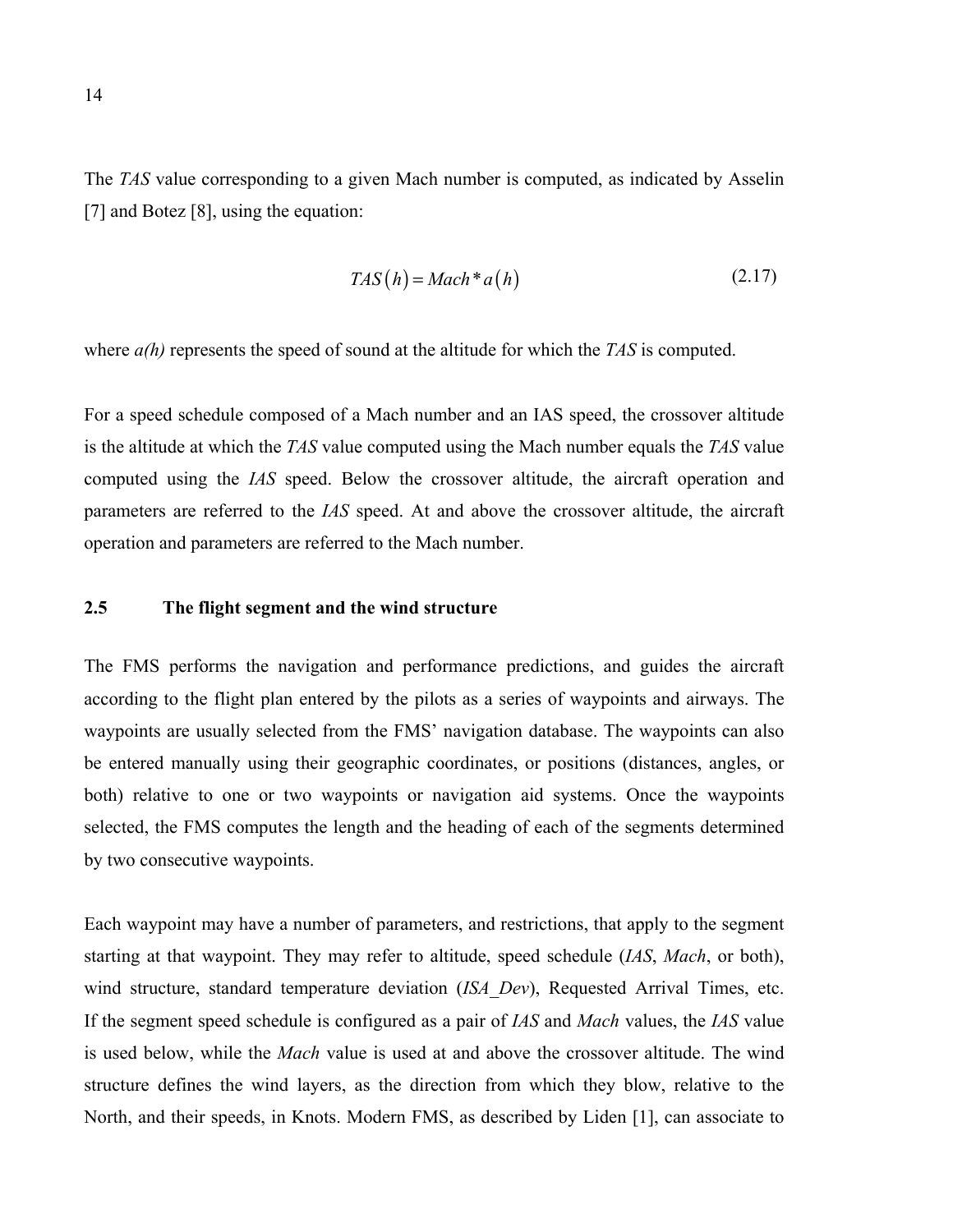The *TAS* value corresponding to a given Mach number is computed, as indicated by Asselin [7] and Botez [8], using the equation:

$$TAS(h) = Mach * a(h) \tag{2.17}$$

where *a(h)* represents the speed of sound at the altitude for which the *TAS* is computed.

For a speed schedule composed of a Mach number and an IAS speed, the crossover altitude is the altitude at which the *TAS* value computed using the Mach number equals the *TAS* value computed using the *IAS* speed. Below the crossover altitude, the aircraft operation and parameters are referred to the *IAS* speed. At and above the crossover altitude, the aircraft operation and parameters are referred to the Mach number.

## 2.5 The flight segment and the wind structure

The FMS performs the navigation and performance predictions, and guides the aircraft according to the flight plan entered by the pilots as a series of waypoints and airways. The waypoints are usually selected from the FMS' navigation database. The waypoints can also be entered manually using their geographic coordinates, or positions (distances, angles, or both) relative to one or two waypoints or navigation aid systems. Once the waypoints selected, the FMS computes the length and the heading of each of the segments determined by two consecutive waypoints.

Each waypoint may have a number of parameters, and restrictions, that apply to the segment starting at that waypoint. They may refer to altitude, speed schedule (*IAS*, *Mach*, or both), wind structure, standard temperature deviation (*ISA_Dev*), Requested Arrival Times, etc. If the segment speed schedule is configured as a pair of *IAS* and *Mach* values, the *IAS* value is used below, while the *Mach* value is used at and above the crossover altitude. The wind structure defines the wind layers, as the direction from which they blow, relative to the North, and their speeds, in Knots. Modern FMS, as described by Liden [1], can associate to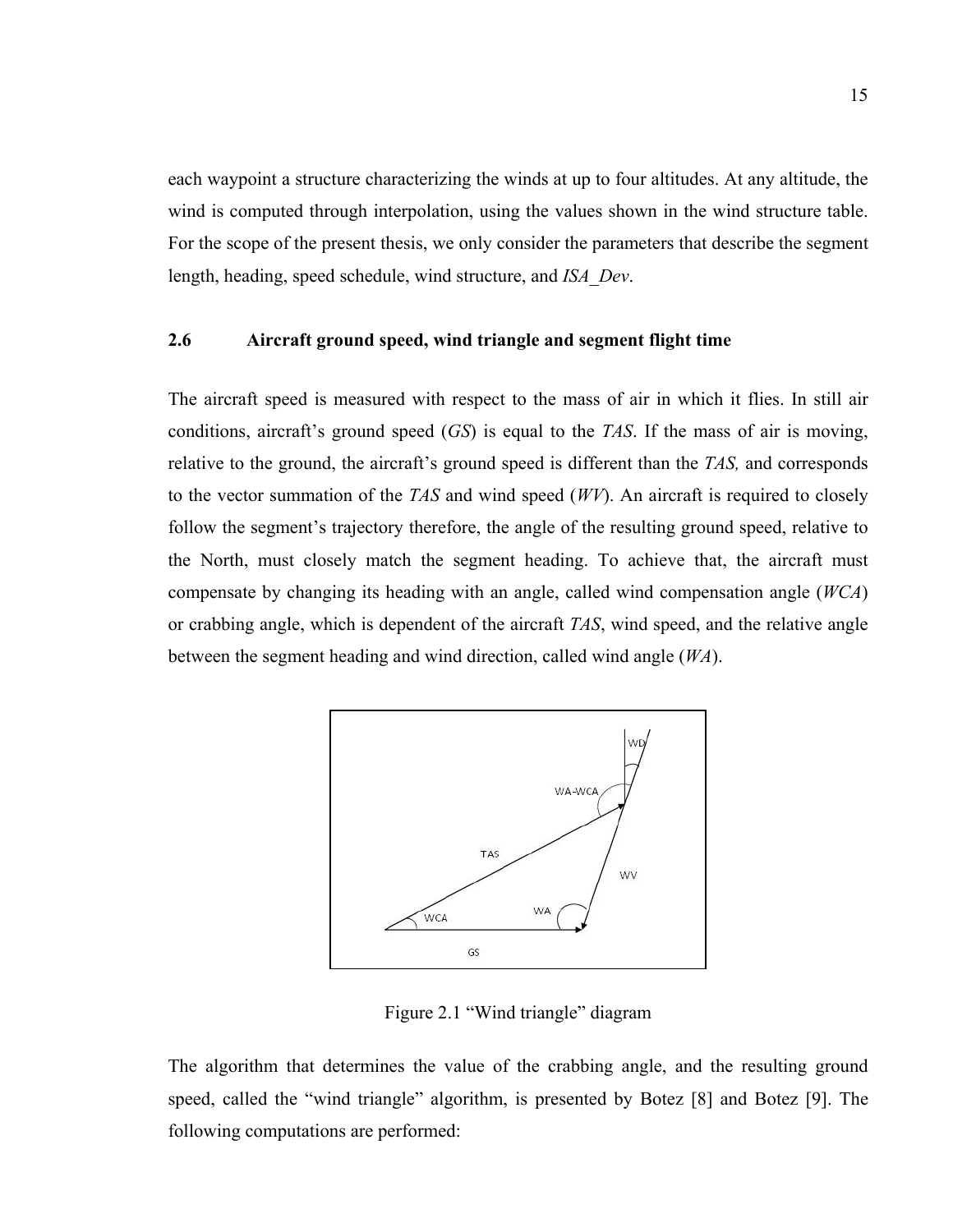each waypoint a structure characterizing the winds at up to four altitudes. At any altitude, the wind is computed through interpolation, using the values shown in the wind structure table. For the scope of the present thesis, we only consider the parameters that describe the segment length, heading, speed schedule, wind structure, and *ISA_Dev*.

## 2.6 Aircraft ground speed, wind triangle and segment flight time

The aircraft speed is measured with respect to the mass of air in which it flies. In still air conditions, aircraft's ground speed (*GS*) is equal to the *TAS*. If the mass of air is moving, relative to the ground, the aircraft's ground speed is different than the *TAS,* and corresponds to the vector summation of the *TAS* and wind speed (*WV*). An aircraft is required to closely follow the segment's trajectory therefore, the angle of the resulting ground speed, relative to the North, must closely match the segment heading. To achieve that, the aircraft must compensate by changing its heading with an angle, called wind compensation angle (*WCA*) or crabbing angle, which is dependent of the aircraft *TAS*, wind speed, and the relative angle between the segment heading and wind direction, called wind angle (*WA*).

Figure 2.1 "Wind triangle" diagram

The algorithm that determines the value of the crabbing angle, and the resulting ground speed, called the "wind triangle" algorithm, is presented by Botez [8] and Botez [9]. The following computations are performed: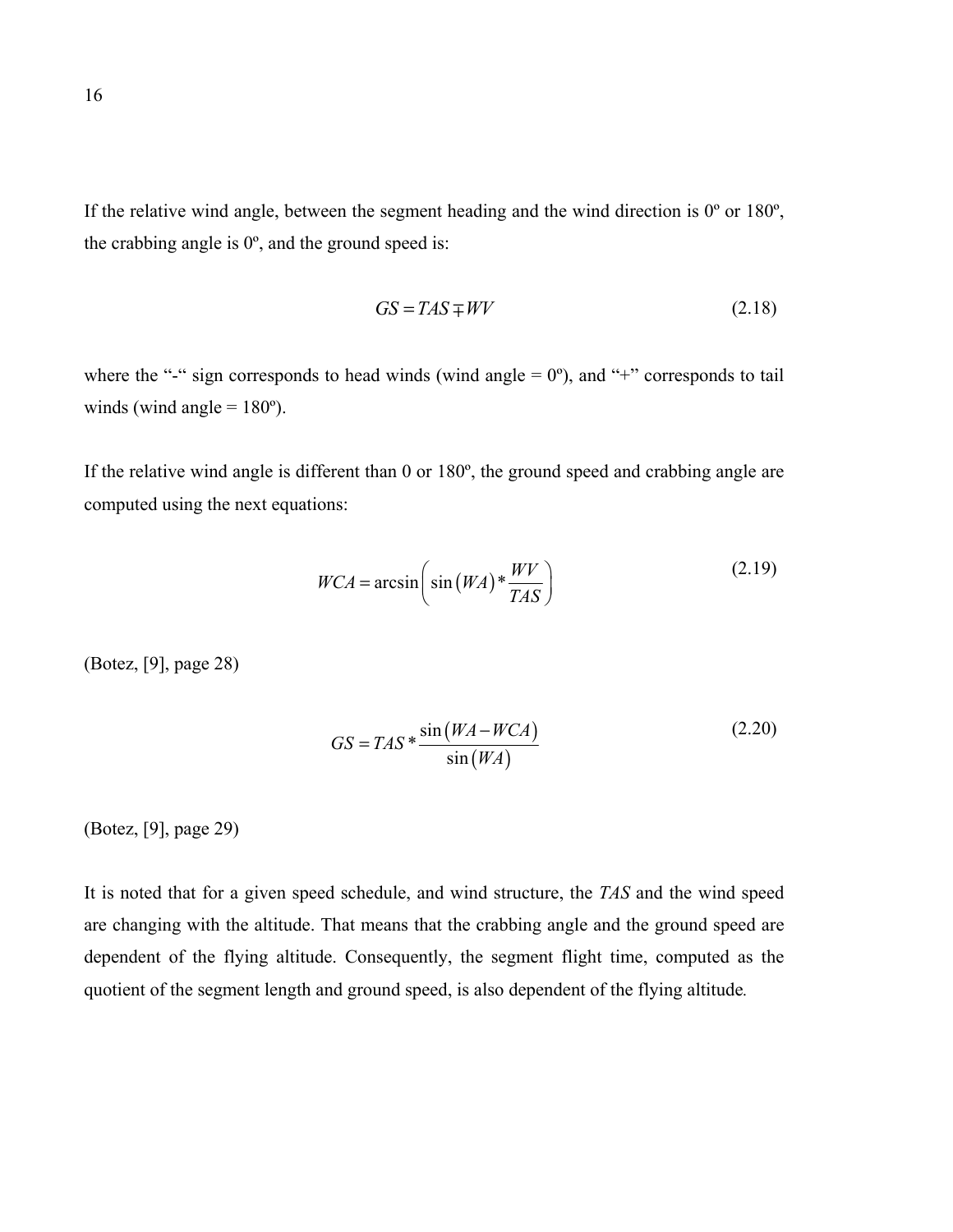If the relative wind angle, between the segment heading and the wind direction is 0º or 180º, the crabbing angle is 0º, and the ground speed is:

$$GS = TAS \mp WV \tag{2.18}$$

where the "-" sign corresponds to head winds (wind angle = 0º), and "+" corresponds to tail winds (wind angle = 180º).

If the relative wind angle is different than 0 or 180º, the ground speed and crabbing angle are computed using the next equations:

$$WCA = \arcsin\left( \sin\left(WA\right) * \frac{WV}{TAS} \right) \tag{2.19}$$

(Botez, [9], page 28)

$$GS = TAS * \frac{\sin\left(WA - WCA\right)}{\sin\left(WA\right)} \tag{2.20}$$

(Botez, [9], page 29)

It is noted that for a given speed schedule, and wind structure, the *TAS* and the wind speed are changing with the altitude. That means that the crabbing angle and the ground speed are dependent of the flying altitude. Consequently, the segment flight time, computed as the quotient of the segment length and ground speed, is also dependent of the flying altitude.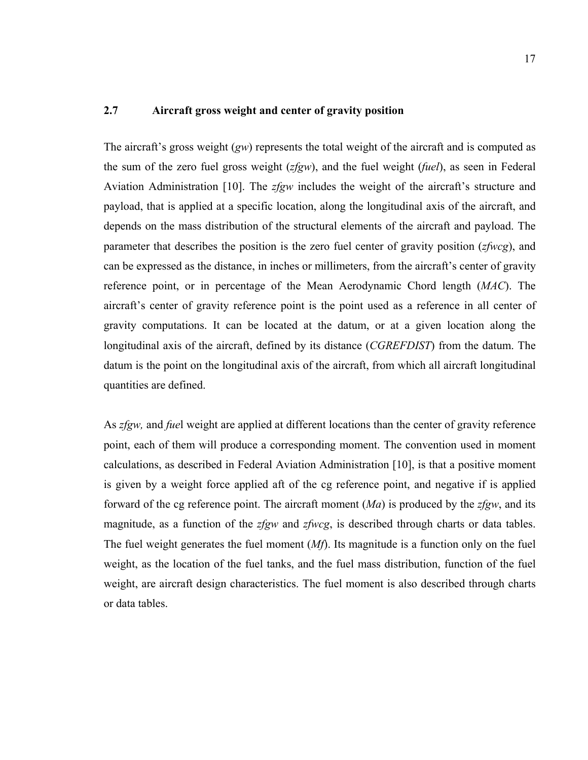## 2.7 Aircraft gross weight and center of gravity position

The aircraft's gross weight (*gw*) represents the total weight of the aircraft and is computed as the sum of the zero fuel gross weight (*zfgw*), and the fuel weight (*fuel*), as seen in Federal Aviation Administration [10]. The *zfgw* includes the weight of the aircraft's structure and payload, that is applied at a specific location, along the longitudinal axis of the aircraft, and depends on the mass distribution of the structural elements of the aircraft and payload. The parameter that describes the position is the zero fuel center of gravity position (*zfwcg*), and can be expressed as the distance, in inches or millimeters, from the aircraft's center of gravity reference point, or in percentage of the Mean Aerodynamic Chord length (*MAC*). The aircraft's center of gravity reference point is the point used as a reference in all center of gravity computations. It can be located at the datum, or at a given location along the longitudinal axis of the aircraft, defined by its distance (*CGREFDIST*) from the datum. The datum is the point on the longitudinal axis of the aircraft, from which all aircraft longitudinal quantities are defined.

As *zfgw,* and *fue*l weight are applied at different locations than the center of gravity reference point, each of them will produce a corresponding moment. The convention used in moment calculations, as described in Federal Aviation Administration [10], is that a positive moment is given by a weight force applied aft of the cg reference point, and negative if is applied forward of the cg reference point. The aircraft moment (*Ma*) is produced by the *zfgw*, and its magnitude, as a function of the *zfgw* and *zfwcg*, is described through charts or data tables. The fuel weight generates the fuel moment (*Mf*). Its magnitude is a function only on the fuel weight, as the location of the fuel tanks, and the fuel mass distribution, function of the fuel weight, are aircraft design characteristics. The fuel moment is also described through charts or data tables.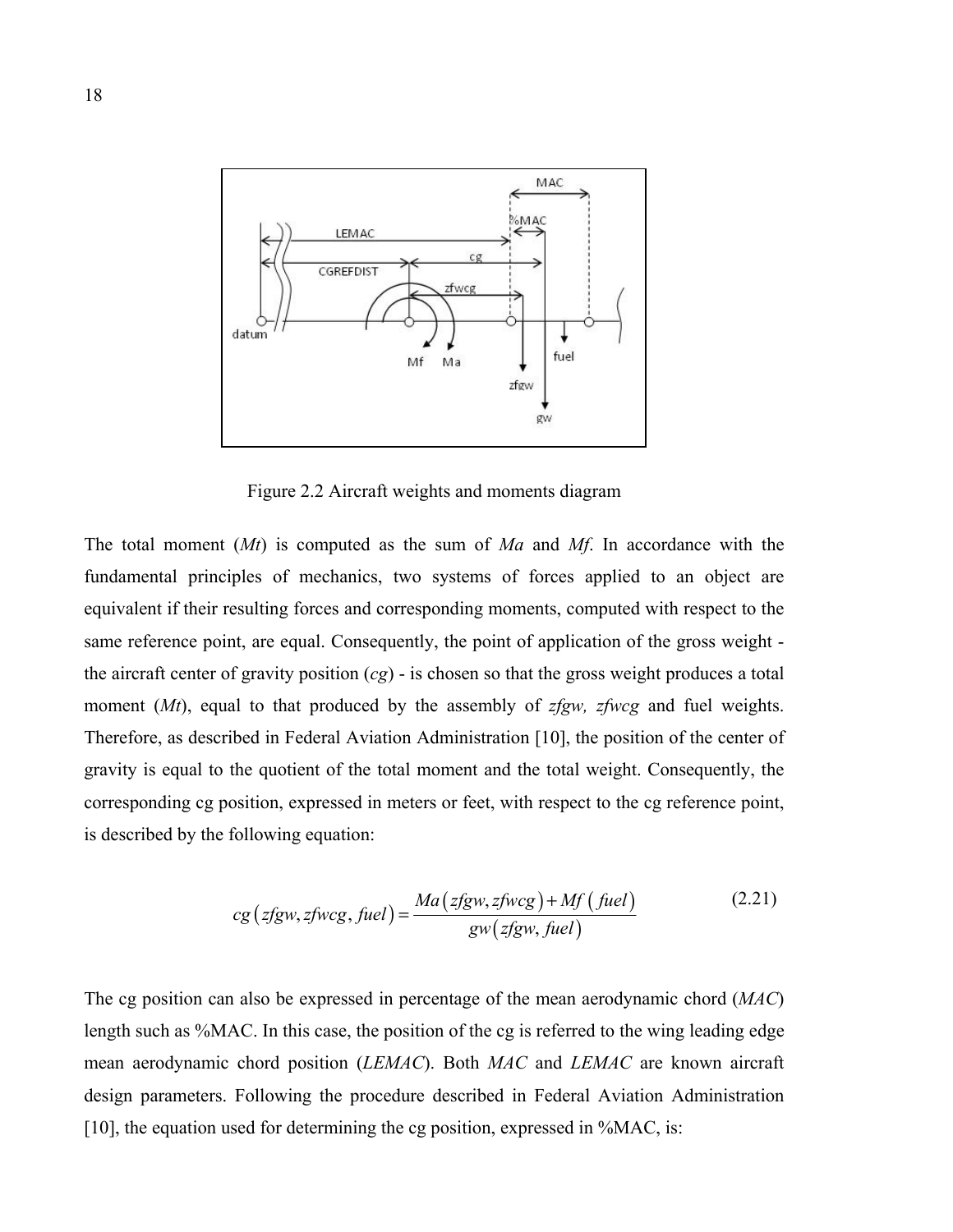Figure 2.2 Aircraft weights and moments diagram

The total moment ($Mt$) is computed as the sum of $Ma$ and $Mf$. In accordance with the fundamental principles of mechanics, two systems of forces applied to an object are equivalent if their resulting forces and corresponding moments, computed with respect to the same reference point, are equal. Consequently, the point of application of the gross weight - the aircraft center of gravity position ($cg$) - is chosen so that the gross weight produces a total moment ($Mt$), equal to that produced by the assembly of $zfgw$, $zfwcg$ and fuel weights. Therefore, as described in Federal Aviation Administration [10], the position of the center of gravity is equal to the quotient of the total moment and the total weight. Consequently, the corresponding cg position, expressed in meters or feet, with respect to the cg reference point, is described by the following equation:

$$cg\left(zfgw, zfwcg, fuel\right) = \frac{Ma\left(zfgw, zfwcg\right) + Mf\left(fuel\right)}{gw\left(zfgw, fuel\right)} \tag{2.21}$$

The cg position can also be expressed in percentage of the mean aerodynamic chord ($MAC$) length such as %MAC. In this case, the position of the cg is referred to the wing leading edge mean aerodynamic chord position ($LEMAC$). Both $MAC$ and $LEMAC$ are known aircraft design parameters. Following the procedure described in Federal Aviation Administration [10], the equation used for determining the cg position, expressed in %MAC, is: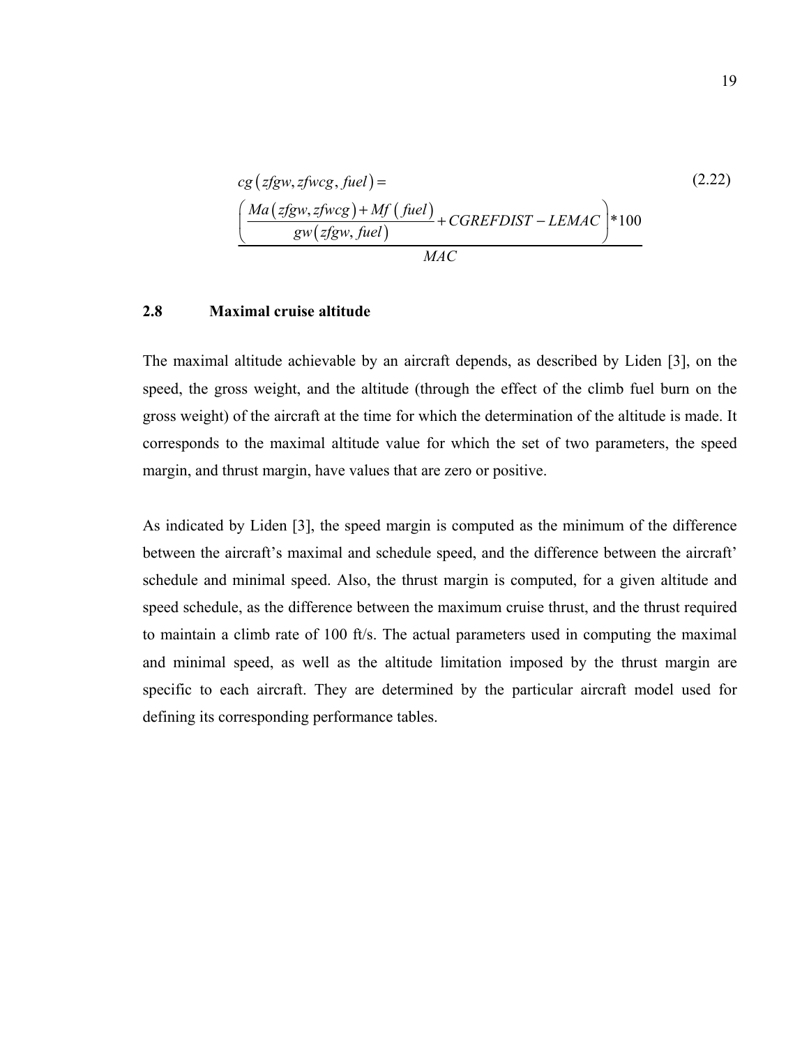$$cg\left(zfgw, zfwcg, fuel\right) = \frac{\left(\dfrac{Ma\left(zfgw, zfwcg\right) + Mf\left(fuel\right)}{gw\left(zfgw, fuel\right)} + CGREFDIST - LEMAC\right) * 100}{MAC} \tag{2.22}$$

## 2.8 Maximal cruise altitude

The maximal altitude achievable by an aircraft depends, as described by Liden [3], on the speed, the gross weight, and the altitude (through the effect of the climb fuel burn on the gross weight) of the aircraft at the time for which the determination of the altitude is made. It corresponds to the maximal altitude value for which the set of two parameters, the speed margin, and thrust margin, have values that are zero or positive.

As indicated by Liden [3], the speed margin is computed as the minimum of the difference between the aircraft's maximal and schedule speed, and the difference between the aircraft' schedule and minimal speed. Also, the thrust margin is computed, for a given altitude and speed schedule, as the difference between the maximum cruise thrust, and the thrust required to maintain a climb rate of 100 ft/s. The actual parameters used in computing the maximal and minimal speed, as well as the altitude limitation imposed by the thrust margin are specific to each aircraft. They are determined by the particular aircraft model used for defining its corresponding performance tables.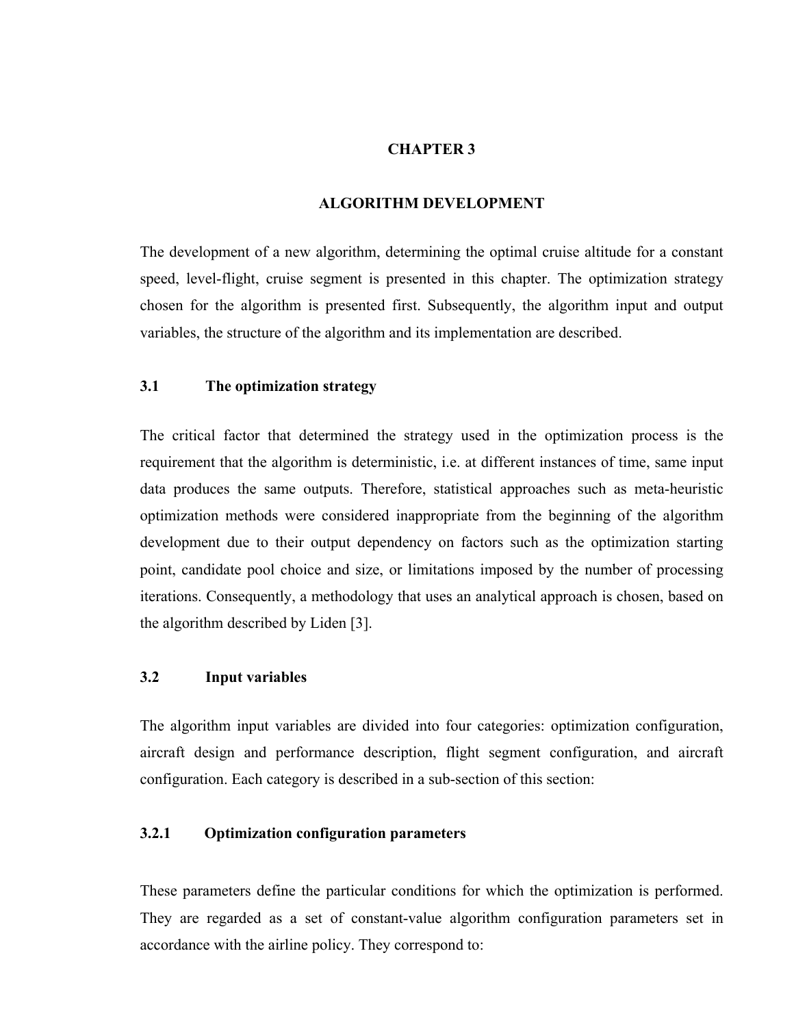# CHAPTER 3

# ALGORITHM DEVELOPMENT

The development of a new algorithm, determining the optimal cruise altitude for a constant speed, level-flight, cruise segment is presented in this chapter. The optimization strategy chosen for the algorithm is presented first. Subsequently, the algorithm input and output variables, the structure of the algorithm and its implementation are described.

## 3.1 The optimization strategy

The critical factor that determined the strategy used in the optimization process is the requirement that the algorithm is deterministic, i.e. at different instances of time, same input data produces the same outputs. Therefore, statistical approaches such as meta-heuristic optimization methods were considered inappropriate from the beginning of the algorithm development due to their output dependency on factors such as the optimization starting point, candidate pool choice and size, or limitations imposed by the number of processing iterations. Consequently, a methodology that uses an analytical approach is chosen, based on the algorithm described by Liden [3].

## 3.2 Input variables

The algorithm input variables are divided into four categories: optimization configuration, aircraft design and performance description, flight segment configuration, and aircraft configuration. Each category is described in a sub-section of this section:

### 3.2.1 Optimization configuration parameters

These parameters define the particular conditions for which the optimization is performed. They are regarded as a set of constant-value algorithm configuration parameters set in accordance with the airline policy. They correspond to: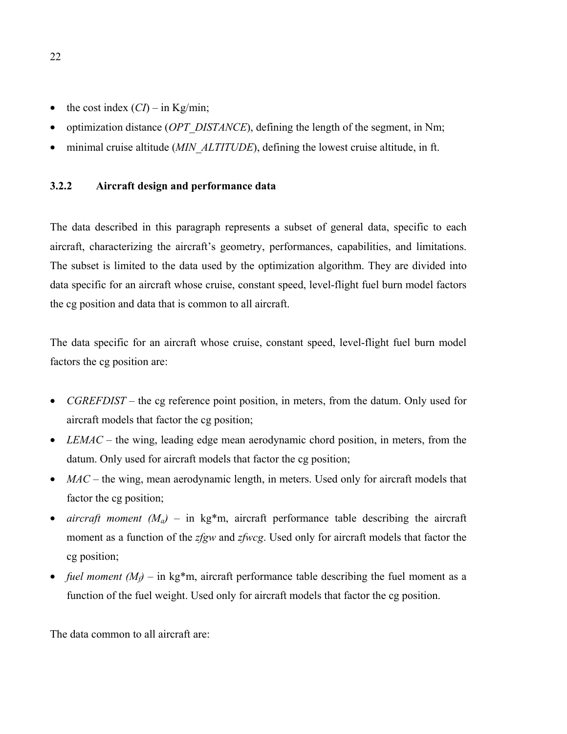- the cost index (*CI*) – in Kg/min;
- optimization distance (*OPT_DISTANCE*), defining the length of the segment, in Nm;
- minimal cruise altitude (*MIN_ALTITUDE*), defining the lowest cruise altitude, in ft.

### 3.2.2 Aircraft design and performance data

The data described in this paragraph represents a subset of general data, specific to each aircraft, characterizing the aircraft's geometry, performances, capabilities, and limitations. The subset is limited to the data used by the optimization algorithm. They are divided into data specific for an aircraft whose cruise, constant speed, level-flight fuel burn model factors the cg position and data that is common to all aircraft.

The data specific for an aircraft whose cruise, constant speed, level-flight fuel burn model factors the cg position are:

- *CGREFDIST* – the cg reference point position, in meters, from the datum. Only used for aircraft models that factor the cg position;
- *LEMAC* – the wing, leading edge mean aerodynamic chord position, in meters, from the datum. Only used for aircraft models that factor the cg position;
- *MAC* – the wing, mean aerodynamic length, in meters. Used only for aircraft models that factor the cg position;
- *aircraft moment* ($M_a$) – in kg*m, aircraft performance table describing the aircraft moment as a function of the *zfgw* and *zfwcg*. Used only for aircraft models that factor the cg position;
- *fuel moment* ($M_f$) – in kg*m, aircraft performance table describing the fuel moment as a function of the fuel weight. Used only for aircraft models that factor the cg position.

The data common to all aircraft are: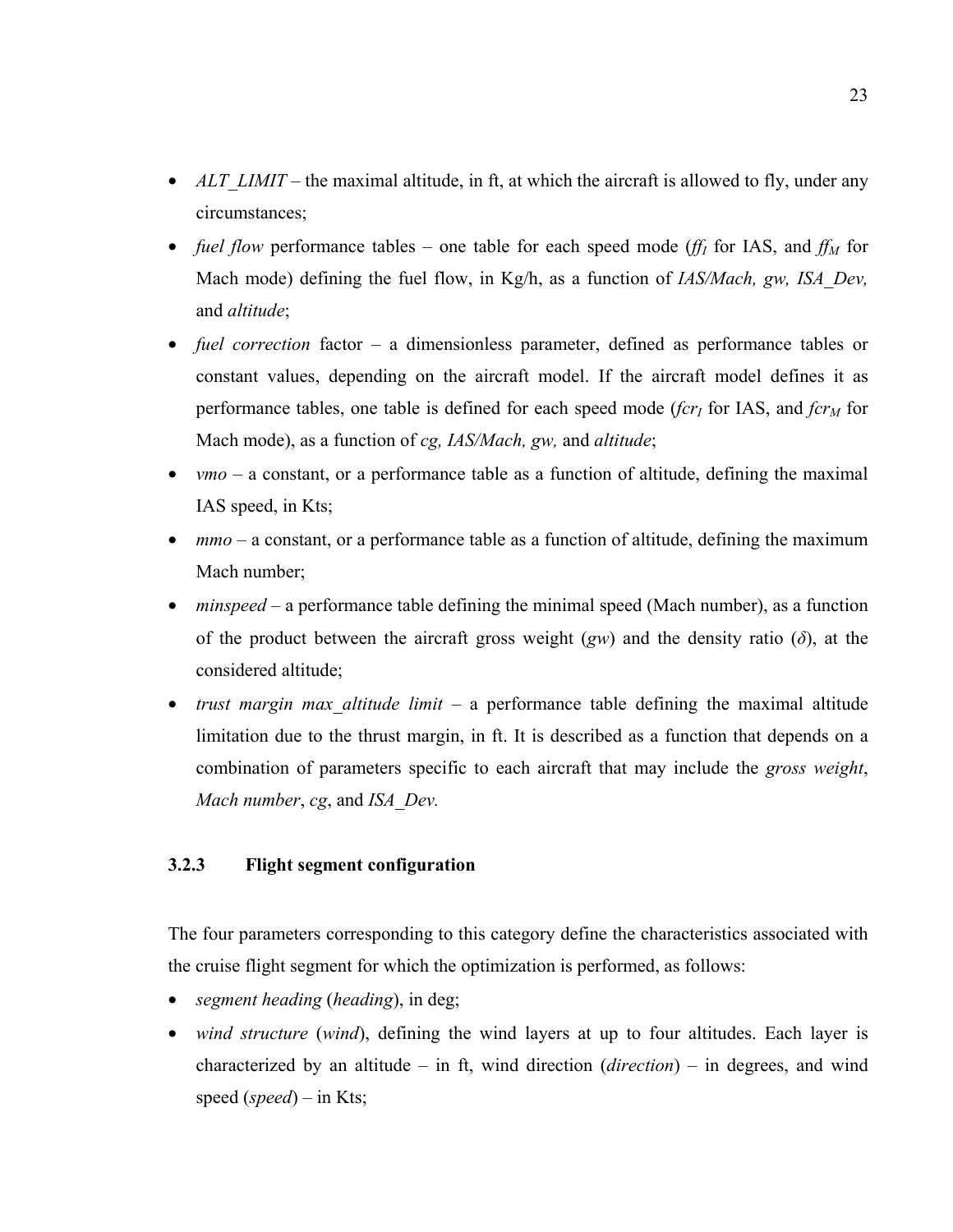- *ALT_LIMIT* – the maximal altitude, in ft, at which the aircraft is allowed to fly, under any circumstances;
- *fuel flow* performance tables – one table for each speed mode ($ff_I$ for IAS, and $ff_M$ for Mach mode) defining the fuel flow, in Kg/h, as a function of *IAS/Mach, gw, ISA_Dev,* and *altitude*;
- *fuel correction* factor – a dimensionless parameter, defined as performance tables or constant values, depending on the aircraft model. If the aircraft model defines it as performance tables, one table is defined for each speed mode ($fcr_I$ for IAS, and $fcr_M$ for Mach mode), as a function of *cg, IAS/Mach, gw,* and *altitude*;
- *vmo* – a constant, or a performance table as a function of altitude, defining the maximal IAS speed, in Kts;
- *mmo* – a constant, or a performance table as a function of altitude, defining the maximum Mach number;
- *minspeed* – a performance table defining the minimal speed (Mach number), as a function of the product between the aircraft gross weight (*gw*) and the density ratio ($\delta$), at the considered altitude;
- *trust margin max_altitude limit* – a performance table defining the maximal altitude limitation due to the thrust margin, in ft. It is described as a function that depends on a combination of parameters specific to each aircraft that may include the *gross weight*, *Mach number*, *cg*, and *ISA_Dev.*

### 3.2.3 Flight segment configuration

The four parameters corresponding to this category define the characteristics associated with the cruise flight segment for which the optimization is performed, as follows:

- *segment heading* (*heading*), in deg;
- *wind structure* (*wind*), defining the wind layers at up to four altitudes. Each layer is characterized by an altitude – in ft, wind direction (*direction*) – in degrees, and wind speed (*speed*) – in Kts;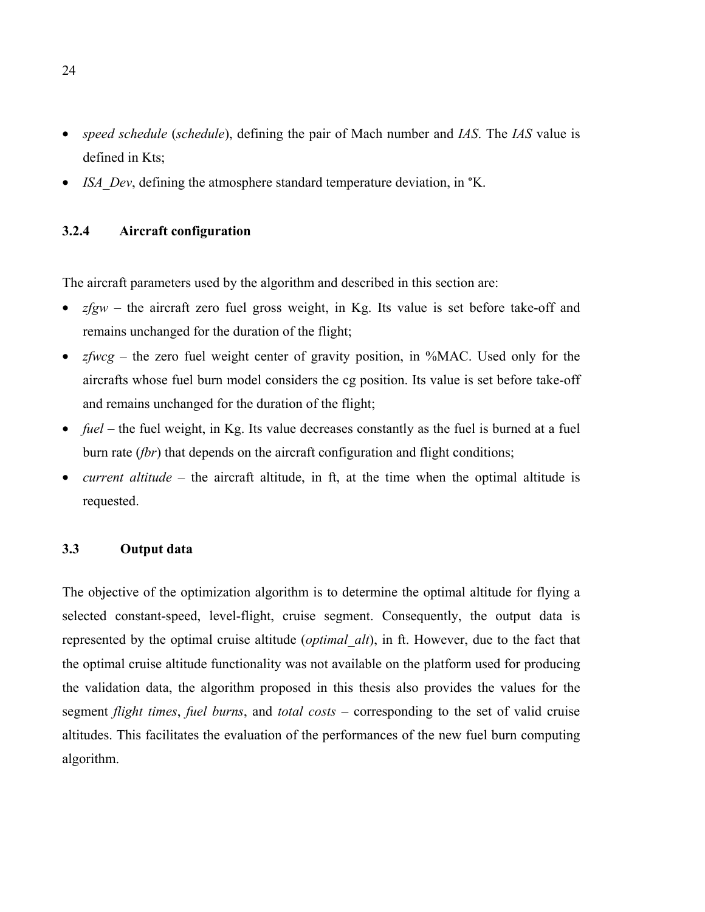- *speed schedule* (*schedule*), defining the pair of Mach number and *IAS*. The *IAS* value is defined in Kts;
- *ISA_Dev*, defining the atmosphere standard temperature deviation, in °K.

### 3.2.4 Aircraft configuration

The aircraft parameters used by the algorithm and described in this section are:

- *zfgw* – the aircraft zero fuel gross weight, in Kg. Its value is set before take-off and remains unchanged for the duration of the flight;
- *zfwcg* – the zero fuel weight center of gravity position, in %MAC. Used only for the aircrafts whose fuel burn model considers the cg position. Its value is set before take-off and remains unchanged for the duration of the flight;
- *fuel* – the fuel weight, in Kg. Its value decreases constantly as the fuel is burned at a fuel burn rate (*fbr*) that depends on the aircraft configuration and flight conditions;
- *current altitude* – the aircraft altitude, in ft, at the time when the optimal altitude is requested.

## 3.3 Output data

The objective of the optimization algorithm is to determine the optimal altitude for flying a selected constant-speed, level-flight, cruise segment. Consequently, the output data is represented by the optimal cruise altitude (*optimal_alt*), in ft. However, due to the fact that the optimal cruise altitude functionality was not available on the platform used for producing the validation data, the algorithm proposed in this thesis also provides the values for the segment *flight times*, *fuel burns*, and *total costs* – corresponding to the set of valid cruise altitudes. This facilitates the evaluation of the performances of the new fuel burn computing algorithm.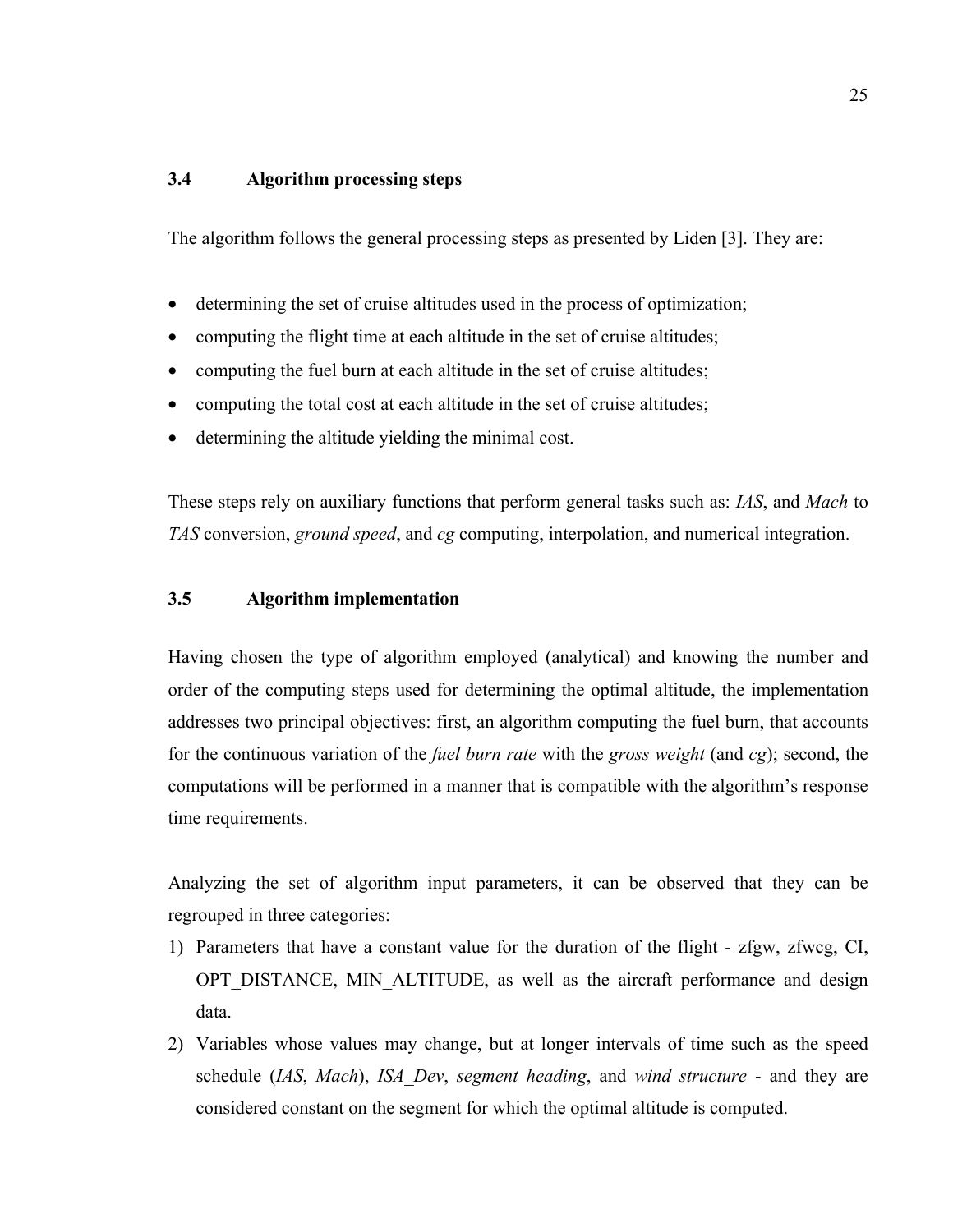### 3.4 Algorithm processing steps

The algorithm follows the general processing steps as presented by Liden [3]. They are:

- determining the set of cruise altitudes used in the process of optimization;
- computing the flight time at each altitude in the set of cruise altitudes;
- computing the fuel burn at each altitude in the set of cruise altitudes;
- computing the total cost at each altitude in the set of cruise altitudes;
- determining the altitude yielding the minimal cost.

These steps rely on auxiliary functions that perform general tasks such as: *IAS*, and *Mach* to *TAS* conversion, *ground speed*, and *cg* computing, interpolation, and numerical integration.

### 3.5 Algorithm implementation

Having chosen the type of algorithm employed (analytical) and knowing the number and order of the computing steps used for determining the optimal altitude, the implementation addresses two principal objectives: first, an algorithm computing the fuel burn, that accounts for the continuous variation of the *fuel burn rate* with the *gross weight* (and *cg*); second, the computations will be performed in a manner that is compatible with the algorithm's response time requirements.

Analyzing the set of algorithm input parameters, it can be observed that they can be regrouped in three categories:

1) Parameters that have a constant value for the duration of the flight - zfgw, zfwcg, CI, OPT_DISTANCE, MIN_ALTITUDE, as well as the aircraft performance and design data.
2) Variables whose values may change, but at longer intervals of time such as the speed schedule (*IAS*, *Mach*), *ISA_Dev*, *segment heading*, and *wind structure* - and they are considered constant on the segment for which the optimal altitude is computed.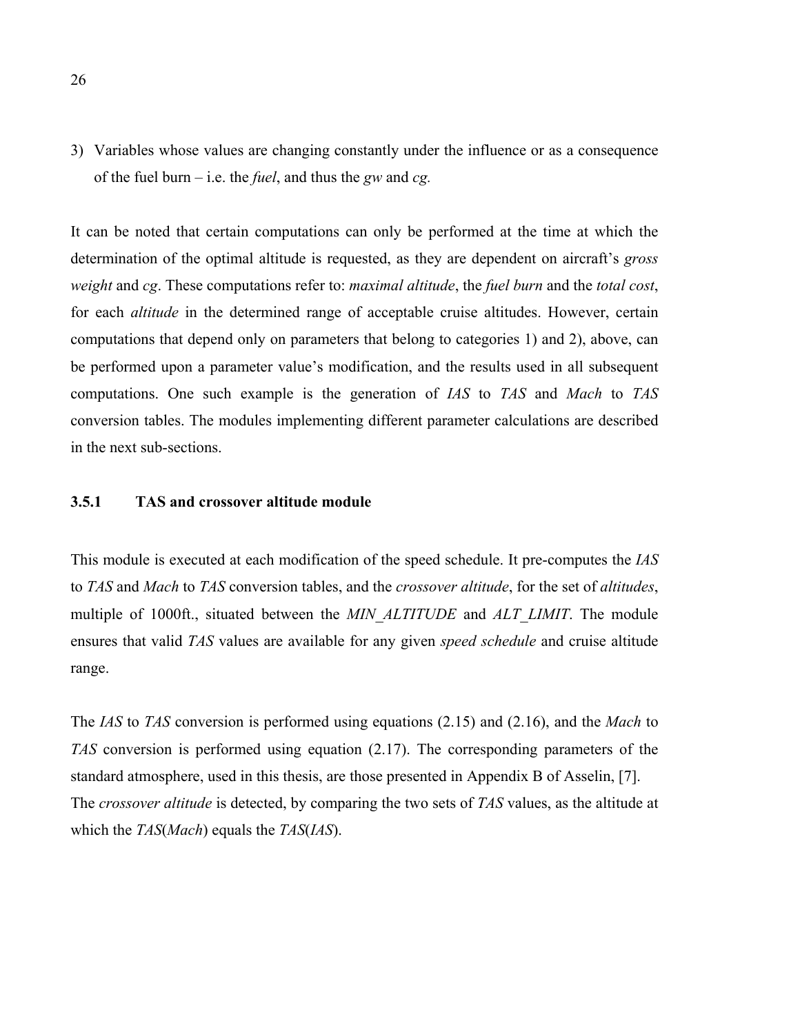3) Variables whose values are changing constantly under the influence or as a consequence of the fuel burn – i.e. the *fuel*, and thus the *gw* and *cg.*

It can be noted that certain computations can only be performed at the time at which the determination of the optimal altitude is requested, as they are dependent on aircraft's *gross weight* and *cg*. These computations refer to: *maximal altitude*, the *fuel burn* and the *total cost*, for each *altitude* in the determined range of acceptable cruise altitudes. However, certain computations that depend only on parameters that belong to categories 1) and 2), above, can be performed upon a parameter value's modification, and the results used in all subsequent computations. One such example is the generation of *IAS* to *TAS* and *Mach* to *TAS* conversion tables. The modules implementing different parameter calculations are described in the next sub-sections.

### 3.5.1 TAS and crossover altitude module

This module is executed at each modification of the speed schedule. It pre-computes the *IAS* to *TAS* and *Mach* to *TAS* conversion tables, and the *crossover altitude*, for the set of *altitudes*, multiple of 1000ft., situated between the *MIN_ALTITUDE* and *ALT_LIMIT*. The module ensures that valid *TAS* values are available for any given *speed schedule* and cruise altitude range.

The *IAS* to *TAS* conversion is performed using equations (2.15) and (2.16), and the *Mach* to *TAS* conversion is performed using equation (2.17). The corresponding parameters of the standard atmosphere, used in this thesis, are those presented in Appendix B of Asselin, [7].
The *crossover altitude* is detected, by comparing the two sets of *TAS* values, as the altitude at which the *TAS*(*Mach*) equals the *TAS*(*IAS*).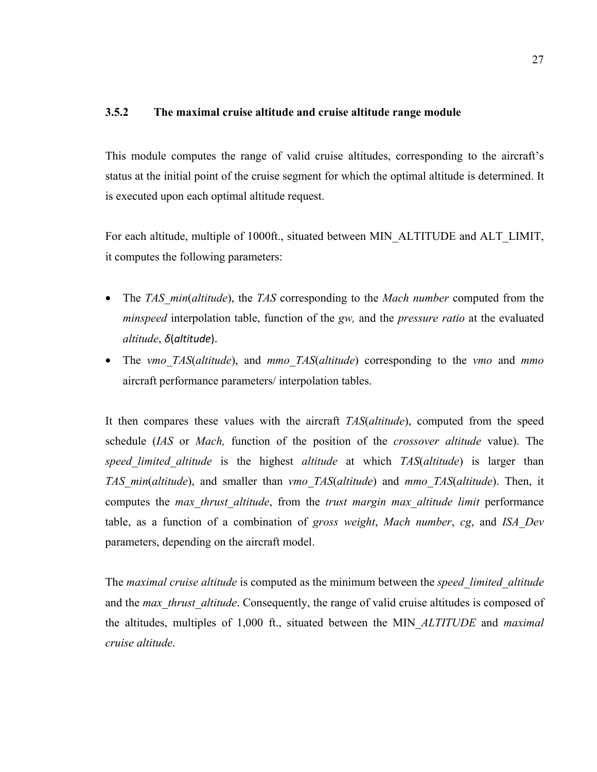### 3.5.2 The maximal cruise altitude and cruise altitude range module

This module computes the range of valid cruise altitudes, corresponding to the aircraft's status at the initial point of the cruise segment for which the optimal altitude is determined. It is executed upon each optimal altitude request.

For each altitude, multiple of 1000ft., situated between MIN_ALTITUDE and ALT_LIMIT, it computes the following parameters:

- The *TAS_min*(*altitude*), the *TAS* corresponding to the *Mach number* computed from the *minspeed* interpolation table, function of the *gw,* and the *pressure ratio* at the evaluated *altitude*, $\delta(altitude)$.
- The *vmo_TAS*(*altitude*), and *mmo_TAS*(*altitude*) corresponding to the *vmo* and *mmo* aircraft performance parameters/ interpolation tables.

It then compares these values with the aircraft *TAS*(*altitude*), computed from the speed schedule (*IAS* or *Mach,* function of the position of the *crossover altitude* value). The *speed_limited_altitude* is the highest *altitude* at which *TAS*(*altitude*) is larger than *TAS_min*(*altitude*), and smaller than *vmo_TAS*(*altitude*) and *mmo_TAS*(*altitude*). Then, it computes the *max_thrust_altitude*, from the *trust margin max_altitude limit* performance table, as a function of a combination of *gross weight*, *Mach number*, *cg*, and *ISA_Dev* parameters, depending on the aircraft model.

The *maximal cruise altitude* is computed as the minimum between the *speed_limited_altitude* and the *max_thrust_altitude*. Consequently, the range of valid cruise altitudes is composed of the altitudes, multiples of 1,000 ft., situated between the MIN_*ALTITUDE* and *maximal cruise altitude*.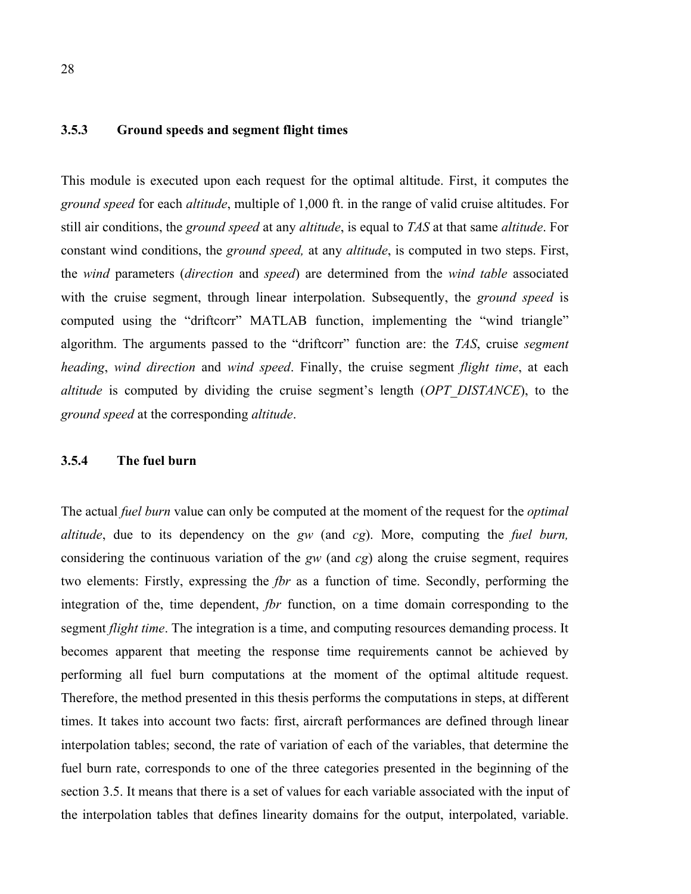### 3.5.3 Ground speeds and segment flight times

This module is executed upon each request for the optimal altitude. First, it computes the *ground speed* for each *altitude*, multiple of 1,000 ft. in the range of valid cruise altitudes. For still air conditions, the *ground speed* at any *altitude*, is equal to *TAS* at that same *altitude*. For constant wind conditions, the *ground speed,* at any *altitude*, is computed in two steps. First, the *wind* parameters (*direction* and *speed*) are determined from the *wind table* associated with the cruise segment, through linear interpolation. Subsequently, the *ground speed* is computed using the "driftcorr" MATLAB function, implementing the "wind triangle" algorithm. The arguments passed to the "driftcorr" function are: the *TAS*, cruise *segment heading*, *wind direction* and *wind speed*. Finally, the cruise segment *flight time*, at each *altitude* is computed by dividing the cruise segment's length (*OPT_DISTANCE*), to the *ground speed* at the corresponding *altitude*.

### 3.5.4 The fuel burn

The actual *fuel burn* value can only be computed at the moment of the request for the *optimal altitude*, due to its dependency on the *gw* (and *cg*). More, computing the *fuel burn,* considering the continuous variation of the *gw* (and *cg*) along the cruise segment, requires two elements: Firstly, expressing the *fbr* as a function of time. Secondly, performing the integration of the, time dependent, *fbr* function, on a time domain corresponding to the segment *flight time*. The integration is a time, and computing resources demanding process. It becomes apparent that meeting the response time requirements cannot be achieved by performing all fuel burn computations at the moment of the optimal altitude request. Therefore, the method presented in this thesis performs the computations in steps, at different times. It takes into account two facts: first, aircraft performances are defined through linear interpolation tables; second, the rate of variation of each of the variables, that determine the fuel burn rate, corresponds to one of the three categories presented in the beginning of the section 3.5. It means that there is a set of values for each variable associated with the input of the interpolation tables that defines linearity domains for the output, interpolated, variable.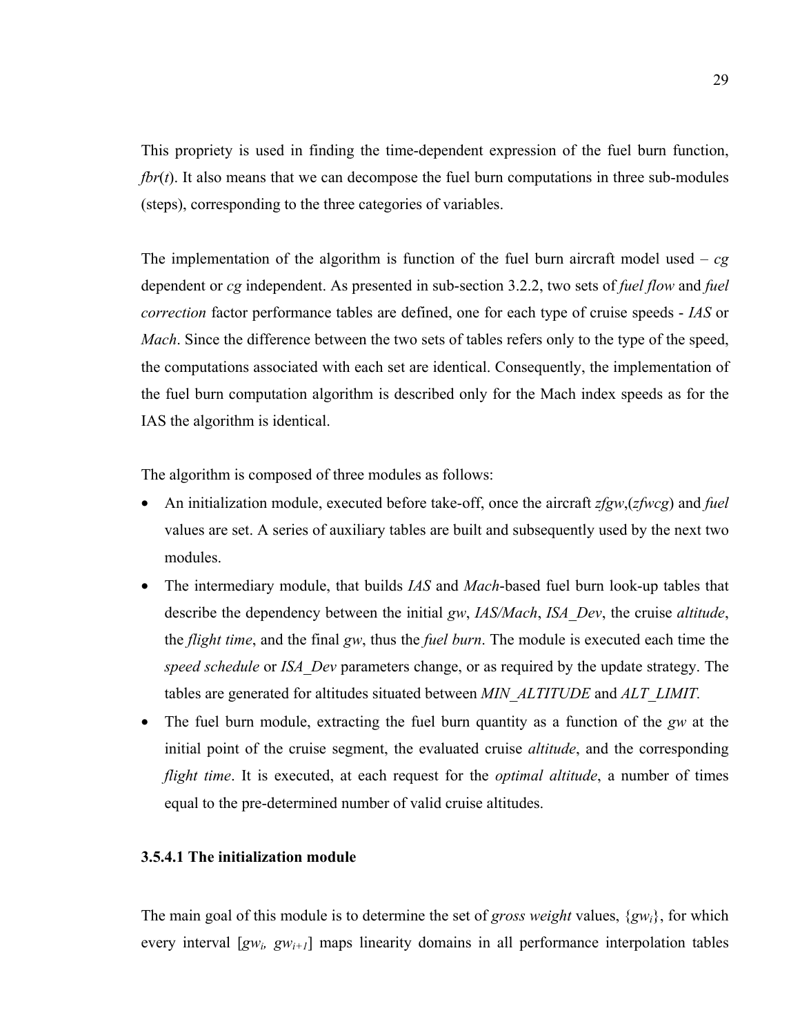This propriety is used in finding the time-dependent expression of the fuel burn function, *fbr*(*t*). It also means that we can decompose the fuel burn computations in three sub-modules (steps), corresponding to the three categories of variables.

The implementation of the algorithm is function of the fuel burn aircraft model used – *cg* dependent or *cg* independent. As presented in sub-section 3.2.2, two sets of *fuel flow* and *fuel correction* factor performance tables are defined, one for each type of cruise speeds - *IAS* or *Mach*. Since the difference between the two sets of tables refers only to the type of the speed, the computations associated with each set are identical. Consequently, the implementation of the fuel burn computation algorithm is described only for the Mach index speeds as for the IAS the algorithm is identical.

The algorithm is composed of three modules as follows:

- An initialization module, executed before take-off, once the aircraft *zfgw*,(*zfwcg*) and *fuel* values are set. A series of auxiliary tables are built and subsequently used by the next two modules.
- The intermediary module, that builds *IAS* and *Mach*-based fuel burn look-up tables that describe the dependency between the initial *gw*, *IAS/Mach*, *ISA_Dev*, the cruise *altitude*, the *flight time*, and the final *gw*, thus the *fuel burn*. The module is executed each time the *speed schedule* or *ISA_Dev* parameters change, or as required by the update strategy. The tables are generated for altitudes situated between *MIN_ALTITUDE* and *ALT_LIMIT*.
- The fuel burn module, extracting the fuel burn quantity as a function of the *gw* at the initial point of the cruise segment, the evaluated cruise *altitude*, and the corresponding *flight time*. It is executed, at each request for the *optimal altitude*, a number of times equal to the pre-determined number of valid cruise altitudes.

### 3.5.4.1 The initialization module

The main goal of this module is to determine the set of *gross weight* values, $\{gw_i\}$, for which every interval $[gw_i, gw_{i+1}]$ maps linearity domains in all performance interpolation tables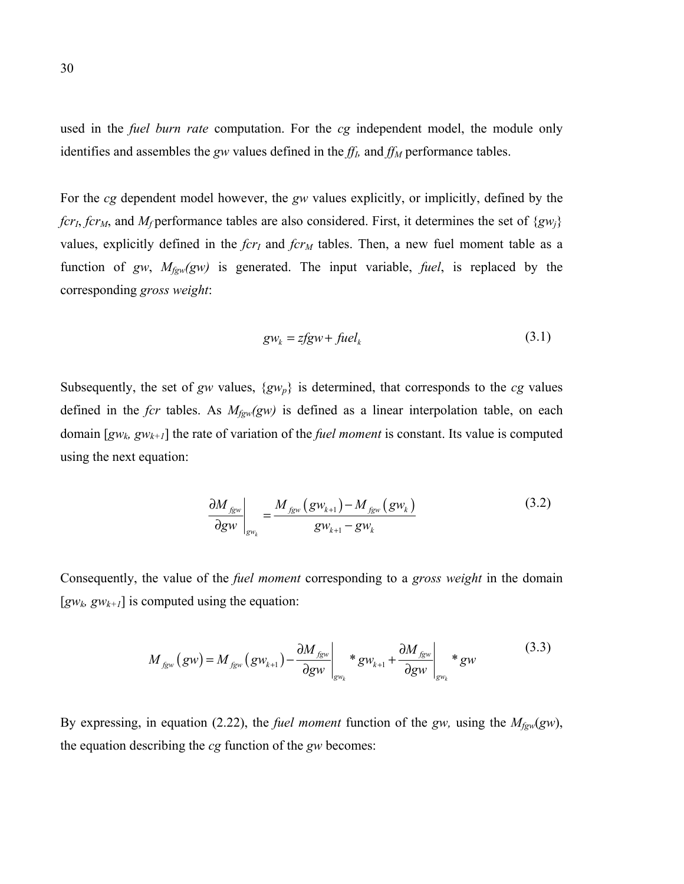used in the *fuel burn rate* computation. For the *cg* independent model, the module only identifies and assembles the *gw* values defined in the $ff_I$, and $ff_M$ performance tables.

For the *cg* dependent model however, the *gw* values explicitly, or implicitly, defined by the $fcr_I$, $fcr_M$, and $M_f$ performance tables are also considered. First, it determines the set of $\{gw_j\}$ values, explicitly defined in the $fcr_I$ and $fcr_M$ tables. Then, a new fuel moment table as a function of *gw*, $M_{fgw}(gw)$ is generated. The input variable, *fuel*, is replaced by the corresponding *gross weight*:

$$gw_k = zfgw + fuel_k \tag{3.1}$$

Subsequently, the set of *gw* values, $\{gw_p\}$ is determined, that corresponds to the *cg* values defined in the *fcr* tables. As $M_{fgw}(gw)$ is defined as a linear interpolation table, on each domain $[gw_k, gw_{k+1}]$ the rate of variation of the *fuel moment* is constant. Its value is computed using the next equation:

$$\left.\frac{\partial M_{fgw}}{\partial gw}\right|_{gw_k} = \frac{M_{fgw}\left(gw_{k+1}\right) - M_{fgw}\left(gw_k\right)}{gw_{k+1} - gw_k} \tag{3.2}$$

Consequently, the value of the *fuel moment* corresponding to a *gross weight* in the domain $[gw_k, gw_{k+1}]$ is computed using the equation:

$$M_{fgw}\left(gw\right) = M_{fgw}\left(gw_{k+1}\right) - \left.\frac{\partial M_{fgw}}{\partial gw}\right|_{gw_k} * gw_{k+1} + \left.\frac{\partial M_{fgw}}{\partial gw}\right|_{gw_k} * gw \tag{3.3}$$

By expressing, in equation (2.22), the *fuel moment* function of the *gw,* using the $M_{fgw}(gw)$, the equation describing the *cg* function of the *gw* becomes: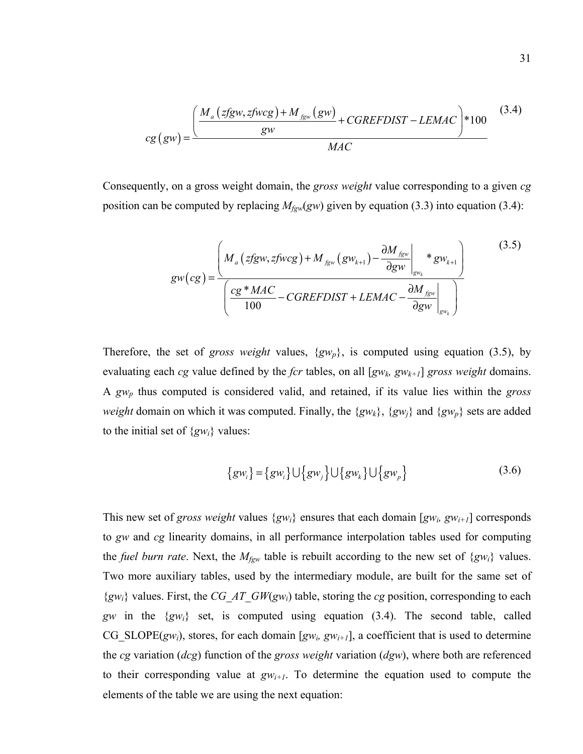$$cg(gw) = \frac{\left( \frac{M_a(zfgw, zfwcg) + M_{fgw}(gw)}{gw} + CGREFDIST - LEMAC \right) * 100}{MAC} \tag{3.4}$$

Consequently, on a gross weight domain, the *gross weight* value corresponding to a given *cg* position can be computed by replacing $M_{fgw}(gw)$ given by equation (3.3) into equation (3.4):

$$gw(cg) = \frac{\left( M_a(zfgw, zfwcg) + M_{fgw}(gw_{k+1}) - \left. \frac{\partial M_{fgw}}{\partial gw} \right|_{gw_k} * gw_{k+1} \right)}{\left( \frac{cg * MAC}{100} - CGREFDIST + LEMAC - \left. \frac{\partial M_{fgw}}{\partial gw} \right|_{gw_k} \right)} \tag{3.5}$$

Therefore, the set of *gross weight* values, $\{gw_p\}$, is computed using equation (3.5), by evaluating each *cg* value defined by the *fcr* tables, on all $[gw_k, gw_{k+1}]$ *gross weight* domains. A $gw_p$ thus computed is considered valid, and retained, if its value lies within the *gross weight* domain on which it was computed. Finally, the $\{gw_k\}$, $\{gw_j\}$ and $\{gw_p\}$ sets are added to the initial set of $\{gw_i\}$ values:

$$\{gw_i\} = \{gw_i\} \cup \{gw_j\} \cup \{gw_k\} \cup \{gw_p\} \tag{3.6}$$

This new set of *gross weight* values $\{gw_i\}$ ensures that each domain $[gw_i, gw_{i+1}]$ corresponds to *gw* and *cg* linearity domains, in all performance interpolation tables used for computing the *fuel burn rate*. Next, the $M_{fgw}$ table is rebuilt according to the new set of $\{gw_i\}$ values. Two more auxiliary tables, used by the intermediary module, are built for the same set of $\{gw_i\}$ values. First, the $CG\_AT\_GW(gw_i)$ table, storing the *cg* position, corresponding to each *gw* in the $\{gw_i\}$ set, is computed using equation (3.4). The second table, called $CG\_SLOPE(gw_i)$, stores, for each domain $[gw_i, gw_{i+1}]$, a coefficient that is used to determine the *cg* variation (*dcg*) function of the *gross weight* variation (*dgw*), where both are referenced to their corresponding value at $gw_{i+1}$. To determine the equation used to compute the elements of the table we are using the next equation: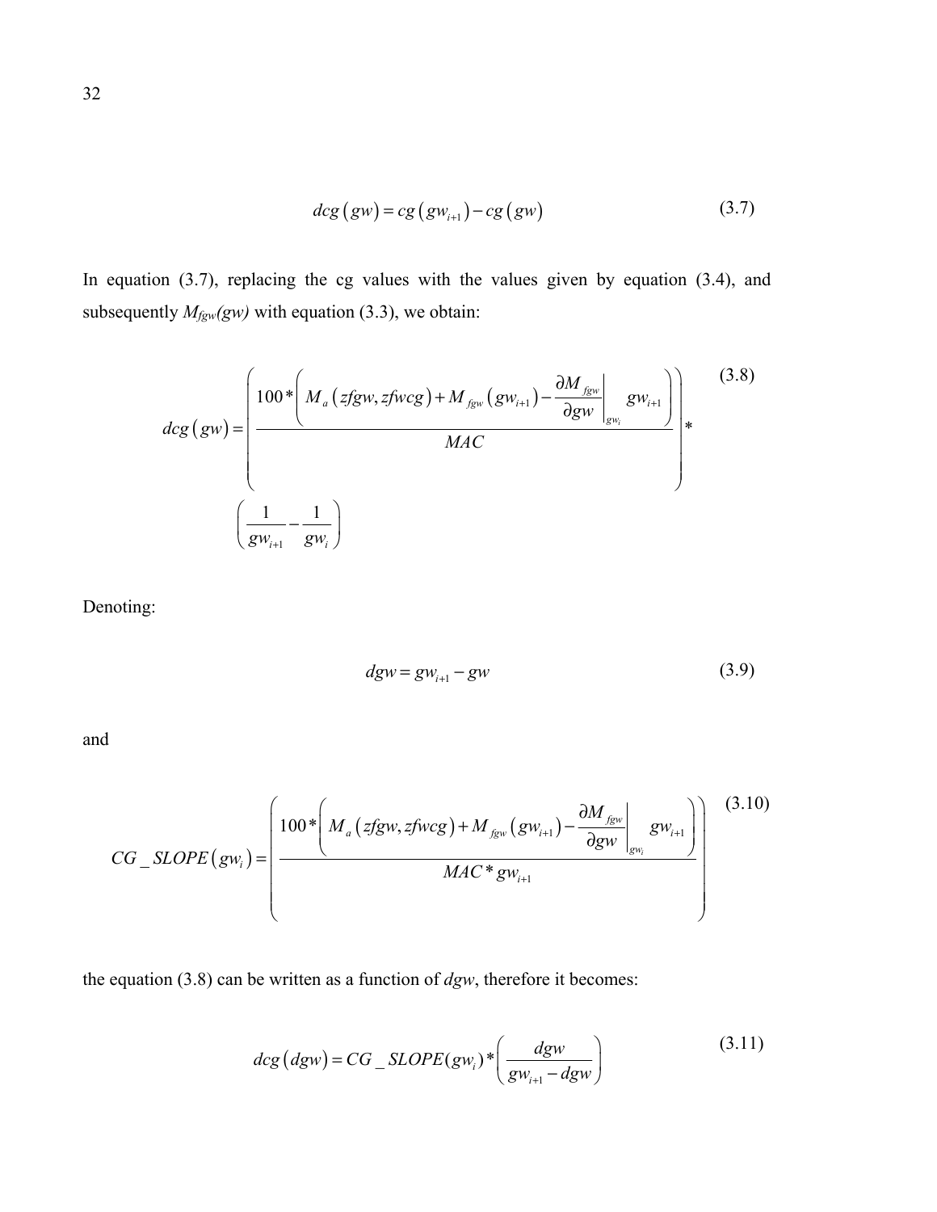$$dcg(gw) = cg(gw_{i+1}) - cg(gw) \tag{3.7}$$

In equation (3.7), replacing the cg values with the values given by equation (3.4), and subsequently $M_{fgw}(gw)$ with equation (3.3), we obtain:

$$dcg(gw) = \left( \frac{100 * \left( M_a(zfgw, zfwcg) + M_{fgw}(gw_{i+1}) - \left.\frac{\partial M_{fgw}}{\partial gw}\right|_{gw_i} gw_{i+1} \right)}{MAC} \right) * \left( \frac{1}{gw_{i+1}} - \frac{1}{gw_i} \right) \tag{3.8}$$

Denoting:

$$dgw = gw_{i+1} - gw \tag{3.9}$$

and

$$CG\_SLOPE(gw_i) = \left( \frac{100 * \left( M_a(zfgw, zfwcg) + M_{fgw}(gw_{i+1}) - \left.\frac{\partial M_{fgw}}{\partial gw}\right|_{gw_i} gw_{i+1} \right)}{MAC * gw_{i+1}} \right) \tag{3.10}$$

the equation (3.8) can be written as a function of $dgw$, therefore it becomes:

$$dcg(dgw) = CG\_SLOPE(gw_i) * \left( \frac{dgw}{gw_{i+1} - dgw} \right) \tag{3.11}$$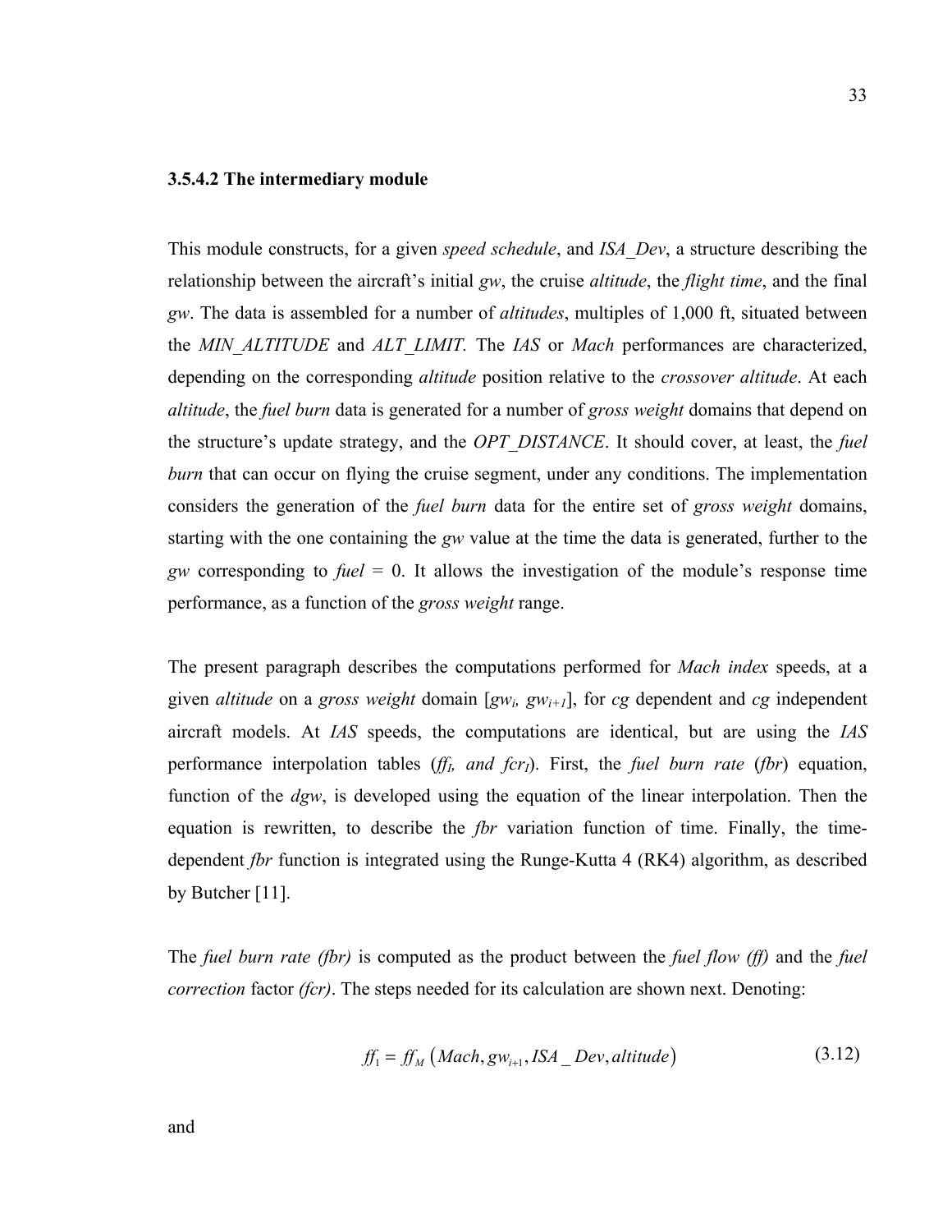### 3.5.4.2 The intermediary module

This module constructs, for a given *speed schedule*, and *ISA_Dev*, a structure describing the relationship between the aircraft's initial *gw*, the cruise *altitude*, the *flight time*, and the final *gw*. The data is assembled for a number of *altitudes*, multiples of 1,000 ft, situated between the *MIN_ALTITUDE* and *ALT_LIMIT.* The *IAS* or *Mach* performances are characterized, depending on the corresponding *altitude* position relative to the *crossover altitude*. At each *altitude*, the *fuel burn* data is generated for a number of *gross weight* domains that depend on the structure's update strategy, and the *OPT_DISTANCE*. It should cover, at least, the *fuel burn* that can occur on flying the cruise segment, under any conditions. The implementation considers the generation of the *fuel burn* data for the entire set of *gross weight* domains, starting with the one containing the *gw* value at the time the data is generated, further to the *gw* corresponding to *fuel* = 0. It allows the investigation of the module's response time performance, as a function of the *gross weight* range.

The present paragraph describes the computations performed for *Mach index* speeds, at a given *altitude* on a *gross weight* domain [$gw_i$, $gw_{i+1}$], for *cg* dependent and *cg* independent aircraft models. At *IAS* speeds, the computations are identical, but are using the *IAS* performance interpolation tables ($ff_I$*, and* $fcr_I$). First, the *fuel burn rate* (*fbr*) equation, function of the *dgw*, is developed using the equation of the linear interpolation. Then the equation is rewritten, to describe the *fbr* variation function of time. Finally, the time-dependent *fbr* function is integrated using the Runge-Kutta 4 (RK4) algorithm, as described by Butcher [11].

The *fuel burn rate (fbr)* is computed as the product between the *fuel flow (ff)* and the *fuel correction* factor *(fcr)*. The steps needed for its calculation are shown next. Denoting:

$$ff_1 = ff_M\left(Mach, gw_{i+1}, ISA\_Dev, altitude\right) \tag{3.12}$$

and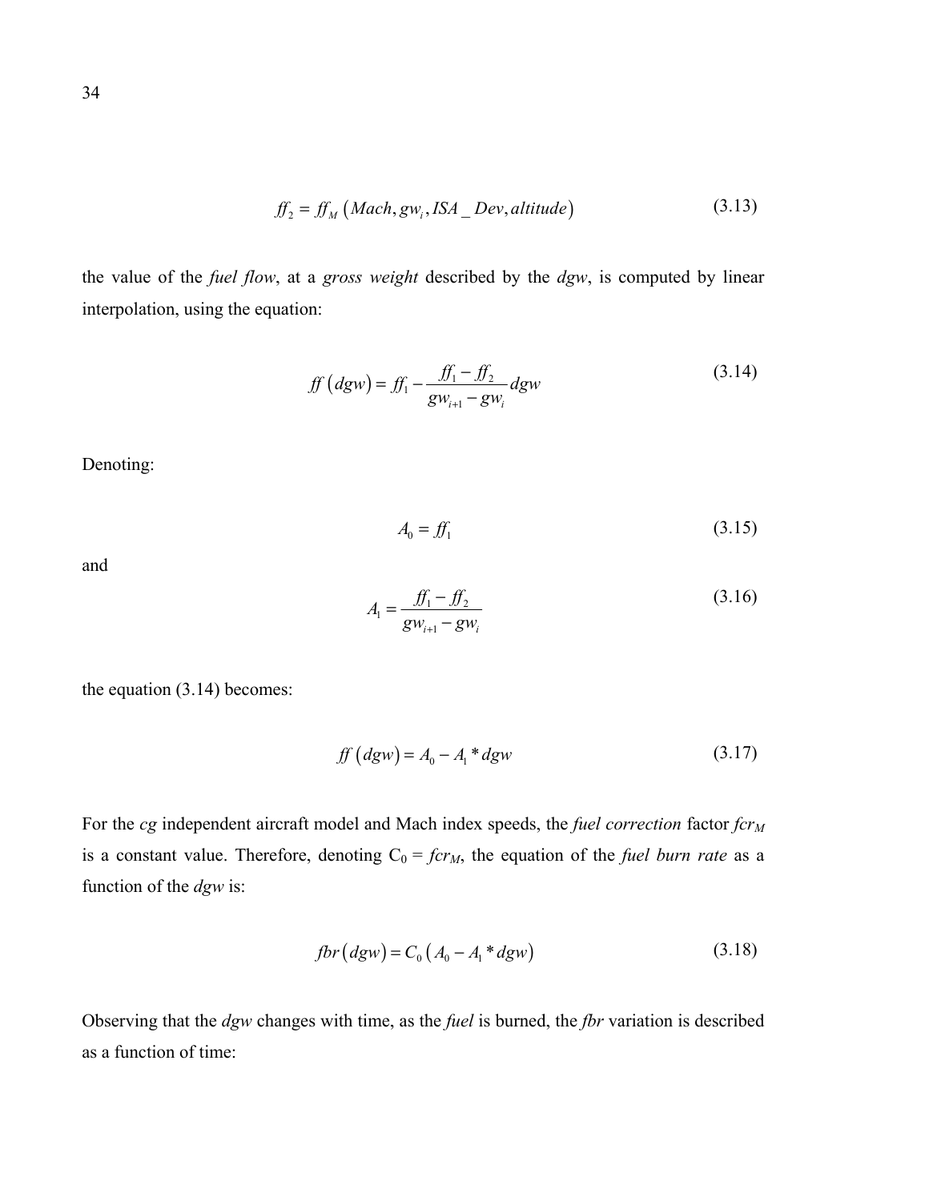$$ff_2 = ff_M\left(Mach, gw_i, ISA\_Dev, altitude\right) \tag{3.13}$$

the value of the *fuel flow*, at a *gross weight* described by the *dgw*, is computed by linear interpolation, using the equation:

$$ff\left(dgw\right) = ff_1 - \frac{ff_1 - ff_2}{gw_{i+1} - gw_i}dgw \tag{3.14}$$

Denoting:

$$A_0 = ff_1 \tag{3.15}$$

and

$$A_1 = \frac{ff_1 - ff_2}{gw_{i+1} - gw_i} \tag{3.16}$$

the equation (3.14) becomes:

$$ff\left(dgw\right) = A_0 - A_1 * dgw \tag{3.17}$$

For the *cg* independent aircraft model and Mach index speeds, the *fuel correction* factor $fcr_M$ is a constant value. Therefore, denoting $C_0 = fcr_M$, the equation of the *fuel burn rate* as a function of the *dgw* is:

$$fbr\left(dgw\right) = C_0\left(A_0 - A_1 * dgw\right) \tag{3.18}$$

Observing that the *dgw* changes with time, as the *fuel* is burned, the *fbr* variation is described as a function of time: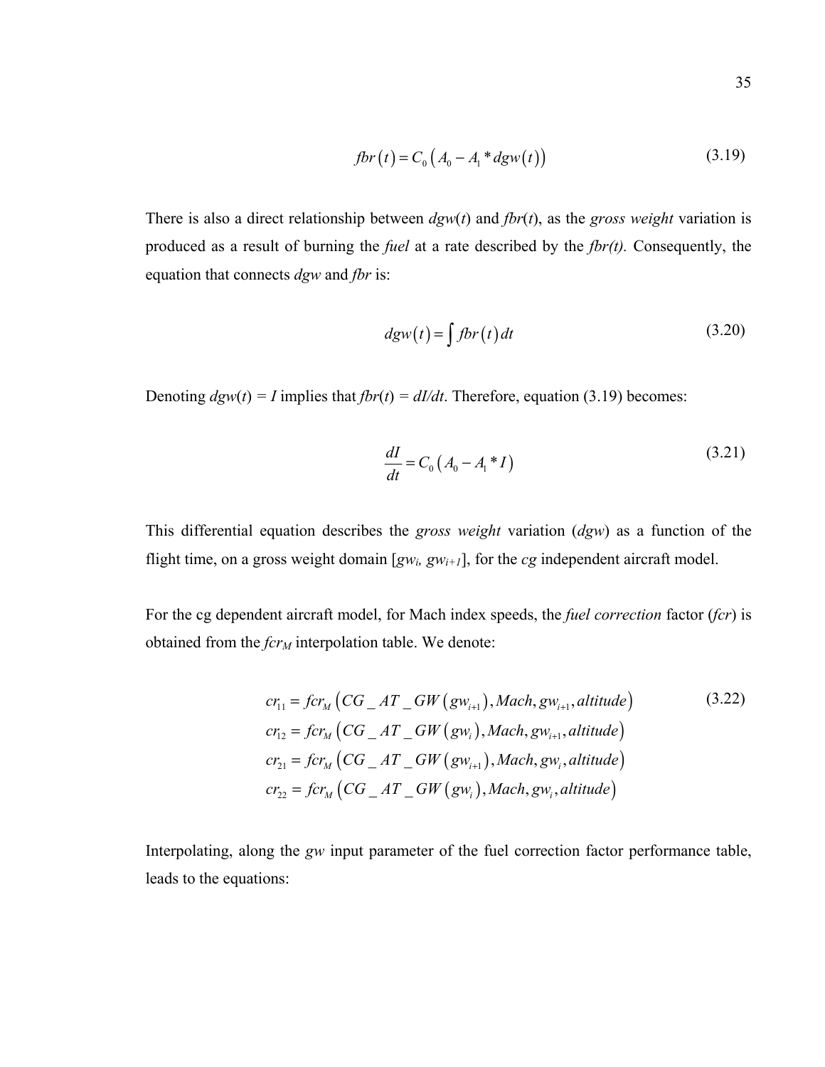$$fbr(t) = C_0 \left( A_0 - A_1 * dgw(t) \right) \tag{3.19}$$

There is also a direct relationship between $dgw(t)$ and $fbr(t)$, as the *gross weight* variation is produced as a result of burning the *fuel* at a rate described by the $fbr(t)$. Consequently, the equation that connects *dgw* and *fbr* is:

$$dgw(t) = \int fbr(t)\, dt \tag{3.20}$$

Denoting $dgw(t) = I$ implies that $fbr(t) = dI/dt$. Therefore, equation (3.19) becomes:

$$\frac{dI}{dt} = C_0 \left( A_0 - A_1 * I \right) \tag{3.21}$$

This differential equation describes the *gross weight* variation (*dgw*) as a function of the flight time, on a gross weight domain $[gw_i, gw_{i+1}]$, for the *cg* independent aircraft model.

For the cg dependent aircraft model, for Mach index speeds, the *fuel correction* factor (*fcr*) is obtained from the $fcr_M$ interpolation table. We denote:

$$\begin{aligned}
cr_{11} &= fcr_M \left( CG\_AT\_GW\left(gw_{i+1}\right), Mach, gw_{i+1}, altitude \right) \\
cr_{12} &= fcr_M \left( CG\_AT\_GW\left(gw_{i}\right), Mach, gw_{i+1}, altitude \right) \\
cr_{21} &= fcr_M \left( CG\_AT\_GW\left(gw_{i+1}\right), Mach, gw_{i}, altitude \right) \\
cr_{22} &= fcr_M \left( CG\_AT\_GW\left(gw_{i}\right), Mach, gw_{i}, altitude \right)
\end{aligned} \tag{3.22}$$

Interpolating, along the *gw* input parameter of the fuel correction factor performance table, leads to the equations: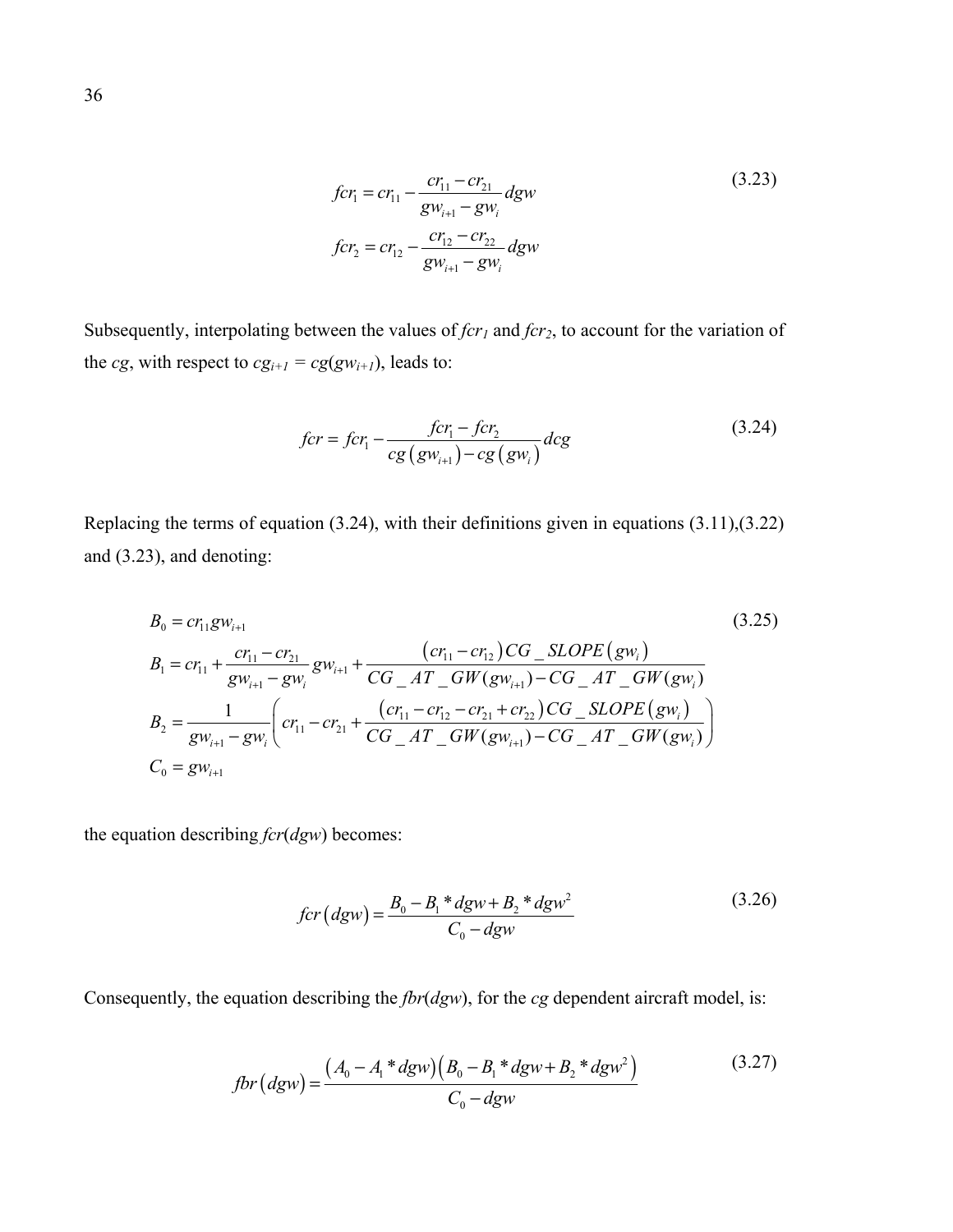$$fcr_1 = cr_{11} - \frac{cr_{11} - cr_{21}}{gw_{i+1} - gw_i} dgw$$
$$fcr_2 = cr_{12} - \frac{cr_{12} - cr_{22}}{gw_{i+1} - gw_i} dgw \tag{3.23}$$

Subsequently, interpolating between the values of $fcr_1$ and $fcr_2$, to account for the variation of the $cg$, with respect to $cg_{i+1} = cg(gw_{i+1})$, leads to:

$$fcr = fcr_1 - \frac{fcr_1 - fcr_2}{cg\left(gw_{i+1}\right) - cg\left(gw_i\right)} dcg \tag{3.24}$$

Replacing the terms of equation (3.24), with their definitions given in equations (3.11),(3.22) and (3.23), and denoting:

$$\begin{aligned}
B_0 &= cr_{11} gw_{i+1} \\
B_1 &= cr_{11} + \frac{cr_{11} - cr_{21}}{gw_{i+1} - gw_i} gw_{i+1} + \frac{\left(cr_{11} - cr_{12}\right) CG\_SLOPE\left(gw_i\right)}{CG\_AT\_GW(gw_{i+1}) - CG\_AT\_GW(gw_i)} \\
B_2 &= \frac{1}{gw_{i+1} - gw_i} \left( cr_{11} - cr_{21} + \frac{\left(cr_{11} - cr_{12} - cr_{21} + cr_{22}\right) CG\_SLOPE\left(gw_i\right)}{CG\_AT\_GW(gw_{i+1}) - CG\_AT\_GW(gw_i)} \right) \\
C_0 &= gw_{i+1}
\end{aligned} \tag{3.25}$$

the equation describing $fcr(dgw)$ becomes:

$$fcr\left(dgw\right) = \frac{B_0 - B_1 * dgw + B_2 * dgw^2}{C_0 - dgw} \tag{3.26}$$

Consequently, the equation describing the $fbr(dgw)$, for the $cg$ dependent aircraft model, is:

$$fbr\left(dgw\right) = \frac{\left(A_0 - A_1 * dgw\right)\left(B_0 - B_1 * dgw + B_2 * dgw^2\right)}{C_0 - dgw} \tag{3.27}$$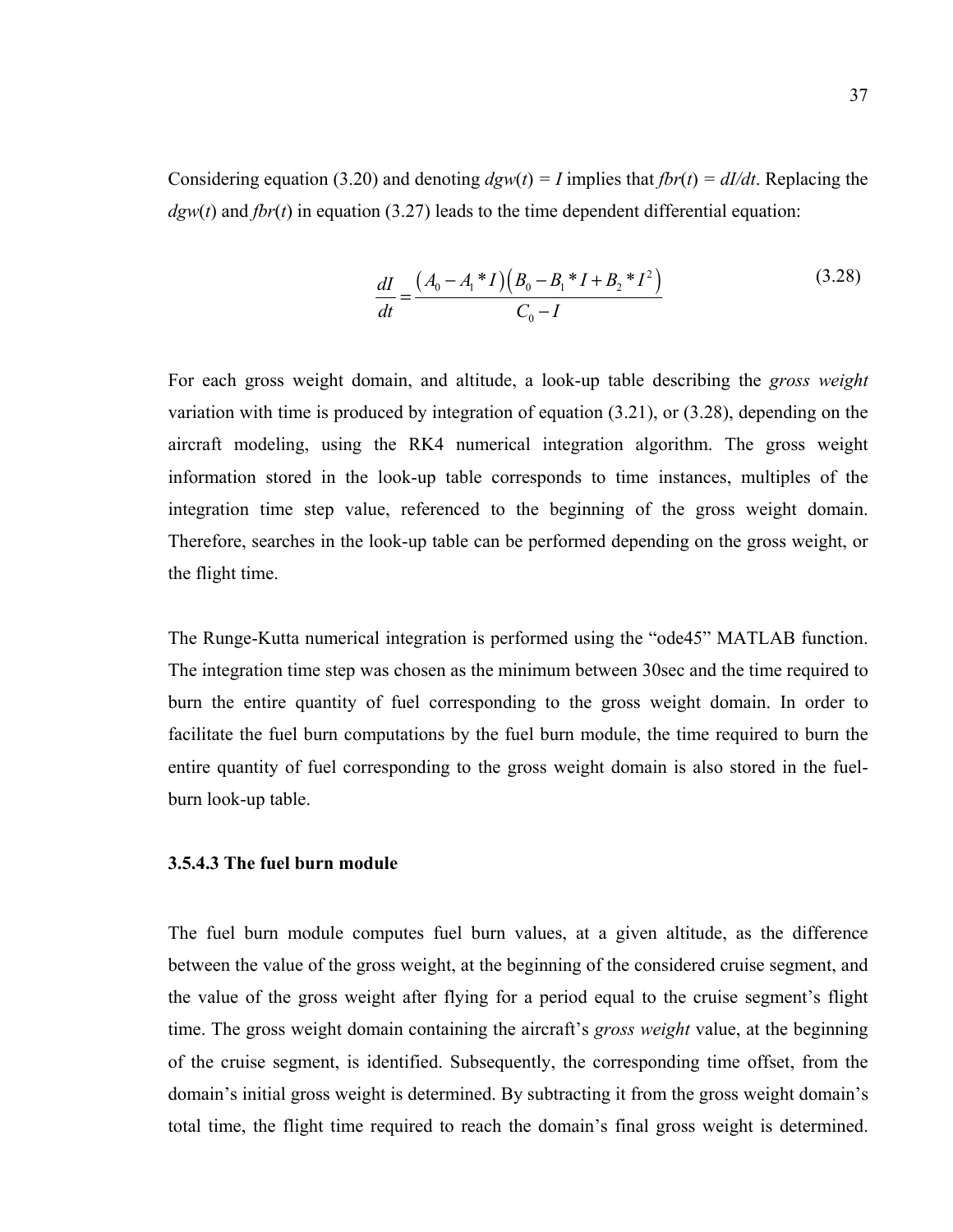Considering equation (3.20) and denoting $dgw(t) = I$ implies that $fbr(t) = dI/dt$. Replacing the $dgw(t)$ and $fbr(t)$ in equation (3.27) leads to the time dependent differential equation:

$$\frac{dI}{dt} = \frac{\left(A_0 - A_1 * I\right)\left(B_0 - B_1 * I + B_2 * I^2\right)}{C_0 - I} \tag{3.28}$$

For each gross weight domain, and altitude, a look-up table describing the *gross weight* variation with time is produced by integration of equation (3.21), or (3.28), depending on the aircraft modeling, using the RK4 numerical integration algorithm. The gross weight information stored in the look-up table corresponds to time instances, multiples of the integration time step value, referenced to the beginning of the gross weight domain. Therefore, searches in the look-up table can be performed depending on the gross weight, or the flight time.

The Runge-Kutta numerical integration is performed using the "ode45" MATLAB function. The integration time step was chosen as the minimum between 30sec and the time required to burn the entire quantity of fuel corresponding to the gross weight domain. In order to facilitate the fuel burn computations by the fuel burn module, the time required to burn the entire quantity of fuel corresponding to the gross weight domain is also stored in the fuel-burn look-up table.

#### 3.5.4.3 The fuel burn module

The fuel burn module computes fuel burn values, at a given altitude, as the difference between the value of the gross weight, at the beginning of the considered cruise segment, and the value of the gross weight after flying for a period equal to the cruise segment's flight time. The gross weight domain containing the aircraft's *gross weight* value, at the beginning of the cruise segment, is identified. Subsequently, the corresponding time offset, from the domain's initial gross weight is determined. By subtracting it from the gross weight domain's total time, the flight time required to reach the domain's final gross weight is determined.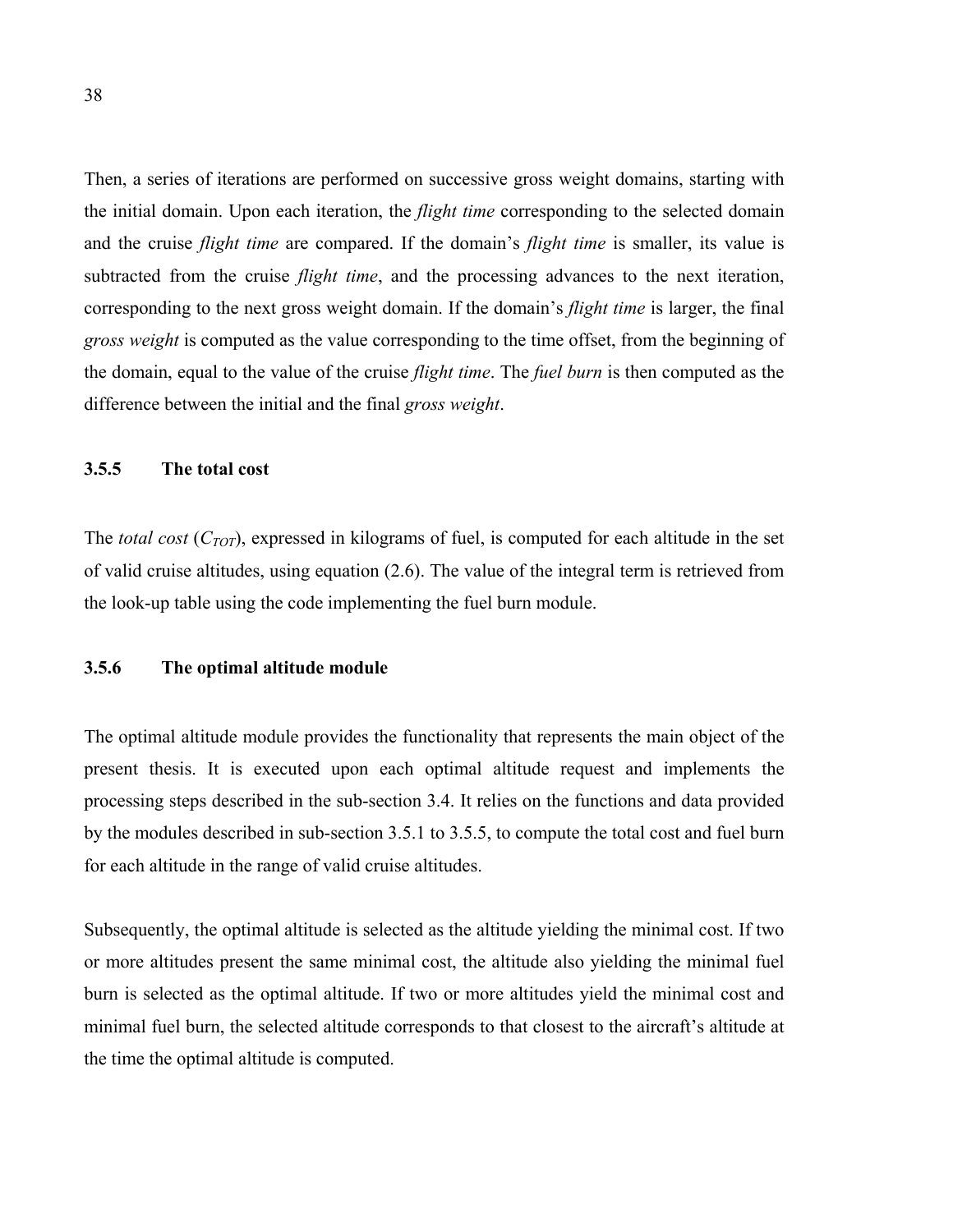Then, a series of iterations are performed on successive gross weight domains, starting with the initial domain. Upon each iteration, the *flight time* corresponding to the selected domain and the cruise *flight time* are compared. If the domain's *flight time* is smaller, its value is subtracted from the cruise *flight time*, and the processing advances to the next iteration, corresponding to the next gross weight domain. If the domain's *flight time* is larger, the final *gross weight* is computed as the value corresponding to the time offset, from the beginning of the domain, equal to the value of the cruise *flight time*. The *fuel burn* is then computed as the difference between the initial and the final *gross weight*.

### 3.5.5 The total cost

The *total cost* ($C_{TOT}$), expressed in kilograms of fuel, is computed for each altitude in the set of valid cruise altitudes, using equation (2.6). The value of the integral term is retrieved from the look-up table using the code implementing the fuel burn module.

### 3.5.6 The optimal altitude module

The optimal altitude module provides the functionality that represents the main object of the present thesis. It is executed upon each optimal altitude request and implements the processing steps described in the sub-section 3.4. It relies on the functions and data provided by the modules described in sub-section 3.5.1 to 3.5.5, to compute the total cost and fuel burn for each altitude in the range of valid cruise altitudes.

Subsequently, the optimal altitude is selected as the altitude yielding the minimal cost. If two or more altitudes present the same minimal cost, the altitude also yielding the minimal fuel burn is selected as the optimal altitude. If two or more altitudes yield the minimal cost and minimal fuel burn, the selected altitude corresponds to that closest to the aircraft's altitude at the time the optimal altitude is computed.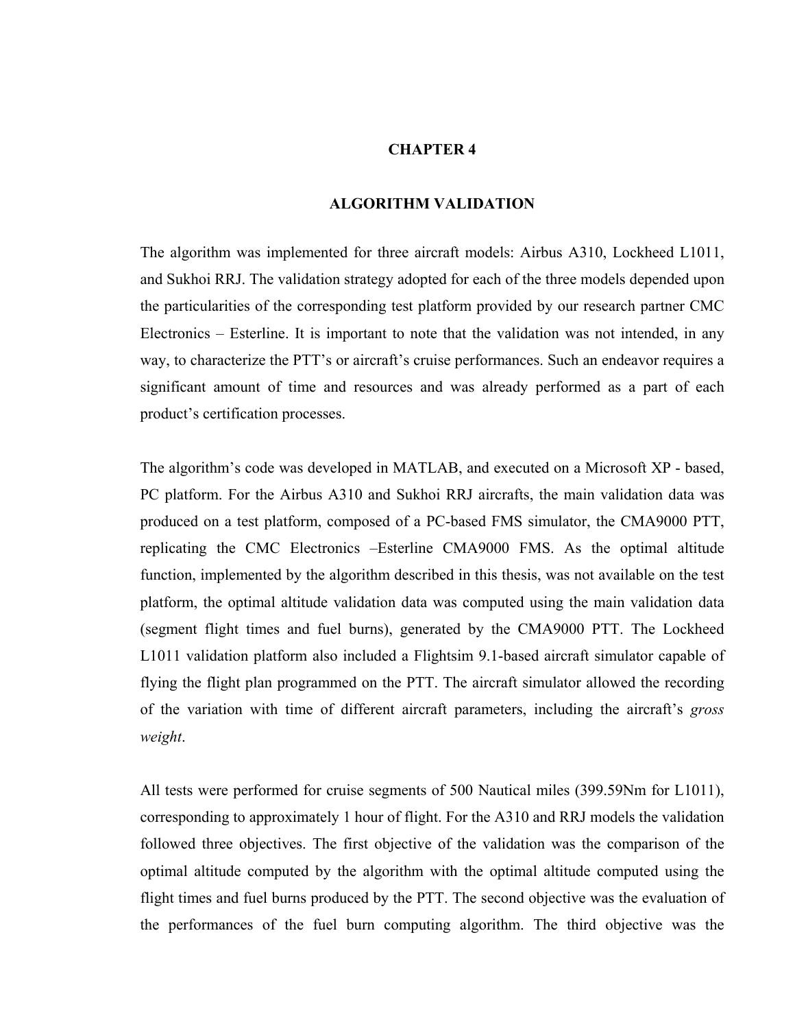# CHAPTER 4

## ALGORITHM VALIDATION

The algorithm was implemented for three aircraft models: Airbus A310, Lockheed L1011, and Sukhoi RRJ. The validation strategy adopted for each of the three models depended upon the particularities of the corresponding test platform provided by our research partner CMC Electronics – Esterline. It is important to note that the validation was not intended, in any way, to characterize the PTT's or aircraft's cruise performances. Such an endeavor requires a significant amount of time and resources and was already performed as a part of each product's certification processes.

The algorithm's code was developed in MATLAB, and executed on a Microsoft XP - based, PC platform. For the Airbus A310 and Sukhoi RRJ aircrafts, the main validation data was produced on a test platform, composed of a PC-based FMS simulator, the CMA9000 PTT, replicating the CMC Electronics –Esterline CMA9000 FMS. As the optimal altitude function, implemented by the algorithm described in this thesis, was not available on the test platform, the optimal altitude validation data was computed using the main validation data (segment flight times and fuel burns), generated by the CMA9000 PTT. The Lockheed L1011 validation platform also included a Flightsim 9.1-based aircraft simulator capable of flying the flight plan programmed on the PTT. The aircraft simulator allowed the recording of the variation with time of different aircraft parameters, including the aircraft's *gross weight*.

All tests were performed for cruise segments of 500 Nautical miles (399.59Nm for L1011), corresponding to approximately 1 hour of flight. For the A310 and RRJ models the validation followed three objectives. The first objective of the validation was the comparison of the optimal altitude computed by the algorithm with the optimal altitude computed using the flight times and fuel burns produced by the PTT. The second objective was the evaluation of the performances of the fuel burn computing algorithm. The third objective was the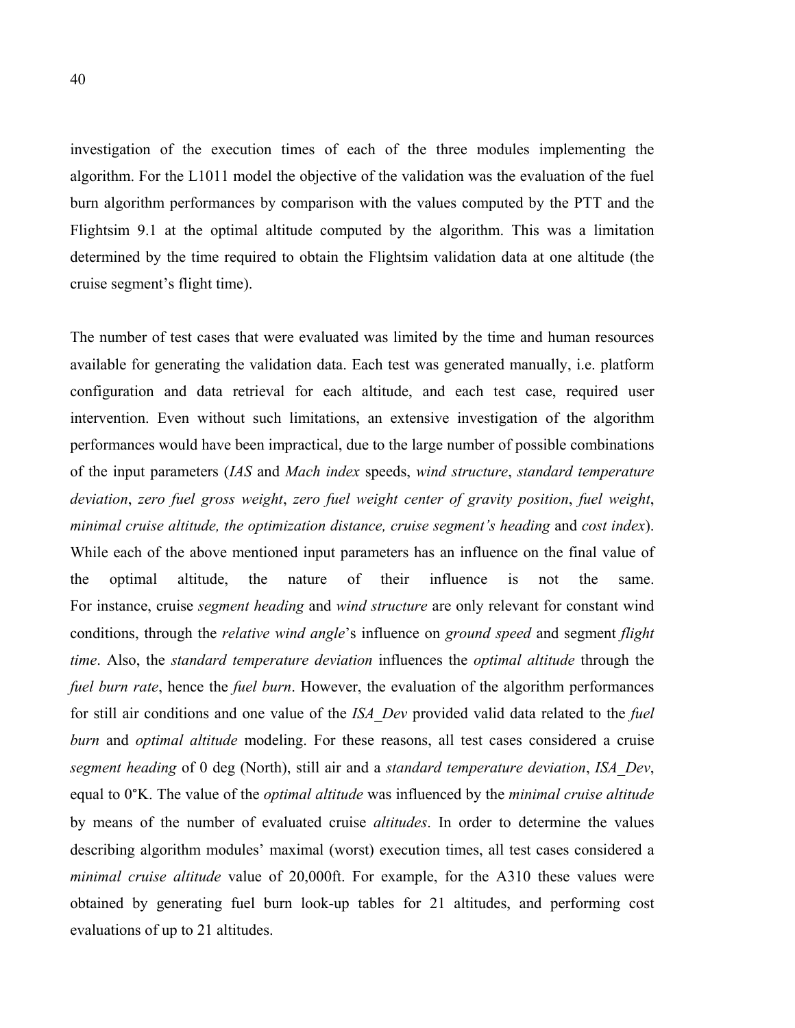investigation of the execution times of each of the three modules implementing the algorithm. For the L1011 model the objective of the validation was the evaluation of the fuel burn algorithm performances by comparison with the values computed by the PTT and the Flightsim 9.1 at the optimal altitude computed by the algorithm. This was a limitation determined by the time required to obtain the Flightsim validation data at one altitude (the cruise segment's flight time).

The number of test cases that were evaluated was limited by the time and human resources available for generating the validation data. Each test was generated manually, i.e. platform configuration and data retrieval for each altitude, and each test case, required user intervention. Even without such limitations, an extensive investigation of the algorithm performances would have been impractical, due to the large number of possible combinations of the input parameters (*IAS* and *Mach index* speeds, *wind structure*, *standard temperature deviation*, *zero fuel gross weight*, *zero fuel weight center of gravity position*, *fuel weight*, *minimal cruise altitude, the optimization distance, cruise segment's heading* and *cost index*). While each of the above mentioned input parameters has an influence on the final value of the optimal altitude, the nature of their influence is not the same. For instance, cruise *segment heading* and *wind structure* are only relevant for constant wind conditions, through the *relative wind angle*'s influence on *ground speed* and segment *flight time*. Also, the *standard temperature deviation* influences the *optimal altitude* through the *fuel burn rate*, hence the *fuel burn*. However, the evaluation of the algorithm performances for still air conditions and one value of the *ISA_Dev* provided valid data related to the *fuel burn* and *optimal altitude* modeling. For these reasons, all test cases considered a cruise *segment heading* of 0 deg (North), still air and a *standard temperature deviation*, *ISA_Dev*, equal to 0°K. The value of the *optimal altitude* was influenced by the *minimal cruise altitude* by means of the number of evaluated cruise *altitudes*. In order to determine the values describing algorithm modules' maximal (worst) execution times, all test cases considered a *minimal cruise altitude* value of 20,000ft. For example, for the A310 these values were obtained by generating fuel burn look-up tables for 21 altitudes, and performing cost evaluations of up to 21 altitudes.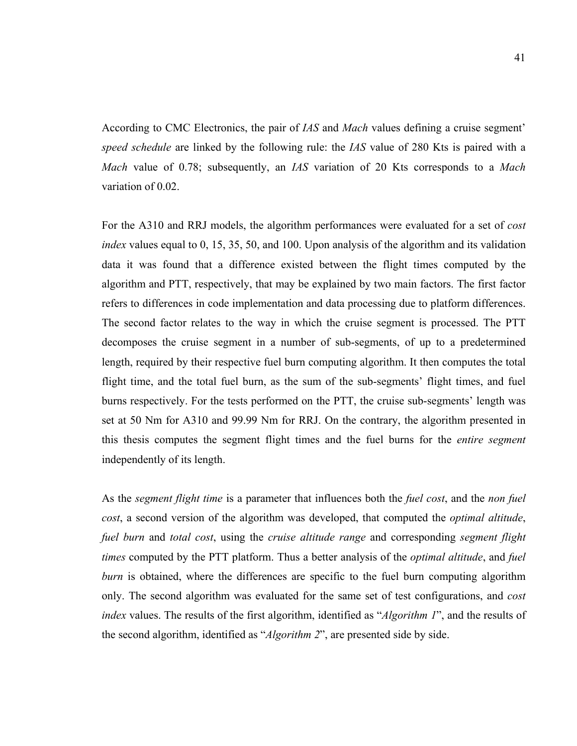According to CMC Electronics, the pair of *IAS* and *Mach* values defining a cruise segment' *speed schedule* are linked by the following rule: the *IAS* value of 280 Kts is paired with a *Mach* value of 0.78; subsequently, an *IAS* variation of 20 Kts corresponds to a *Mach* variation of 0.02.

For the A310 and RRJ models, the algorithm performances were evaluated for a set of *cost index* values equal to 0, 15, 35, 50, and 100. Upon analysis of the algorithm and its validation data it was found that a difference existed between the flight times computed by the algorithm and PTT, respectively, that may be explained by two main factors. The first factor refers to differences in code implementation and data processing due to platform differences. The second factor relates to the way in which the cruise segment is processed. The PTT decomposes the cruise segment in a number of sub-segments, of up to a predetermined length, required by their respective fuel burn computing algorithm. It then computes the total flight time, and the total fuel burn, as the sum of the sub-segments' flight times, and fuel burns respectively. For the tests performed on the PTT, the cruise sub-segments' length was set at 50 Nm for A310 and 99.99 Nm for RRJ. On the contrary, the algorithm presented in this thesis computes the segment flight times and the fuel burns for the *entire segment* independently of its length.

As the *segment flight time* is a parameter that influences both the *fuel cost*, and the *non fuel cost*, a second version of the algorithm was developed, that computed the *optimal altitude*, *fuel burn* and *total cost*, using the *cruise altitude range* and corresponding *segment flight times* computed by the PTT platform. Thus a better analysis of the *optimal altitude*, and *fuel burn* is obtained, where the differences are specific to the fuel burn computing algorithm only. The second algorithm was evaluated for the same set of test configurations, and *cost index* values. The results of the first algorithm, identified as "*Algorithm 1*", and the results of the second algorithm, identified as "*Algorithm 2*", are presented side by side.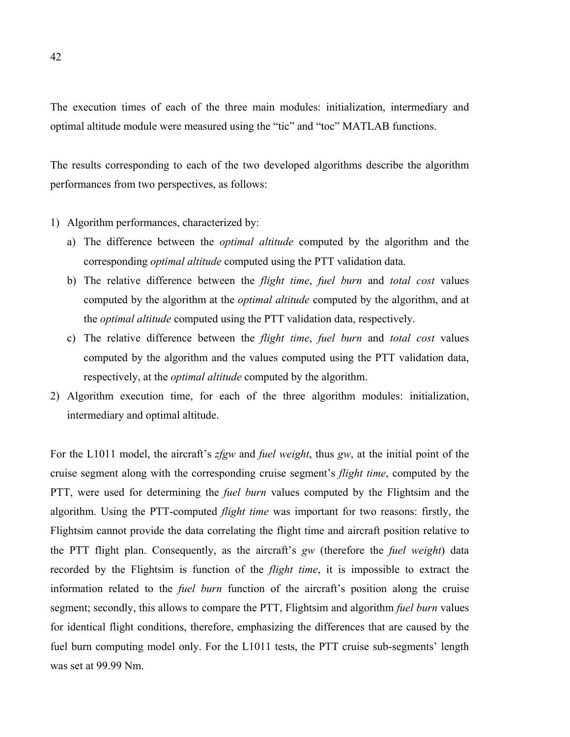The execution times of each of the three main modules: initialization, intermediary and optimal altitude module were measured using the “tic” and “toc” MATLAB functions.

The results corresponding to each of the two developed algorithms describe the algorithm performances from two perspectives, as follows:

1) Algorithm performances, characterized by:
   a) The difference between the *optimal altitude* computed by the algorithm and the corresponding *optimal altitude* computed using the PTT validation data.
   b) The relative difference between the *flight time*, *fuel burn* and *total cost* values computed by the algorithm at the *optimal altitude* computed by the algorithm, and at the *optimal altitude* computed using the PTT validation data, respectively.
   c) The relative difference between the *flight time*, *fuel burn* and *total cost* values computed by the algorithm and the values computed using the PTT validation data, respectively, at the *optimal altitude* computed by the algorithm.
2) Algorithm execution time, for each of the three algorithm modules: initialization, intermediary and optimal altitude.

For the L1011 model, the aircraft’s *zfgw* and *fuel weight*, thus *gw*, at the initial point of the cruise segment along with the corresponding cruise segment’s *flight time*, computed by the PTT, were used for determining the *fuel burn* values computed by the Flightsim and the algorithm. Using the PTT-computed *flight time* was important for two reasons: firstly, the Flightsim cannot provide the data correlating the flight time and aircraft position relative to the PTT flight plan. Consequently, as the aircraft’s *gw* (therefore the *fuel weight*) data recorded by the Flightsim is function of the *flight time*, it is impossible to extract the information related to the *fuel burn* function of the aircraft’s position along the cruise segment; secondly, this allows to compare the PTT, Flightsim and algorithm *fuel burn* values for identical flight conditions, therefore, emphasizing the differences that are caused by the fuel burn computing model only. For the L1011 tests, the PTT cruise sub-segments’ length was set at 99.99 Nm.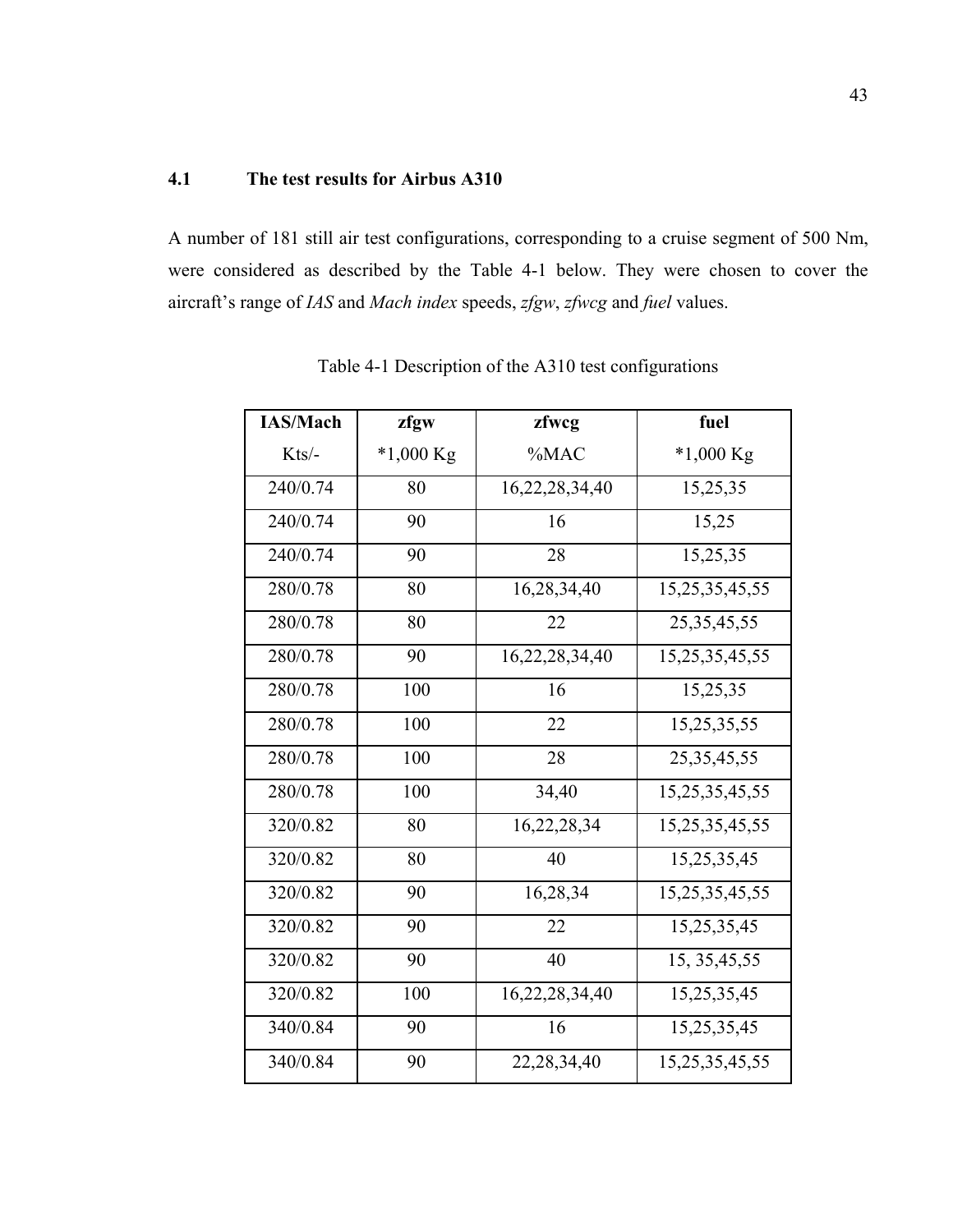## 4.1 The test results for Airbus A310

A number of 181 still air test configurations, corresponding to a cruise segment of 500 Nm, were considered as described by the Table 4-1 below. They were chosen to cover the aircraft's range of *IAS* and *Mach index* speeds, *zfgw*, *zfwcg* and *fuel* values.

Table 4-1 Description of the A310 test configurations

| **IAS/Mach** Kts/- | **zfgw** *1,000 Kg | **zfwcg** %MAC | **fuel** *1,000 Kg |
|---|---|---|---|
| 240/0.74 | 80 | 16,22,28,34,40 | 15,25,35 |
| 240/0.74 | 90 | 16 | 15,25 |
| 240/0.74 | 90 | 28 | 15,25,35 |
| 280/0.78 | 80 | 16,28,34,40 | 15,25,35,45,55 |
| 280/0.78 | 80 | 22 | 25,35,45,55 |
| 280/0.78 | 90 | 16,22,28,34,40 | 15,25,35,45,55 |
| 280/0.78 | 100 | 16 | 15,25,35 |
| 280/0.78 | 100 | 22 | 15,25,35,55 |
| 280/0.78 | 100 | 28 | 25,35,45,55 |
| 280/0.78 | 100 | 34,40 | 15,25,35,45,55 |
| 320/0.82 | 80 | 16,22,28,34 | 15,25,35,45,55 |
| 320/0.82 | 80 | 40 | 15,25,35,45 |
| 320/0.82 | 90 | 16,28,34 | 15,25,35,45,55 |
| 320/0.82 | 90 | 22 | 15,25,35,45 |
| 320/0.82 | 90 | 40 | 15, 35,45,55 |
| 320/0.82 | 100 | 16,22,28,34,40 | 15,25,35,45 |
| 340/0.84 | 90 | 16 | 15,25,35,45 |
| 340/0.84 | 90 | 22,28,34,40 | 15,25,35,45,55 |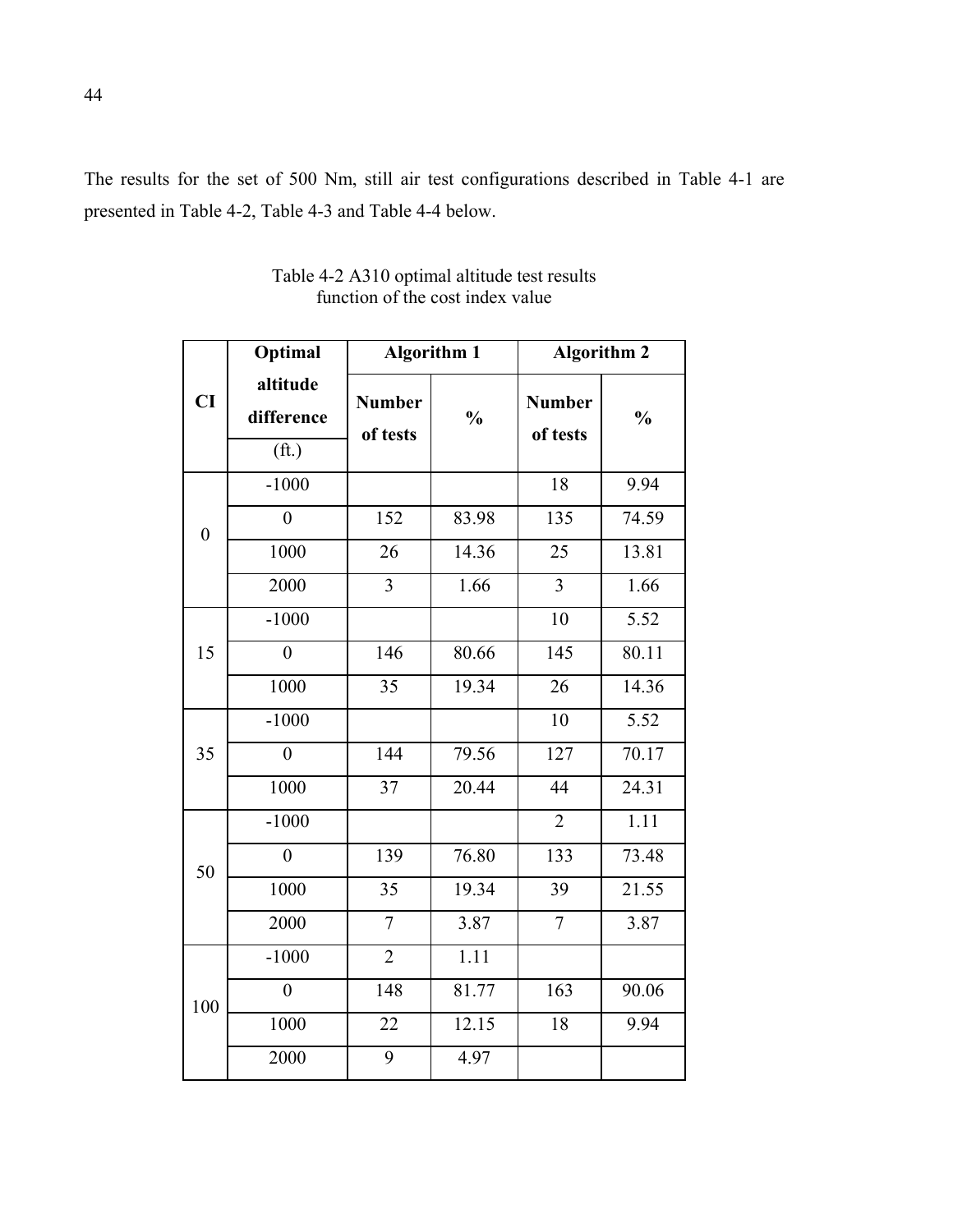The results for the set of 500 Nm, still air test configurations described in Table 4-1 are presented in Table 4-2, Table 4-3 and Table 4-4 below.

Table 4-2 A310 optimal altitude test results function of the cost index value

| CI | Optimal altitude difference (ft.) | Algorithm 1 | | Algorithm 2 | |
|---|---|---|---|---|---|
| | | Number of tests | % | Number of tests | % |
| 0 | -1000 | | | 18 | 9.94 |
| | 0 | 152 | 83.98 | 135 | 74.59 |
| | 1000 | 26 | 14.36 | 25 | 13.81 |
| | 2000 | 3 | 1.66 | 3 | 1.66 |
| 15 | -1000 | | | 10 | 5.52 |
| | 0 | 146 | 80.66 | 145 | 80.11 |
| | 1000 | 35 | 19.34 | 26 | 14.36 |
| 35 | -1000 | | | 10 | 5.52 |
| | 0 | 144 | 79.56 | 127 | 70.17 |
| | 1000 | 37 | 20.44 | 44 | 24.31 |
| 50 | -1000 | | | 2 | 1.11 |
| | 0 | 139 | 76.80 | 133 | 73.48 |
| | 1000 | 35 | 19.34 | 39 | 21.55 |
| | 2000 | 7 | 3.87 | 7 | 3.87 |
| 100 | -1000 | 2 | 1.11 | | |
| | 0 | 148 | 81.77 | 163 | 90.06 |
| | 1000 | 22 | 12.15 | 18 | 9.94 |
| | 2000 | 9 | 4.97 | | |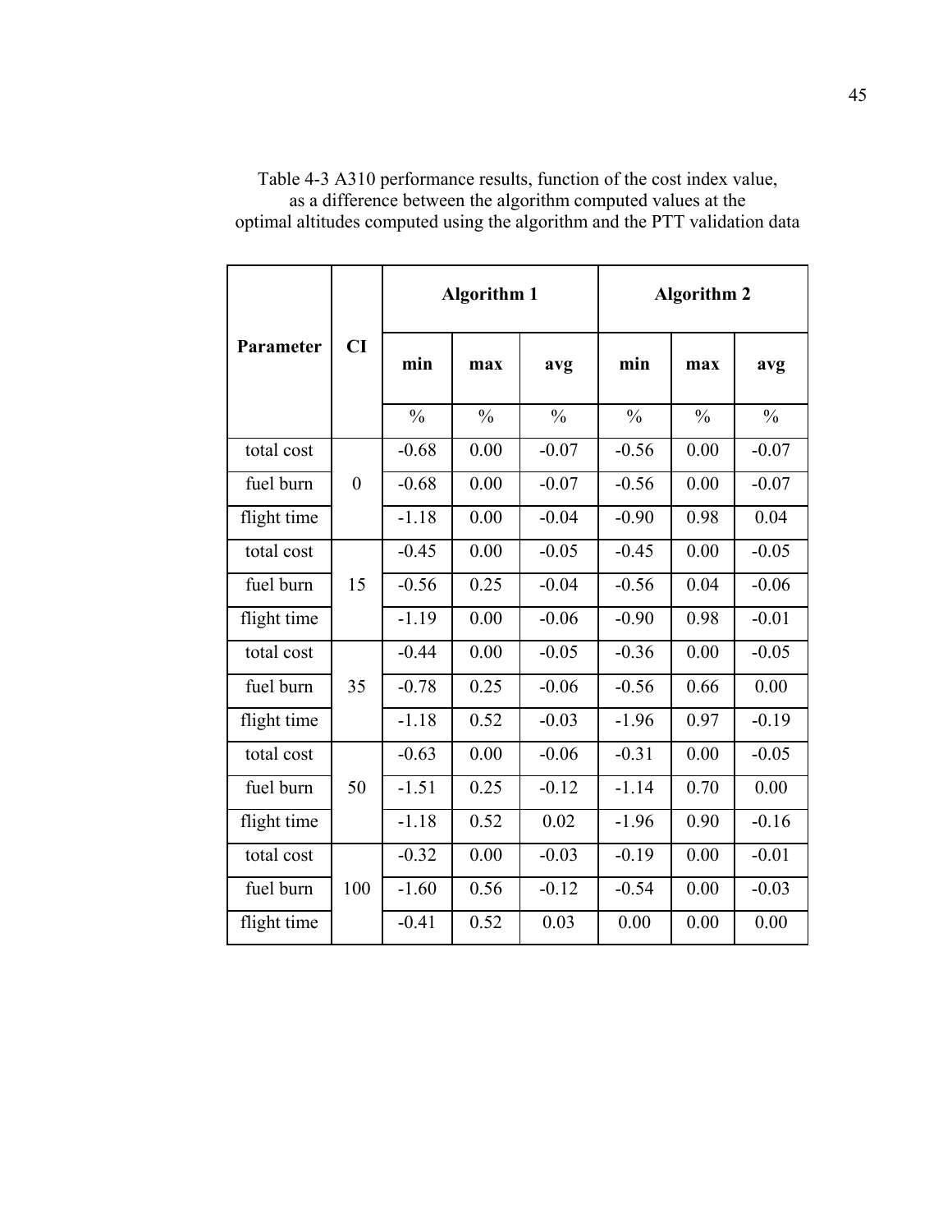Table 4-3 A310 performance results, function of the cost index value, as a difference between the algorithm computed values at the optimal altitudes computed using the algorithm and the PTT validation data

| Parameter | CI | Algorithm 1 | | | Algorithm 2 | | |
|---|---|---|---|---|---|---|---|
| | | min | max | avg | min | max | avg |
| | | % | % | % | % | % | % |
| total cost | 0 | -0.68 | 0.00 | -0.07 | -0.56 | 0.00 | -0.07 |
| fuel burn | | -0.68 | 0.00 | -0.07 | -0.56 | 0.00 | -0.07 |
| flight time | | -1.18 | 0.00 | -0.04 | -0.90 | 0.98 | 0.04 |
| total cost | 15 | -0.45 | 0.00 | -0.05 | -0.45 | 0.00 | -0.05 |
| fuel burn | | -0.56 | 0.25 | -0.04 | -0.56 | 0.04 | -0.06 |
| flight time | | -1.19 | 0.00 | -0.06 | -0.90 | 0.98 | -0.01 |
| total cost | 35 | -0.44 | 0.00 | -0.05 | -0.36 | 0.00 | -0.05 |
| fuel burn | | -0.78 | 0.25 | -0.06 | -0.56 | 0.66 | 0.00 |
| flight time | | -1.18 | 0.52 | -0.03 | -1.96 | 0.97 | -0.19 |
| total cost | 50 | -0.63 | 0.00 | -0.06 | -0.31 | 0.00 | -0.05 |
| fuel burn | | -1.51 | 0.25 | -0.12 | -1.14 | 0.70 | 0.00 |
| flight time | | -1.18 | 0.52 | 0.02 | -1.96 | 0.90 | -0.16 |
| total cost | 100 | -0.32 | 0.00 | -0.03 | -0.19 | 0.00 | -0.01 |
| fuel burn | | -1.60 | 0.56 | -0.12 | -0.54 | 0.00 | -0.03 |
| flight time | | -0.41 | 0.52 | 0.03 | 0.00 | 0.00 | 0.00 |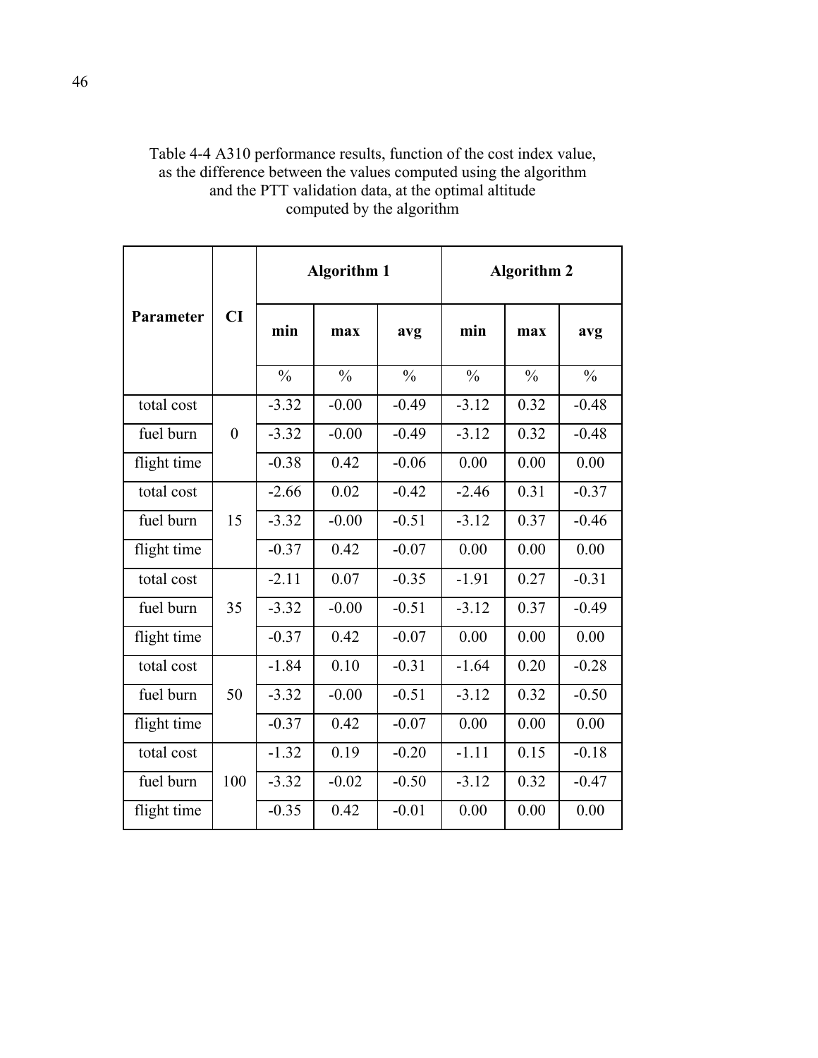Table 4-4 A310 performance results, function of the cost index value, as the difference between the values computed using the algorithm and the PTT validation data, at the optimal altitude computed by the algorithm

| Parameter | CI | Algorithm 1 | | | Algorithm 2 | | |
|---|---|---|---|---|---|---|---|
| | | min | max | avg | min | max | avg |
| | | % | % | % | % | % | % |
| total cost | 0 | -3.32 | -0.00 | -0.49 | -3.12 | 0.32 | -0.48 |
| fuel burn | | -3.32 | -0.00 | -0.49 | -3.12 | 0.32 | -0.48 |
| flight time | | -0.38 | 0.42 | -0.06 | 0.00 | 0.00 | 0.00 |
| total cost | 15 | -2.66 | 0.02 | -0.42 | -2.46 | 0.31 | -0.37 |
| fuel burn | | -3.32 | -0.00 | -0.51 | -3.12 | 0.37 | -0.46 |
| flight time | | -0.37 | 0.42 | -0.07 | 0.00 | 0.00 | 0.00 |
| total cost | 35 | -2.11 | 0.07 | -0.35 | -1.91 | 0.27 | -0.31 |
| fuel burn | | -3.32 | -0.00 | -0.51 | -3.12 | 0.37 | -0.49 |
| flight time | | -0.37 | 0.42 | -0.07 | 0.00 | 0.00 | 0.00 |
| total cost | 50 | -1.84 | 0.10 | -0.31 | -1.64 | 0.20 | -0.28 |
| fuel burn | | -3.32 | -0.00 | -0.51 | -3.12 | 0.32 | -0.50 |
| flight time | | -0.37 | 0.42 | -0.07 | 0.00 | 0.00 | 0.00 |
| total cost | 100 | -1.32 | 0.19 | -0.20 | -1.11 | 0.15 | -0.18 |
| fuel burn | | -3.32 | -0.02 | -0.50 | -3.12 | 0.32 | -0.47 |
| flight time | | -0.35 | 0.42 | -0.01 | 0.00 | 0.00 | 0.00 |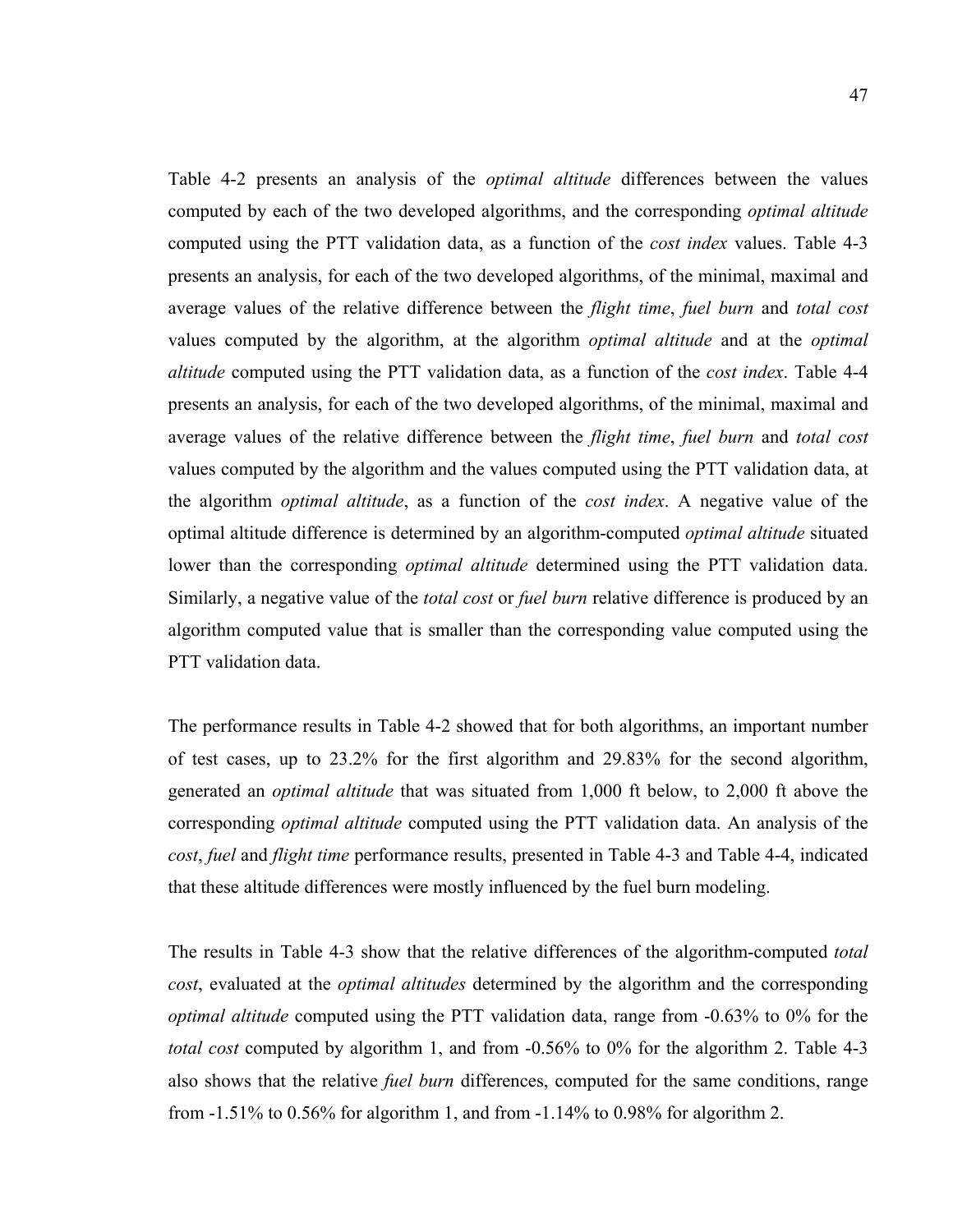Table 4-2 presents an analysis of the *optimal altitude* differences between the values computed by each of the two developed algorithms, and the corresponding *optimal altitude* computed using the PTT validation data, as a function of the *cost index* values. Table 4-3 presents an analysis, for each of the two developed algorithms, of the minimal, maximal and average values of the relative difference between the *flight time*, *fuel burn* and *total cost* values computed by the algorithm, at the algorithm *optimal altitude* and at the *optimal altitude* computed using the PTT validation data, as a function of the *cost index*. Table 4-4 presents an analysis, for each of the two developed algorithms, of the minimal, maximal and average values of the relative difference between the *flight time*, *fuel burn* and *total cost* values computed by the algorithm and the values computed using the PTT validation data, at the algorithm *optimal altitude*, as a function of the *cost index*. A negative value of the optimal altitude difference is determined by an algorithm-computed *optimal altitude* situated lower than the corresponding *optimal altitude* determined using the PTT validation data. Similarly, a negative value of the *total cost* or *fuel burn* relative difference is produced by an algorithm computed value that is smaller than the corresponding value computed using the PTT validation data.

The performance results in Table 4-2 showed that for both algorithms, an important number of test cases, up to 23.2% for the first algorithm and 29.83% for the second algorithm, generated an *optimal altitude* that was situated from 1,000 ft below, to 2,000 ft above the corresponding *optimal altitude* computed using the PTT validation data. An analysis of the *cost*, *fuel* and *flight time* performance results, presented in Table 4-3 and Table 4-4, indicated that these altitude differences were mostly influenced by the fuel burn modeling.

The results in Table 4-3 show that the relative differences of the algorithm-computed *total cost*, evaluated at the *optimal altitudes* determined by the algorithm and the corresponding *optimal altitude* computed using the PTT validation data, range from -0.63% to 0% for the *total cost* computed by algorithm 1, and from -0.56% to 0% for the algorithm 2. Table 4-3 also shows that the relative *fuel burn* differences, computed for the same conditions, range from -1.51% to 0.56% for algorithm 1, and from -1.14% to 0.98% for algorithm 2.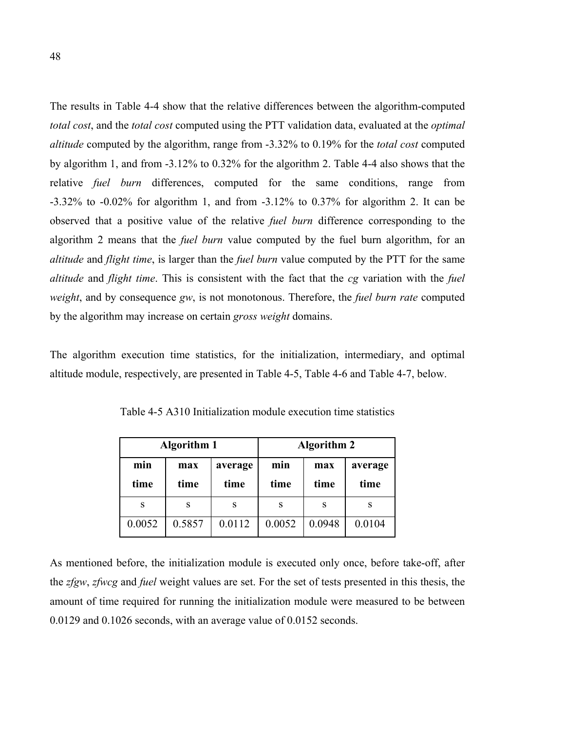The results in Table 4-4 show that the relative differences between the algorithm-computed *total cost*, and the *total cost* computed using the PTT validation data, evaluated at the *optimal altitude* computed by the algorithm, range from -3.32% to 0.19% for the *total cost* computed by algorithm 1, and from -3.12% to 0.32% for the algorithm 2. Table 4-4 also shows that the relative *fuel burn* differences, computed for the same conditions, range from -3.32% to -0.02% for algorithm 1, and from -3.12% to 0.37% for algorithm 2. It can be observed that a positive value of the relative *fuel burn* difference corresponding to the algorithm 2 means that the *fuel burn* value computed by the fuel burn algorithm, for an *altitude* and *flight time*, is larger than the *fuel burn* value computed by the PTT for the same *altitude* and *flight time*. This is consistent with the fact that the *cg* variation with the *fuel weight*, and by consequence *gw*, is not monotonous. Therefore, the *fuel burn rate* computed by the algorithm may increase on certain *gross weight* domains.

The algorithm execution time statistics, for the initialization, intermediary, and optimal altitude module, respectively, are presented in Table 4-5, Table 4-6 and Table 4-7, below.

Table 4-5 A310 Initialization module execution time statistics

| **Algorithm 1** | | | **Algorithm 2** | | |
|---|---|---|---|---|---|
| **min time** | **max time** | **average time** | **min time** | **max time** | **average time** |
| s | s | s | s | s | s |
| 0.0052 | 0.5857 | 0.0112 | 0.0052 | 0.0948 | 0.0104 |

As mentioned before, the initialization module is executed only once, before take-off, after the *zfgw*, *zfwcg* and *fuel* weight values are set. For the set of tests presented in this thesis, the amount of time required for running the initialization module were measured to be between 0.0129 and 0.1026 seconds, with an average value of 0.0152 seconds.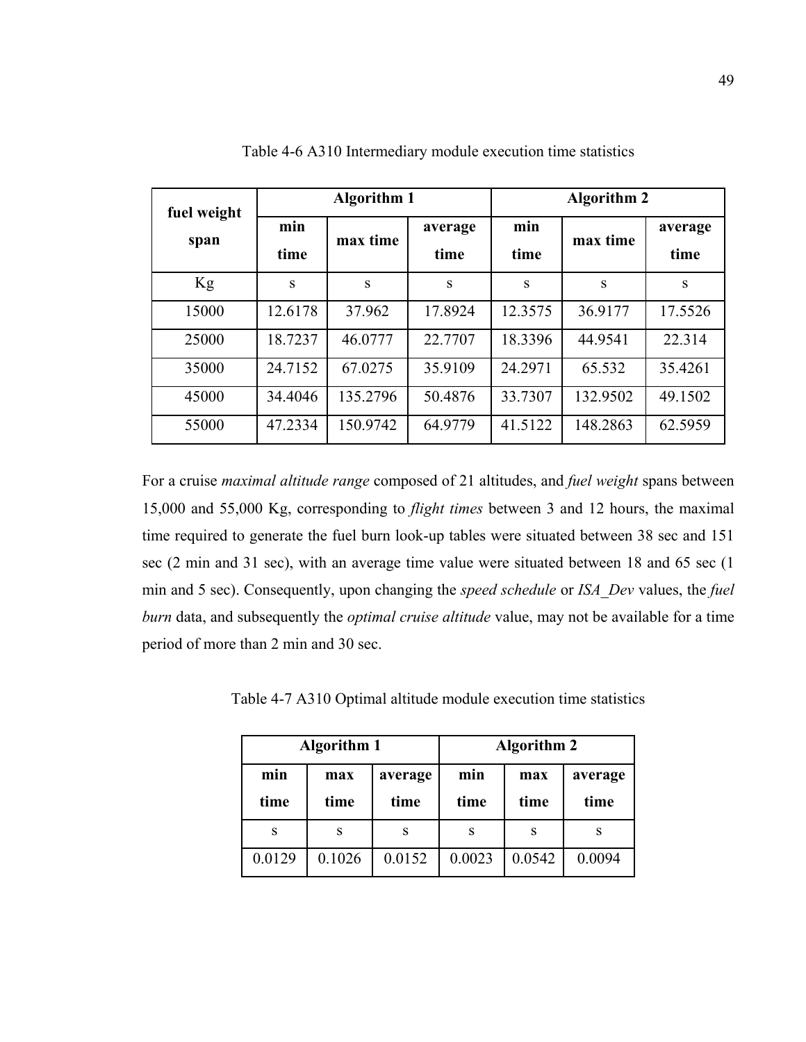Table 4-6 A310 Intermediary module execution time statistics

| fuel weight span | Algorithm 1 | | | Algorithm 2 | | |
|---|---|---|---|---|---|---|
| | min time | max time | average time | min time | max time | average time |
| Kg | s | s | s | s | s | s |
| 15000 | 12.6178 | 37.962 | 17.8924 | 12.3575 | 36.9177 | 17.5526 |
| 25000 | 18.7237 | 46.0777 | 22.7707 | 18.3396 | 44.9541 | 22.314 |
| 35000 | 24.7152 | 67.0275 | 35.9109 | 24.2971 | 65.532 | 35.4261 |
| 45000 | 34.4046 | 135.2796 | 50.4876 | 33.7307 | 132.9502 | 49.1502 |
| 55000 | 47.2334 | 150.9742 | 64.9779 | 41.5122 | 148.2863 | 62.5959 |

For a cruise *maximal altitude range* composed of 21 altitudes, and *fuel weight* spans between 15,000 and 55,000 Kg, corresponding to *flight times* between 3 and 12 hours, the maximal time required to generate the fuel burn look-up tables were situated between 38 sec and 151 sec (2 min and 31 sec), with an average time value were situated between 18 and 65 sec (1 min and 5 sec). Consequently, upon changing the *speed schedule* or *ISA_Dev* values, the *fuel burn* data, and subsequently the *optimal cruise altitude* value, may not be available for a time period of more than 2 min and 30 sec.

Table 4-7 A310 Optimal altitude module execution time statistics

| Algorithm 1 | | | Algorithm 2 | | |
|---|---|---|---|---|---|
| min time | max time | average time | min time | max time | average time |
| s | s | s | s | s | s |
| 0.0129 | 0.1026 | 0.0152 | 0.0023 | 0.0542 | 0.0094 |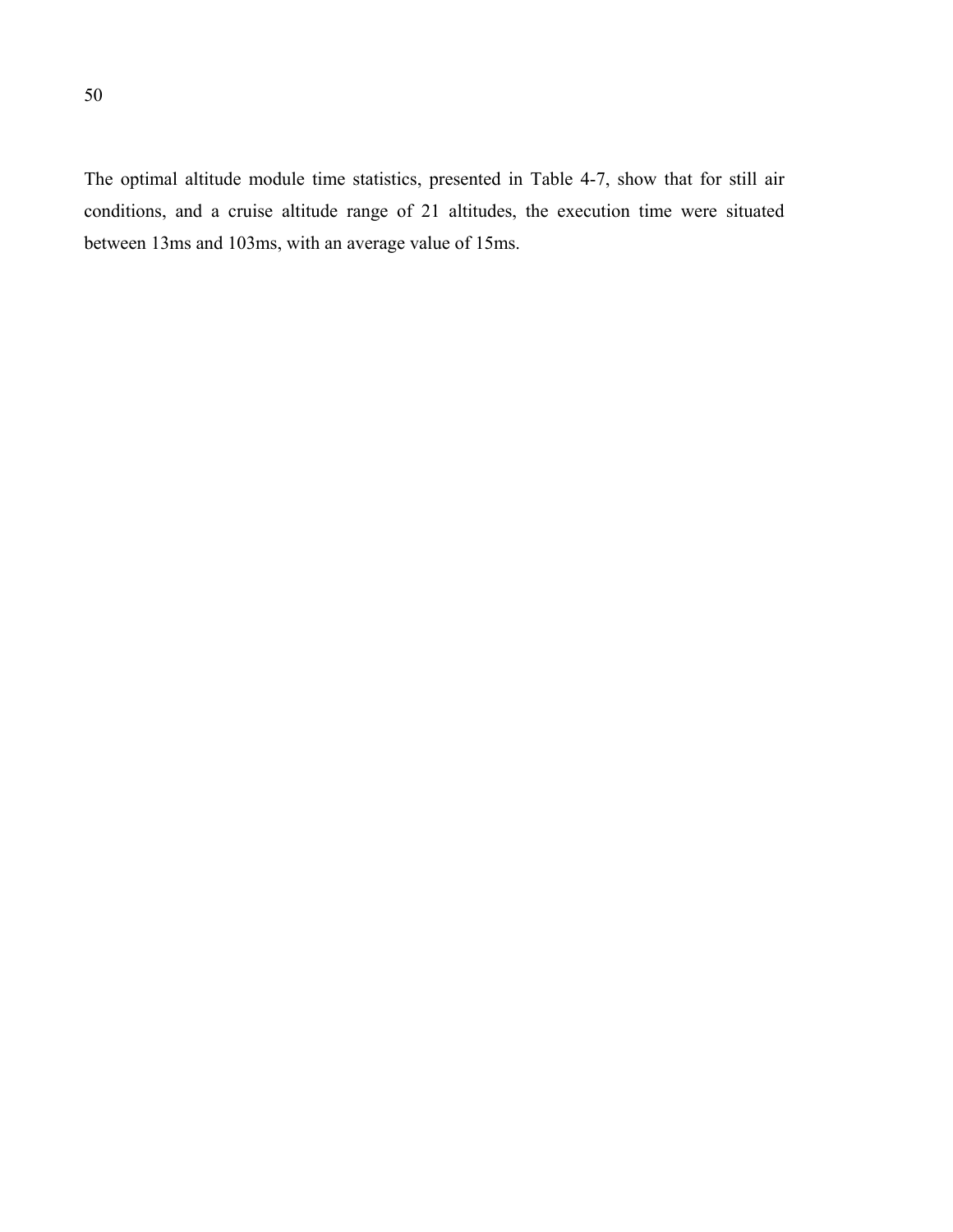The optimal altitude module time statistics, presented in Table 4-7, show that for still air conditions, and a cruise altitude range of 21 altitudes, the execution time were situated between 13ms and 103ms, with an average value of 15ms.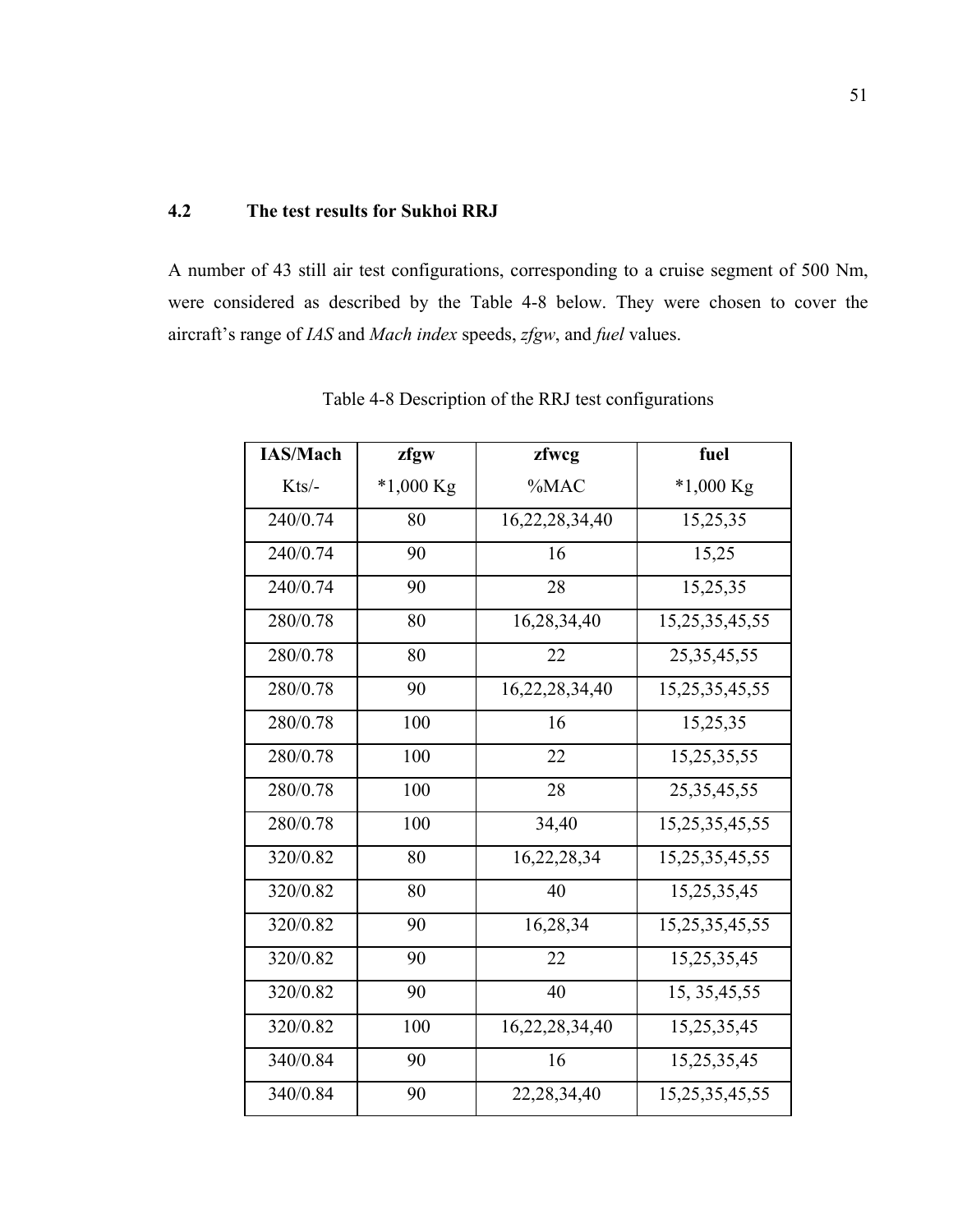## 4.2 The test results for Sukhoi RRJ

A number of 43 still air test configurations, corresponding to a cruise segment of 500 Nm, were considered as described by the Table 4-8 below. They were chosen to cover the aircraft's range of *IAS* and *Mach index* speeds, *zfgw*, and *fuel* values.

Table 4-8 Description of the RRJ test configurations

| IAS/Mach<br>Kts/- | zfgw<br>*1,000 Kg | zfwcg<br>%MAC | fuel<br>*1,000 Kg |
|---|---|---|---|
| 240/0.74 | 80 | 16,22,28,34,40 | 15,25,35 |
| 240/0.74 | 90 | 16 | 15,25 |
| 240/0.74 | 90 | 28 | 15,25,35 |
| 280/0.78 | 80 | 16,28,34,40 | 15,25,35,45,55 |
| 280/0.78 | 80 | 22 | 25,35,45,55 |
| 280/0.78 | 90 | 16,22,28,34,40 | 15,25,35,45,55 |
| 280/0.78 | 100 | 16 | 15,25,35 |
| 280/0.78 | 100 | 22 | 15,25,35,55 |
| 280/0.78 | 100 | 28 | 25,35,45,55 |
| 280/0.78 | 100 | 34,40 | 15,25,35,45,55 |
| 320/0.82 | 80 | 16,22,28,34 | 15,25,35,45,55 |
| 320/0.82 | 80 | 40 | 15,25,35,45 |
| 320/0.82 | 90 | 16,28,34 | 15,25,35,45,55 |
| 320/0.82 | 90 | 22 | 15,25,35,45 |
| 320/0.82 | 90 | 40 | 15, 35,45,55 |
| 320/0.82 | 100 | 16,22,28,34,40 | 15,25,35,45 |
| 340/0.84 | 90 | 16 | 15,25,35,45 |
| 340/0.84 | 90 | 22,28,34,40 | 15,25,35,45,55 |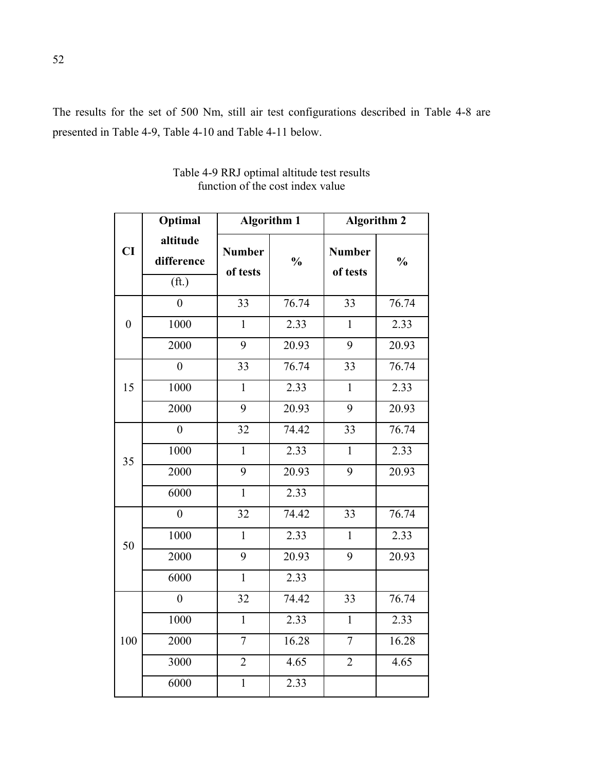The results for the set of 500 Nm, still air test configurations described in Table 4-8 are presented in Table 4-9, Table 4-10 and Table 4-11 below.

Table 4-9 RRJ optimal altitude test results function of the cost index value

| CI | Optimal altitude difference (ft.) | Algorithm 1 | | Algorithm 2 | |
|---|---|---|---|---|---|
| | | Number of tests | % | Number of tests | % |
| 0 | 0 | 33 | 76.74 | 33 | 76.74 |
| | 1000 | 1 | 2.33 | 1 | 2.33 |
| | 2000 | 9 | 20.93 | 9 | 20.93 |
| 15 | 0 | 33 | 76.74 | 33 | 76.74 |
| | 1000 | 1 | 2.33 | 1 | 2.33 |
| | 2000 | 9 | 20.93 | 9 | 20.93 |
| 35 | 0 | 32 | 74.42 | 33 | 76.74 |
| | 1000 | 1 | 2.33 | 1 | 2.33 |
| | 2000 | 9 | 20.93 | 9 | 20.93 |
| | 6000 | 1 | 2.33 | | |
| 50 | 0 | 32 | 74.42 | 33 | 76.74 |
| | 1000 | 1 | 2.33 | 1 | 2.33 |
| | 2000 | 9 | 20.93 | 9 | 20.93 |
| | 6000 | 1 | 2.33 | | |
| 100 | 0 | 32 | 74.42 | 33 | 76.74 |
| | 1000 | 1 | 2.33 | 1 | 2.33 |
| | 2000 | 7 | 16.28 | 7 | 16.28 |
| | 3000 | 2 | 4.65 | 2 | 4.65 |
| | 6000 | 1 | 2.33 | | |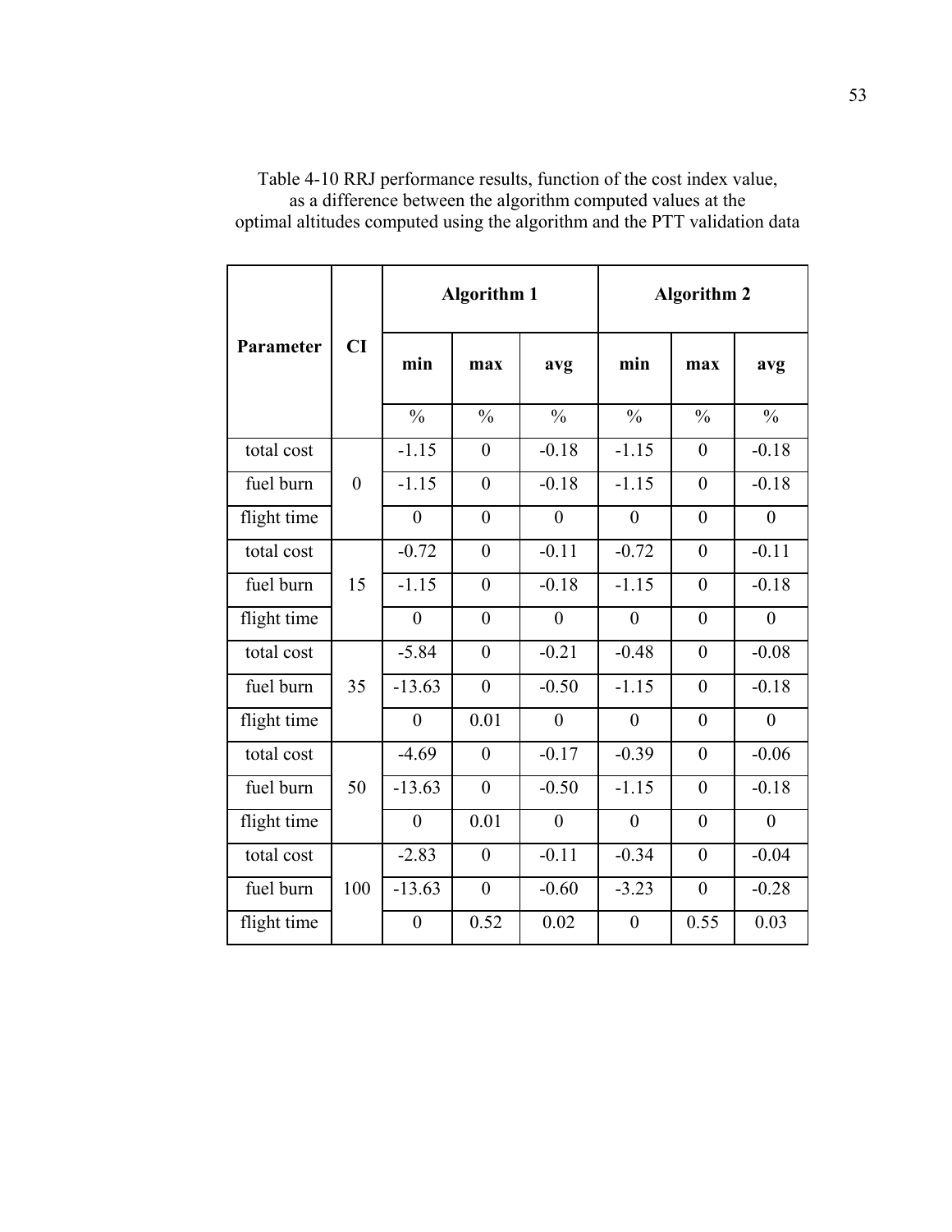Table 4-10 RRJ performance results, function of the cost index value, as a difference between the algorithm computed values at the optimal altitudes computed using the algorithm and the PTT validation data

| Parameter | CI | Algorithm 1 | | | Algorithm 2 | | |
|---|---|---|---|---|---|---|---|
| | | min | max | avg | min | max | avg |
| | | % | % | % | % | % | % |
| total cost | 0 | -1.15 | 0 | -0.18 | -1.15 | 0 | -0.18 |
| fuel burn | | -1.15 | 0 | -0.18 | -1.15 | 0 | -0.18 |
| flight time | | 0 | 0 | 0 | 0 | 0 | 0 |
| total cost | 15 | -0.72 | 0 | -0.11 | -0.72 | 0 | -0.11 |
| fuel burn | | -1.15 | 0 | -0.18 | -1.15 | 0 | -0.18 |
| flight time | | 0 | 0 | 0 | 0 | 0 | 0 |
| total cost | 35 | -5.84 | 0 | -0.21 | -0.48 | 0 | -0.08 |
| fuel burn | | -13.63 | 0 | -0.50 | -1.15 | 0 | -0.18 |
| flight time | | 0 | 0.01 | 0 | 0 | 0 | 0 |
| total cost | 50 | -4.69 | 0 | -0.17 | -0.39 | 0 | -0.06 |
| fuel burn | | -13.63 | 0 | -0.50 | -1.15 | 0 | -0.18 |
| flight time | | 0 | 0.01 | 0 | 0 | 0 | 0 |
| total cost | 100 | -2.83 | 0 | -0.11 | -0.34 | 0 | -0.04 |
| fuel burn | | -13.63 | 0 | -0.60 | -3.23 | 0 | -0.28 |
| flight time | | 0 | 0.52 | 0.02 | 0 | 0.55 | 0.03 |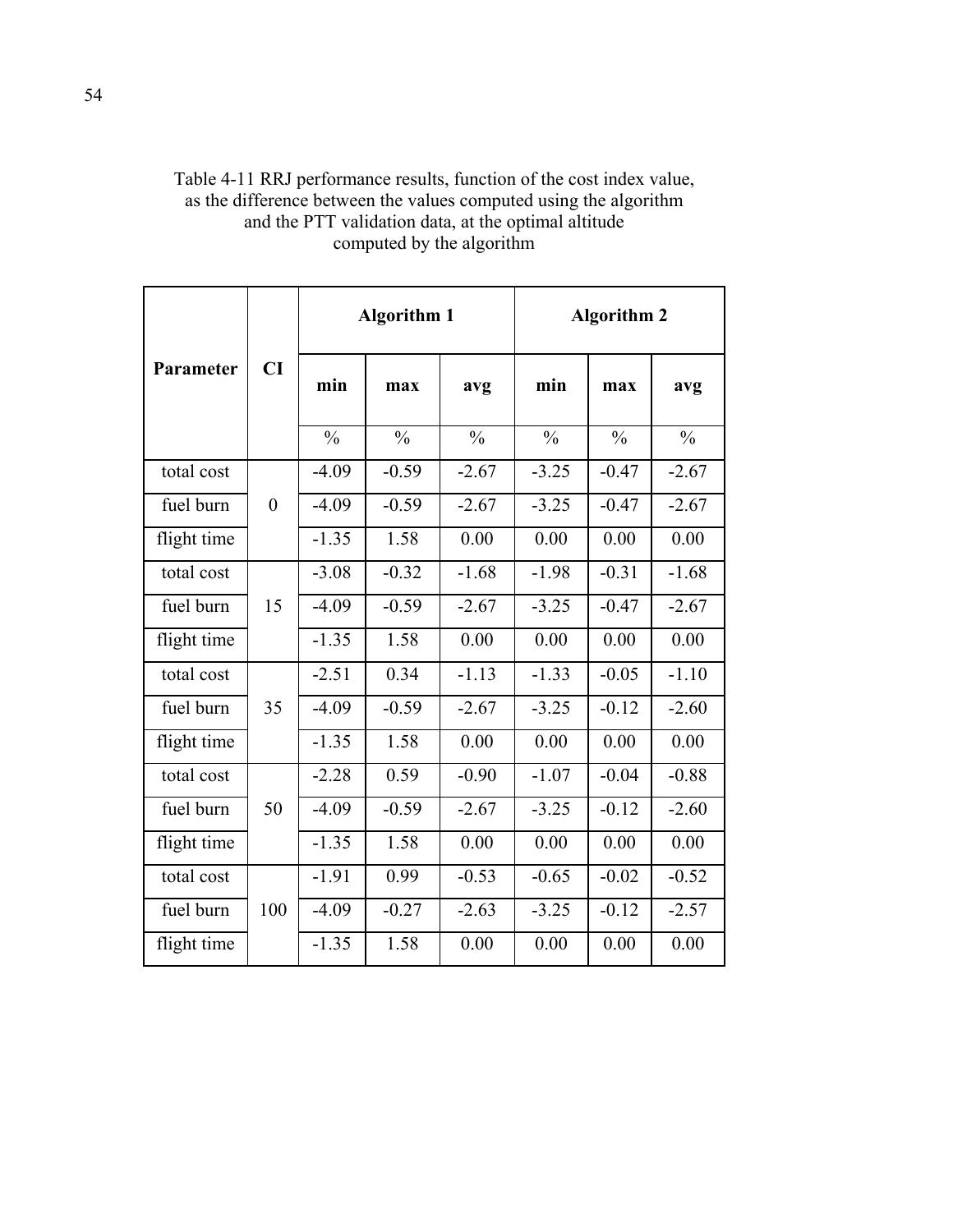Table 4-11 RRJ performance results, function of the cost index value, as the difference between the values computed using the algorithm and the PTT validation data, at the optimal altitude computed by the algorithm

| Parameter | CI | Algorithm 1 | | | Algorithm 2 | | |
|---|---|---|---|---|---|---|---|
| | | min | max | avg | min | max | avg |
| | | % | % | % | % | % | % |
| total cost | 0 | -4.09 | -0.59 | -2.67 | -3.25 | -0.47 | -2.67 |
| fuel burn | | -4.09 | -0.59 | -2.67 | -3.25 | -0.47 | -2.67 |
| flight time | | -1.35 | 1.58 | 0.00 | 0.00 | 0.00 | 0.00 |
| total cost | 15 | -3.08 | -0.32 | -1.68 | -1.98 | -0.31 | -1.68 |
| fuel burn | | -4.09 | -0.59 | -2.67 | -3.25 | -0.47 | -2.67 |
| flight time | | -1.35 | 1.58 | 0.00 | 0.00 | 0.00 | 0.00 |
| total cost | 35 | -2.51 | 0.34 | -1.13 | -1.33 | -0.05 | -1.10 |
| fuel burn | | -4.09 | -0.59 | -2.67 | -3.25 | -0.12 | -2.60 |
| flight time | | -1.35 | 1.58 | 0.00 | 0.00 | 0.00 | 0.00 |
| total cost | 50 | -2.28 | 0.59 | -0.90 | -1.07 | -0.04 | -0.88 |
| fuel burn | | -4.09 | -0.59 | -2.67 | -3.25 | -0.12 | -2.60 |
| flight time | | -1.35 | 1.58 | 0.00 | 0.00 | 0.00 | 0.00 |
| total cost | 100 | -1.91 | 0.99 | -0.53 | -0.65 | -0.02 | -0.52 |
| fuel burn | | -4.09 | -0.27 | -2.63 | -3.25 | -0.12 | -2.57 |
| flight time | | -1.35 | 1.58 | 0.00 | 0.00 | 0.00 | 0.00 |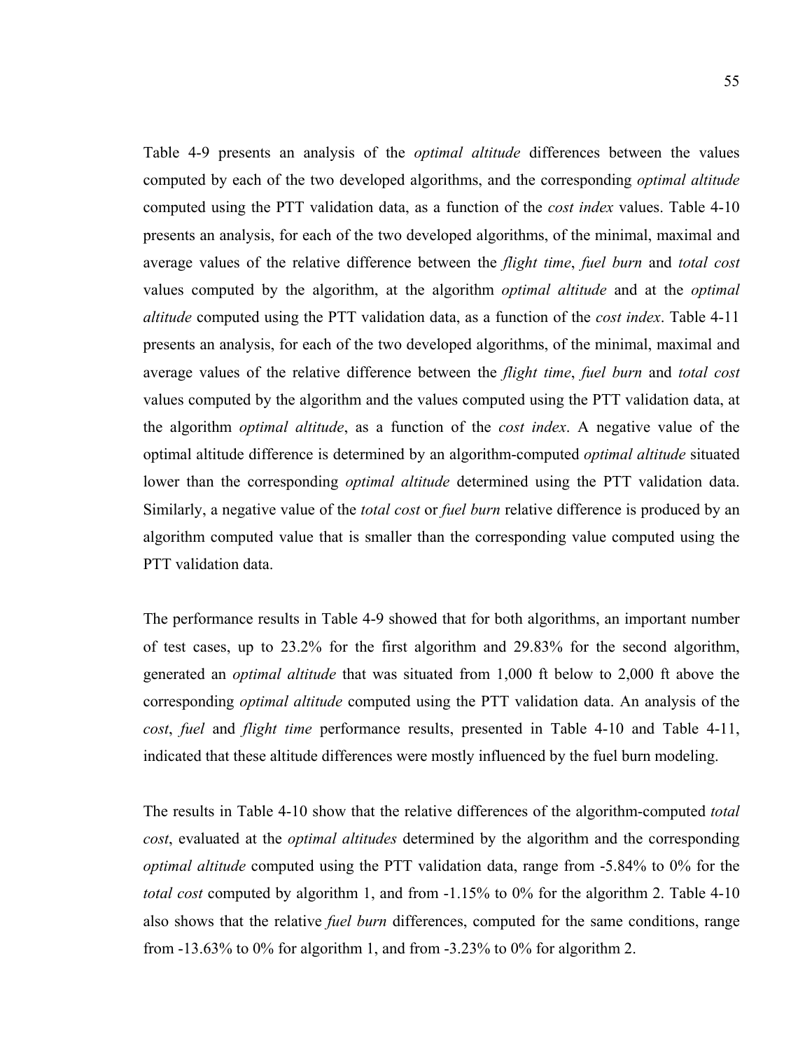Table 4-9 presents an analysis of the *optimal altitude* differences between the values computed by each of the two developed algorithms, and the corresponding *optimal altitude* computed using the PTT validation data, as a function of the *cost index* values. Table 4-10 presents an analysis, for each of the two developed algorithms, of the minimal, maximal and average values of the relative difference between the *flight time*, *fuel burn* and *total cost* values computed by the algorithm, at the algorithm *optimal altitude* and at the *optimal altitude* computed using the PTT validation data, as a function of the *cost index*. Table 4-11 presents an analysis, for each of the two developed algorithms, of the minimal, maximal and average values of the relative difference between the *flight time*, *fuel burn* and *total cost* values computed by the algorithm and the values computed using the PTT validation data, at the algorithm *optimal altitude*, as a function of the *cost index*. A negative value of the optimal altitude difference is determined by an algorithm-computed *optimal altitude* situated lower than the corresponding *optimal altitude* determined using the PTT validation data. Similarly, a negative value of the *total cost* or *fuel burn* relative difference is produced by an algorithm computed value that is smaller than the corresponding value computed using the PTT validation data.

The performance results in Table 4-9 showed that for both algorithms, an important number of test cases, up to 23.2% for the first algorithm and 29.83% for the second algorithm, generated an *optimal altitude* that was situated from 1,000 ft below to 2,000 ft above the corresponding *optimal altitude* computed using the PTT validation data. An analysis of the *cost*, *fuel* and *flight time* performance results, presented in Table 4-10 and Table 4-11, indicated that these altitude differences were mostly influenced by the fuel burn modeling.

The results in Table 4-10 show that the relative differences of the algorithm-computed *total cost*, evaluated at the *optimal altitudes* determined by the algorithm and the corresponding *optimal altitude* computed using the PTT validation data, range from -5.84% to 0% for the *total cost* computed by algorithm 1, and from -1.15% to 0% for the algorithm 2. Table 4-10 also shows that the relative *fuel burn* differences, computed for the same conditions, range from -13.63% to 0% for algorithm 1, and from -3.23% to 0% for algorithm 2.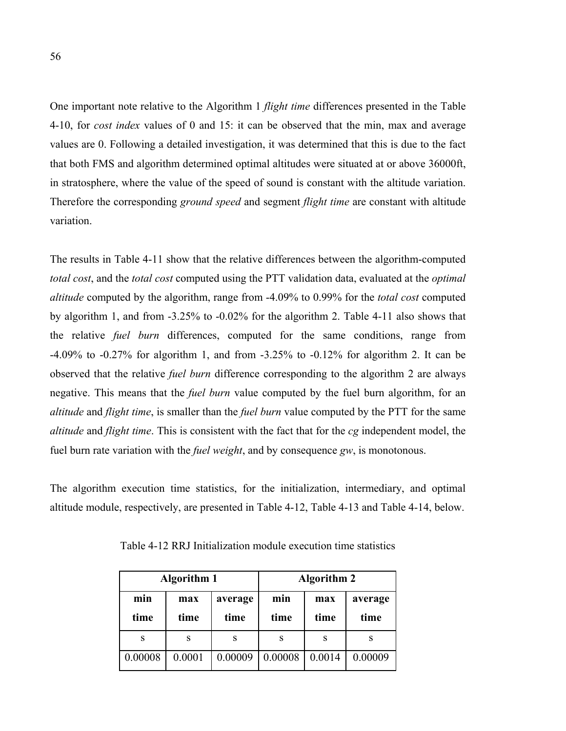One important note relative to the Algorithm 1 *flight time* differences presented in the Table 4-10, for *cost index* values of 0 and 15: it can be observed that the min, max and average values are 0. Following a detailed investigation, it was determined that this is due to the fact that both FMS and algorithm determined optimal altitudes were situated at or above 36000ft, in stratosphere, where the value of the speed of sound is constant with the altitude variation. Therefore the corresponding *ground speed* and segment *flight time* are constant with altitude variation.

The results in Table 4-11 show that the relative differences between the algorithm-computed *total cost*, and the *total cost* computed using the PTT validation data, evaluated at the *optimal altitude* computed by the algorithm, range from -4.09% to 0.99% for the *total cost* computed by algorithm 1, and from -3.25% to -0.02% for the algorithm 2. Table 4-11 also shows that the relative *fuel burn* differences, computed for the same conditions, range from -4.09% to -0.27% for algorithm 1, and from -3.25% to -0.12% for algorithm 2. It can be observed that the relative *fuel burn* difference corresponding to the algorithm 2 are always negative. This means that the *fuel burn* value computed by the fuel burn algorithm, for an *altitude* and *flight time*, is smaller than the *fuel burn* value computed by the PTT for the same *altitude* and *flight time*. This is consistent with the fact that for the *cg* independent model, the fuel burn rate variation with the *fuel weight*, and by consequence *gw*, is monotonous.

The algorithm execution time statistics, for the initialization, intermediary, and optimal altitude module, respectively, are presented in Table 4-12, Table 4-13 and Table 4-14, below.

Table 4-12 RRJ Initialization module execution time statistics

| **Algorithm 1** | | | **Algorithm 2** | | |
|---|---|---|---|---|---|
| **min time** | **max time** | **average time** | **min time** | **max time** | **average time** |
| s | s | s | s | s | s |
| 0.00008 | 0.0001 | 0.00009 | 0.00008 | 0.0014 | 0.00009 |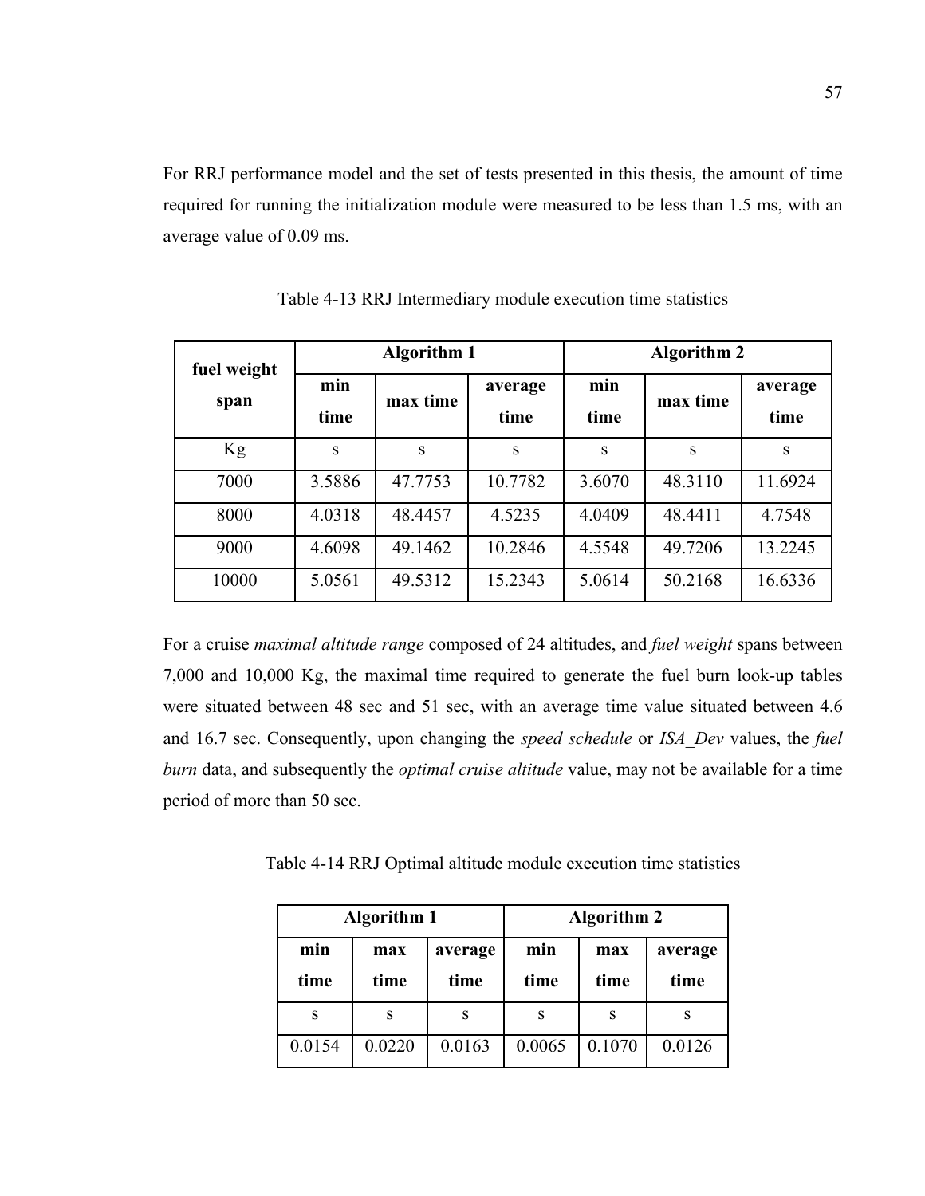For RRJ performance model and the set of tests presented in this thesis, the amount of time required for running the initialization module were measured to be less than 1.5 ms, with an average value of 0.09 ms.

Table 4-13 RRJ Intermediary module execution time statistics

| fuel weight span | Algorithm 1 | | | Algorithm 2 | | |
|---|---|---|---|---|---|---|
| | min time | max time | average time | min time | max time | average time |
| Kg | s | s | s | s | s | s |
| 7000 | 3.5886 | 47.7753 | 10.7782 | 3.6070 | 48.3110 | 11.6924 |
| 8000 | 4.0318 | 48.4457 | 4.5235 | 4.0409 | 48.4411 | 4.7548 |
| 9000 | 4.6098 | 49.1462 | 10.2846 | 4.5548 | 49.7206 | 13.2245 |
| 10000 | 5.0561 | 49.5312 | 15.2343 | 5.0614 | 50.2168 | 16.6336 |

For a cruise *maximal altitude range* composed of 24 altitudes, and *fuel weight* spans between 7,000 and 10,000 Kg, the maximal time required to generate the fuel burn look-up tables were situated between 48 sec and 51 sec, with an average time value situated between 4.6 and 16.7 sec. Consequently, upon changing the *speed schedule* or *ISA_Dev* values, the *fuel burn* data, and subsequently the *optimal cruise altitude* value, may not be available for a time period of more than 50 sec.

Table 4-14 RRJ Optimal altitude module execution time statistics

| Algorithm 1 | | | Algorithm 2 | | |
|---|---|---|---|---|---|
| min time | max time | average time | min time | max time | average time |
| s | s | s | s | s | s |
| 0.0154 | 0.0220 | 0.0163 | 0.0065 | 0.1070 | 0.0126 |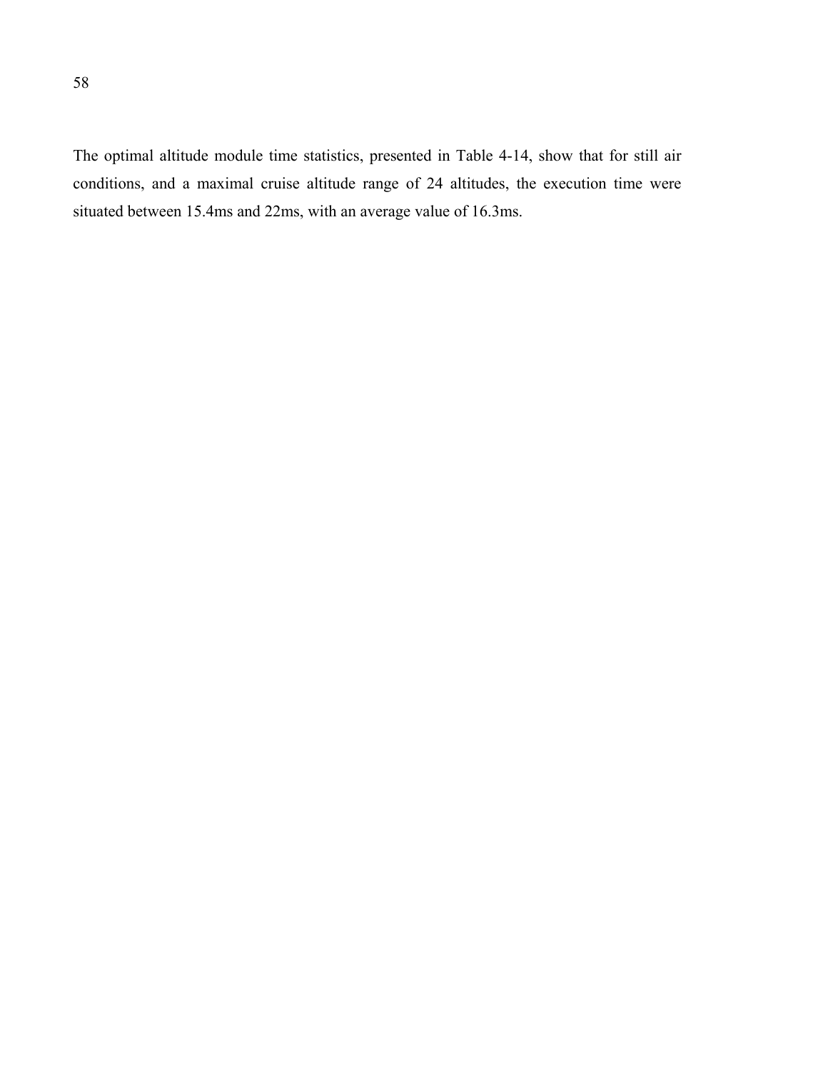The optimal altitude module time statistics, presented in Table 4-14, show that for still air conditions, and a maximal cruise altitude range of 24 altitudes, the execution time were situated between 15.4ms and 22ms, with an average value of 16.3ms.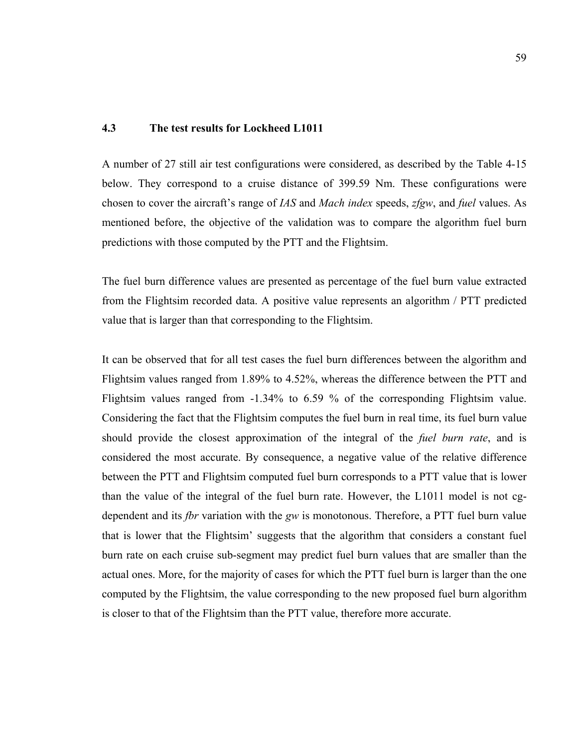### 4.3 The test results for Lockheed L1011

A number of 27 still air test configurations were considered, as described by the Table 4-15 below. They correspond to a cruise distance of 399.59 Nm. These configurations were chosen to cover the aircraft's range of *IAS* and *Mach index* speeds, *zfgw*, and *fuel* values. As mentioned before, the objective of the validation was to compare the algorithm fuel burn predictions with those computed by the PTT and the Flightsim.

The fuel burn difference values are presented as percentage of the fuel burn value extracted from the Flightsim recorded data. A positive value represents an algorithm / PTT predicted value that is larger than that corresponding to the Flightsim.

It can be observed that for all test cases the fuel burn differences between the algorithm and Flightsim values ranged from 1.89% to 4.52%, whereas the difference between the PTT and Flightsim values ranged from -1.34% to 6.59 % of the corresponding Flightsim value. Considering the fact that the Flightsim computes the fuel burn in real time, its fuel burn value should provide the closest approximation of the integral of the *fuel burn rate*, and is considered the most accurate. By consequence, a negative value of the relative difference between the PTT and Flightsim computed fuel burn corresponds to a PTT value that is lower than the value of the integral of the fuel burn rate. However, the L1011 model is not cg-dependent and its *fbr* variation with the *gw* is monotonous. Therefore, a PTT fuel burn value that is lower that the Flightsim' suggests that the algorithm that considers a constant fuel burn rate on each cruise sub-segment may predict fuel burn values that are smaller than the actual ones. More, for the majority of cases for which the PTT fuel burn is larger than the one computed by the Flightsim, the value corresponding to the new proposed fuel burn algorithm is closer to that of the Flightsim than the PTT value, therefore more accurate.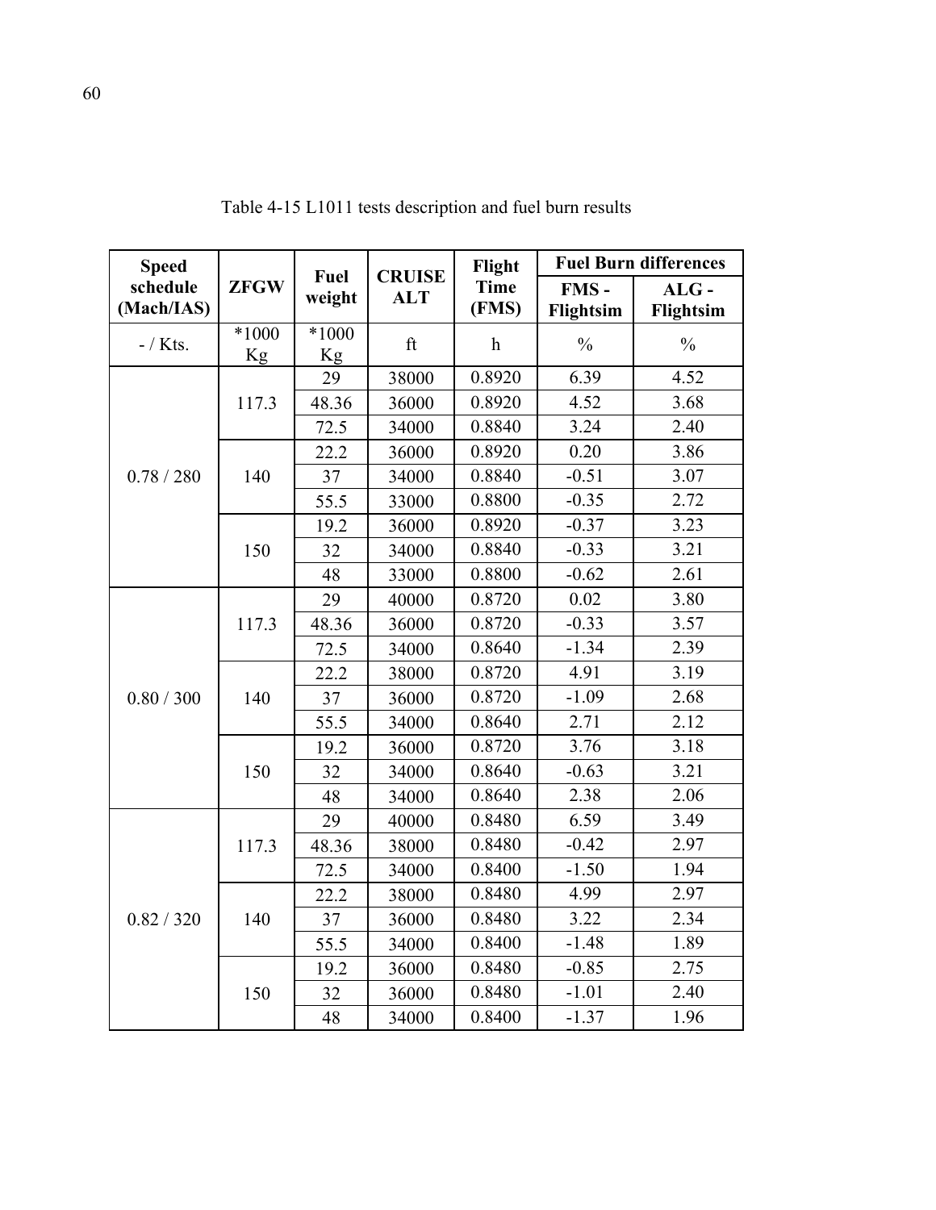Table 4-15 L1011 tests description and fuel burn results

| Speed schedule (Mach/IAS) | ZFGW | Fuel weight | CRUISE ALT | Flight Time (FMS) | Fuel Burn differences | |
|---|---|---|---|---|---|---|
| | | | | | FMS - Flightsim | ALG - Flightsim |
| - / Kts. | *1000 Kg | *1000 Kg | ft | h | % | % |
| 0.78 / 280 | 117.3 | 29 | 38000 | 0.8920 | 6.39 | 4.52 |
| | | 48.36 | 36000 | 0.8920 | 4.52 | 3.68 |
| | | 72.5 | 34000 | 0.8840 | 3.24 | 2.40 |
| | 140 | 22.2 | 36000 | 0.8920 | 0.20 | 3.86 |
| | | 37 | 34000 | 0.8840 | -0.51 | 3.07 |
| | | 55.5 | 33000 | 0.8800 | -0.35 | 2.72 |
| | 150 | 19.2 | 36000 | 0.8920 | -0.37 | 3.23 |
| | | 32 | 34000 | 0.8840 | -0.33 | 3.21 |
| | | 48 | 33000 | 0.8800 | -0.62 | 2.61 |
| 0.80 / 300 | 117.3 | 29 | 40000 | 0.8720 | 0.02 | 3.80 |
| | | 48.36 | 36000 | 0.8720 | -0.33 | 3.57 |
| | | 72.5 | 34000 | 0.8640 | -1.34 | 2.39 |
| | 140 | 22.2 | 38000 | 0.8720 | 4.91 | 3.19 |
| | | 37 | 36000 | 0.8720 | -1.09 | 2.68 |
| | | 55.5 | 34000 | 0.8640 | 2.71 | 2.12 |
| | 150 | 19.2 | 36000 | 0.8720 | 3.76 | 3.18 |
| | | 32 | 34000 | 0.8640 | -0.63 | 3.21 |
| | | 48 | 34000 | 0.8640 | 2.38 | 2.06 |
| 0.82 / 320 | 117.3 | 29 | 40000 | 0.8480 | 6.59 | 3.49 |
| | | 48.36 | 38000 | 0.8480 | -0.42 | 2.97 |
| | | 72.5 | 34000 | 0.8400 | -1.50 | 1.94 |
| | 140 | 22.2 | 38000 | 0.8480 | 4.99 | 2.97 |
| | | 37 | 36000 | 0.8480 | 3.22 | 2.34 |
| | | 55.5 | 34000 | 0.8400 | -1.48 | 1.89 |
| | 150 | 19.2 | 36000 | 0.8480 | -0.85 | 2.75 |
| | | 32 | 36000 | 0.8480 | -1.01 | 2.40 |
| | | 48 | 34000 | 0.8400 | -1.37 | 1.96 |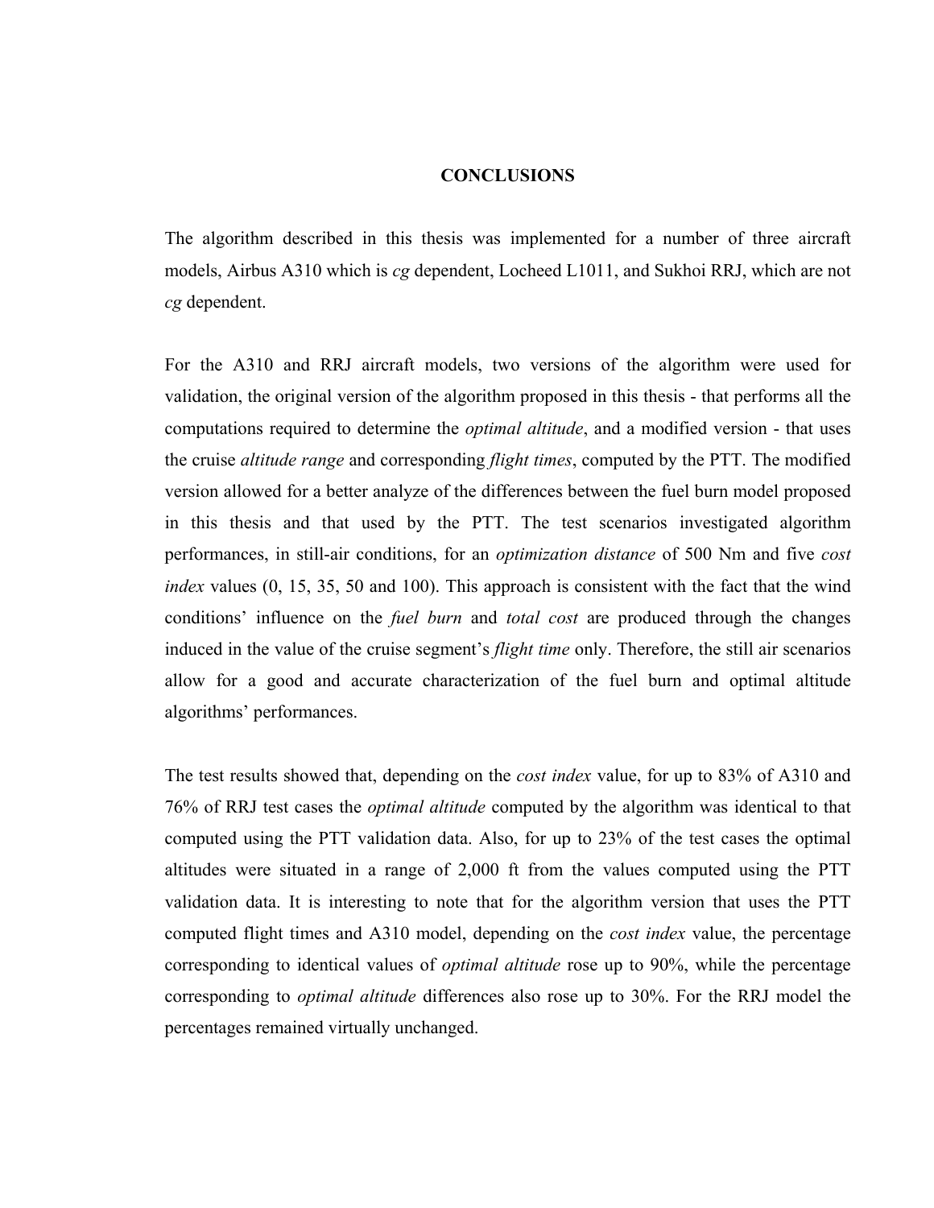# CONCLUSIONS

The algorithm described in this thesis was implemented for a number of three aircraft models, Airbus A310 which is *cg* dependent, Locheed L1011, and Sukhoi RRJ, which are not *cg* dependent.

For the A310 and RRJ aircraft models, two versions of the algorithm were used for validation, the original version of the algorithm proposed in this thesis - that performs all the computations required to determine the *optimal altitude*, and a modified version - that uses the cruise *altitude range* and corresponding *flight times*, computed by the PTT. The modified version allowed for a better analyze of the differences between the fuel burn model proposed in this thesis and that used by the PTT. The test scenarios investigated algorithm performances, in still-air conditions, for an *optimization distance* of 500 Nm and five *cost index* values (0, 15, 35, 50 and 100). This approach is consistent with the fact that the wind conditions' influence on the *fuel burn* and *total cost* are produced through the changes induced in the value of the cruise segment's *flight time* only. Therefore, the still air scenarios allow for a good and accurate characterization of the fuel burn and optimal altitude algorithms' performances.

The test results showed that, depending on the *cost index* value, for up to 83% of A310 and 76% of RRJ test cases the *optimal altitude* computed by the algorithm was identical to that computed using the PTT validation data. Also, for up to 23% of the test cases the optimal altitudes were situated in a range of 2,000 ft from the values computed using the PTT validation data. It is interesting to note that for the algorithm version that uses the PTT computed flight times and A310 model, depending on the *cost index* value, the percentage corresponding to identical values of *optimal altitude* rose up to 90%, while the percentage corresponding to *optimal altitude* differences also rose up to 30%. For the RRJ model the percentages remained virtually unchanged.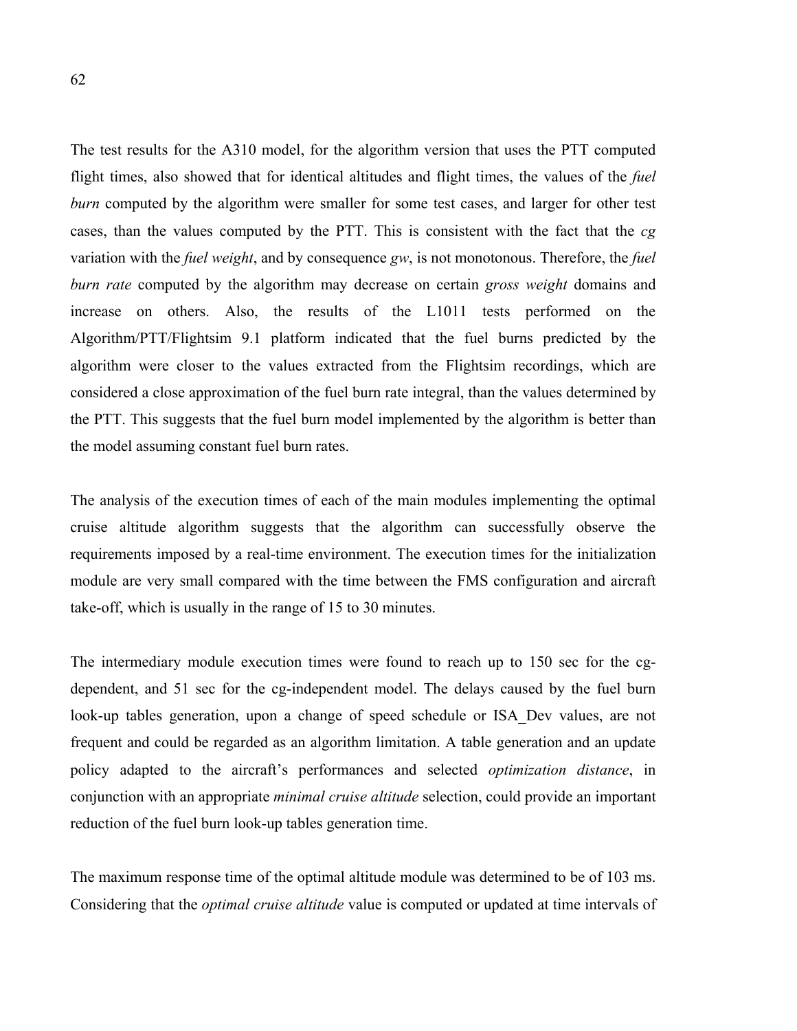The test results for the A310 model, for the algorithm version that uses the PTT computed flight times, also showed that for identical altitudes and flight times, the values of the *fuel burn* computed by the algorithm were smaller for some test cases, and larger for other test cases, than the values computed by the PTT. This is consistent with the fact that the *cg* variation with the *fuel weight*, and by consequence *gw*, is not monotonous. Therefore, the *fuel burn rate* computed by the algorithm may decrease on certain *gross weight* domains and increase on others. Also, the results of the L1011 tests performed on the Algorithm/PTT/Flightsim 9.1 platform indicated that the fuel burns predicted by the algorithm were closer to the values extracted from the Flightsim recordings, which are considered a close approximation of the fuel burn rate integral, than the values determined by the PTT. This suggests that the fuel burn model implemented by the algorithm is better than the model assuming constant fuel burn rates.

The analysis of the execution times of each of the main modules implementing the optimal cruise altitude algorithm suggests that the algorithm can successfully observe the requirements imposed by a real-time environment. The execution times for the initialization module are very small compared with the time between the FMS configuration and aircraft take-off, which is usually in the range of 15 to 30 minutes.

The intermediary module execution times were found to reach up to 150 sec for the cg-dependent, and 51 sec for the cg-independent model. The delays caused by the fuel burn look-up tables generation, upon a change of speed schedule or ISA_Dev values, are not frequent and could be regarded as an algorithm limitation. A table generation and an update policy adapted to the aircraft's performances and selected *optimization distance*, in conjunction with an appropriate *minimal cruise altitude* selection, could provide an important reduction of the fuel burn look-up tables generation time.

The maximum response time of the optimal altitude module was determined to be of 103 ms. Considering that the *optimal cruise altitude* value is computed or updated at time intervals of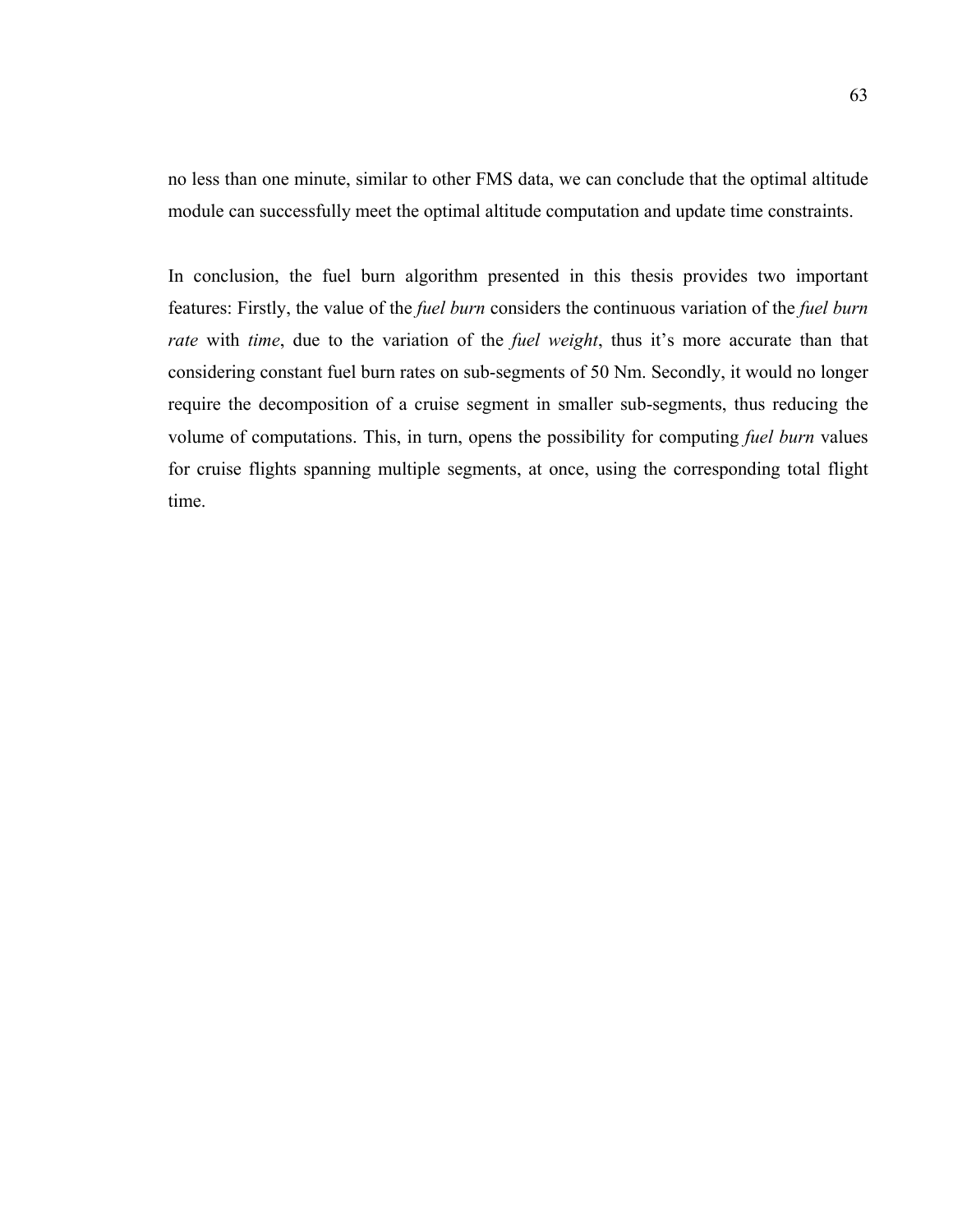no less than one minute, similar to other FMS data, we can conclude that the optimal altitude module can successfully meet the optimal altitude computation and update time constraints.

In conclusion, the fuel burn algorithm presented in this thesis provides two important features: Firstly, the value of the *fuel burn* considers the continuous variation of the *fuel burn rate* with *time*, due to the variation of the *fuel weight*, thus it's more accurate than that considering constant fuel burn rates on sub-segments of 50 Nm. Secondly, it would no longer require the decomposition of a cruise segment in smaller sub-segments, thus reducing the volume of computations. This, in turn, opens the possibility for computing *fuel burn* values for cruise flights spanning multiple segments, at once, using the corresponding total flight time.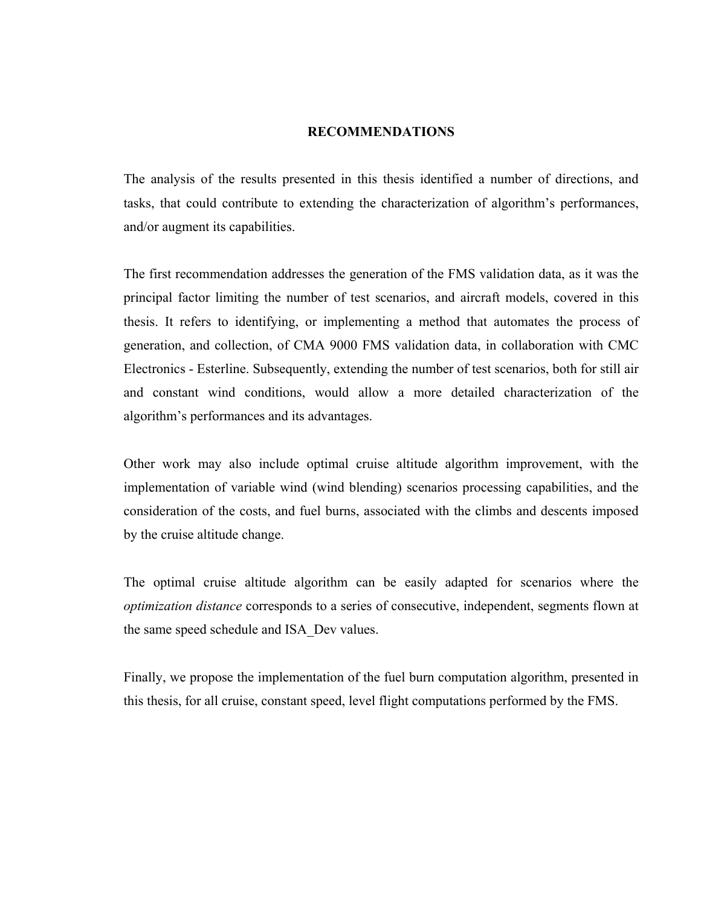# RECOMMENDATIONS

The analysis of the results presented in this thesis identified a number of directions, and tasks, that could contribute to extending the characterization of algorithm's performances, and/or augment its capabilities.

The first recommendation addresses the generation of the FMS validation data, as it was the principal factor limiting the number of test scenarios, and aircraft models, covered in this thesis. It refers to identifying, or implementing a method that automates the process of generation, and collection, of CMA 9000 FMS validation data, in collaboration with CMC Electronics - Esterline. Subsequently, extending the number of test scenarios, both for still air and constant wind conditions, would allow a more detailed characterization of the algorithm's performances and its advantages.

Other work may also include optimal cruise altitude algorithm improvement, with the implementation of variable wind (wind blending) scenarios processing capabilities, and the consideration of the costs, and fuel burns, associated with the climbs and descents imposed by the cruise altitude change.

The optimal cruise altitude algorithm can be easily adapted for scenarios where the *optimization distance* corresponds to a series of consecutive, independent, segments flown at the same speed schedule and ISA_Dev values.

Finally, we propose the implementation of the fuel burn computation algorithm, presented in this thesis, for all cruise, constant speed, level flight computations performed by the FMS.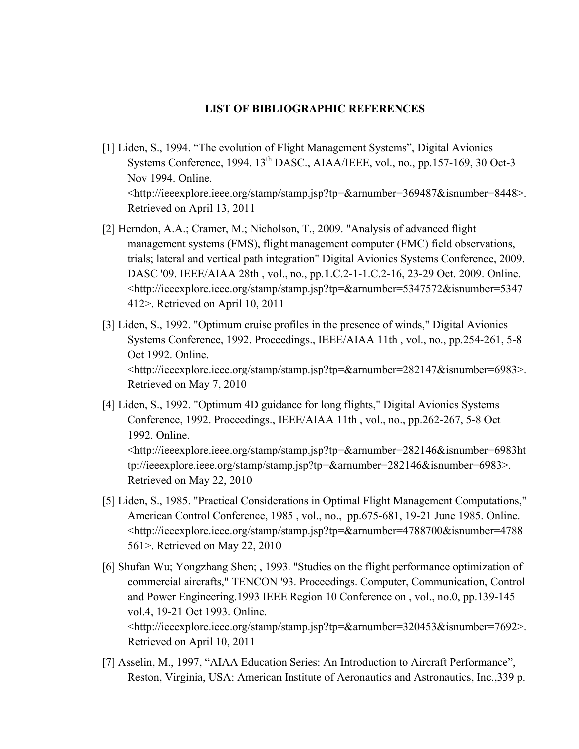## LIST OF BIBLIOGRAPHIC REFERENCES

[1] Liden, S., 1994. “The evolution of Flight Management Systems”, Digital Avionics Systems Conference, 1994. 13th DASC., AIAA/IEEE, vol., no., pp.157-169, 30 Oct-3 Nov 1994. Online. <http://ieeexplore.ieee.org/stamp/stamp.jsp?tp=&arnumber=369487&isnumber=8448>. Retrieved on April 13, 2011

[2] Herndon, A.A.; Cramer, M.; Nicholson, T., 2009. "Analysis of advanced flight management systems (FMS), flight management computer (FMC) field observations, trials; lateral and vertical path integration" Digital Avionics Systems Conference, 2009. DASC '09. IEEE/AIAA 28th , vol., no., pp.1.C.2-1-1.C.2-16, 23-29 Oct. 2009. Online. <http://ieeexplore.ieee.org/stamp/stamp.jsp?tp=&arnumber=5347572&isnumber=5347412>. Retrieved on April 10, 2011

[3] Liden, S., 1992. "Optimum cruise profiles in the presence of winds," Digital Avionics Systems Conference, 1992. Proceedings., IEEE/AIAA 11th , vol., no., pp.254-261, 5-8 Oct 1992. Online. <http://ieeexplore.ieee.org/stamp/stamp.jsp?tp=&arnumber=282147&isnumber=6983>. Retrieved on May 7, 2010

[4] Liden, S., 1992. "Optimum 4D guidance for long flights," Digital Avionics Systems Conference, 1992. Proceedings., IEEE/AIAA 11th , vol., no., pp.262-267, 5-8 Oct 1992. Online. <http://ieeexplore.ieee.org/stamp/stamp.jsp?tp=&arnumber=282146&isnumber=6983http://ieeexplore.ieee.org/stamp/stamp.jsp?tp=&arnumber=282146&isnumber=6983>. Retrieved on May 22, 2010

[5] Liden, S., 1985. "Practical Considerations in Optimal Flight Management Computations," American Control Conference, 1985 , vol., no., pp.675-681, 19-21 June 1985. Online. <http://ieeexplore.ieee.org/stamp/stamp.jsp?tp=&arnumber=4788700&isnumber=4788561>. Retrieved on May 22, 2010

[6] Shufan Wu; Yongzhang Shen; , 1993. "Studies on the flight performance optimization of commercial aircrafts," TENCON '93. Proceedings. Computer, Communication, Control and Power Engineering.1993 IEEE Region 10 Conference on , vol., no.0, pp.139-145 vol.4, 19-21 Oct 1993. Online. <http://ieeexplore.ieee.org/stamp/stamp.jsp?tp=&arnumber=320453&isnumber=7692>. Retrieved on April 10, 2011

[7] Asselin, M., 1997, “AIAA Education Series: An Introduction to Aircraft Performance”, Reston, Virginia, USA: American Institute of Aeronautics and Astronautics, Inc.,339 p.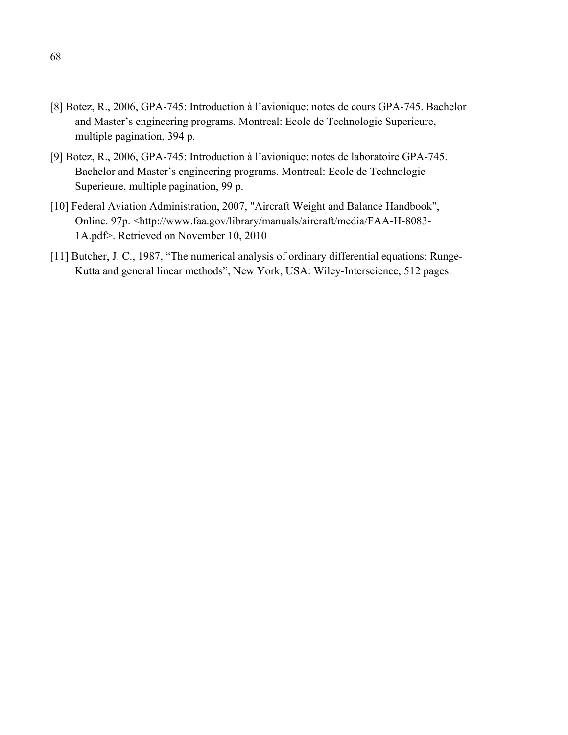[8] Botez, R., 2006, GPA-745: Introduction à l'avionique: notes de cours GPA-745. Bachelor and Master's engineering programs. Montreal: Ecole de Technologie Superieure, multiple pagination, 394 p.

[9] Botez, R., 2006, GPA-745: Introduction à l'avionique: notes de laboratoire GPA-745. Bachelor and Master's engineering programs. Montreal: Ecole de Technologie Superieure, multiple pagination, 99 p.

[10] Federal Aviation Administration, 2007, "Aircraft Weight and Balance Handbook", Online. 97p. <http://www.faa.gov/library/manuals/aircraft/media/FAA-H-8083-1A.pdf>. Retrieved on November 10, 2010

[11] Butcher, J. C., 1987, "The numerical analysis of ordinary differential equations: Runge-Kutta and general linear methods", New York, USA: Wiley-Interscience, 512 pages.